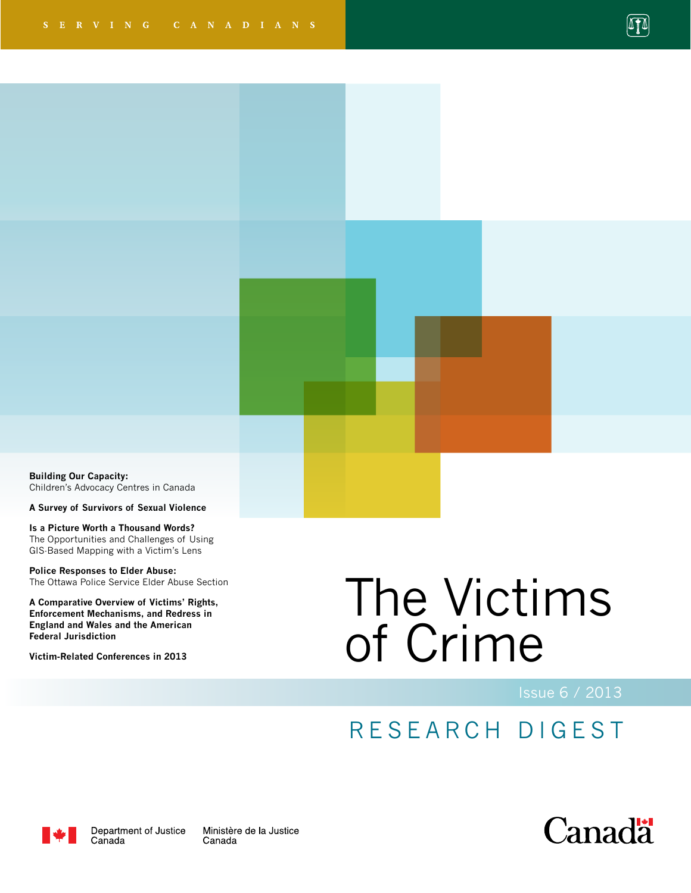SERVING CANADIANS

# The Victims of Crime

Issue 6 / 2013

## RESEARCH DIGEST

**Building Our Capacity:**
Children's Advocacy Centres in Canada

**A Survey of Survivors of Sexual Violence**

**Is a Picture Worth a Thousand Words?**
The Opportunities and Challenges of Using GIS-Based Mapping with a Victim's Lens

**Police Responses to Elder Abuse:**
The Ottawa Police Service Elder Abuse Section

**A Comparative Overview of Victims' Rights, Enforcement Mechanisms, and Redress in England and Wales and the American Federal Jurisdiction**

**Victim-Related Conferences in 2013**

Department of Justice Canada
Ministère de la Justice Canada

Canada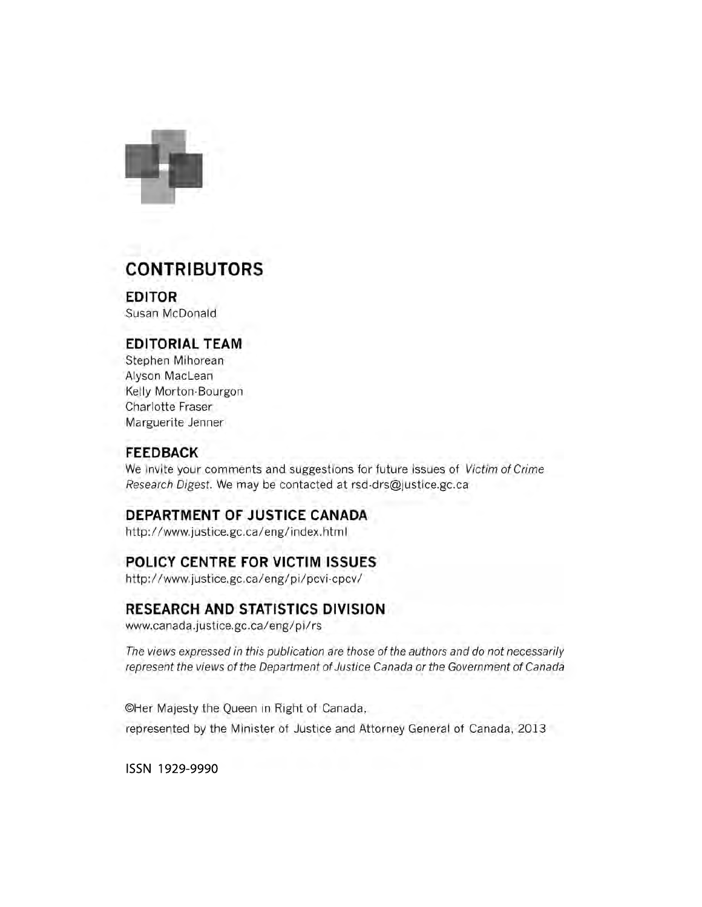## CONTRIBUTORS

### EDITOR
Susan McDonald

### EDITORIAL TEAM
Stephen Mihorean
Alyson MacLean
Kelly Morton-Bourgon
Charlotte Fraser
Marguerite Jenner

### FEEDBACK
We invite your comments and suggestions for future issues of *Victim of Crime Research Digest*. We may be contacted at rsd-drs@justice.gc.ca

### DEPARTMENT OF JUSTICE CANADA
http://www.justice.gc.ca/eng/index.html

### POLICY CENTRE FOR VICTIM ISSUES
http://www.justice.gc.ca/eng/pi/pcvi-cpcv/

### RESEARCH AND STATISTICS DIVISION
www.canada.justice.gc.ca/eng/pi/rs

*The views expressed in this publication are those of the authors and do not necessarily represent the views of the Department of Justice Canada or the Government of Canada*

©Her Majesty the Queen in Right of Canada,
represented by the Minister of Justice and Attorney General of Canada, 2013

ISSN 1929-9990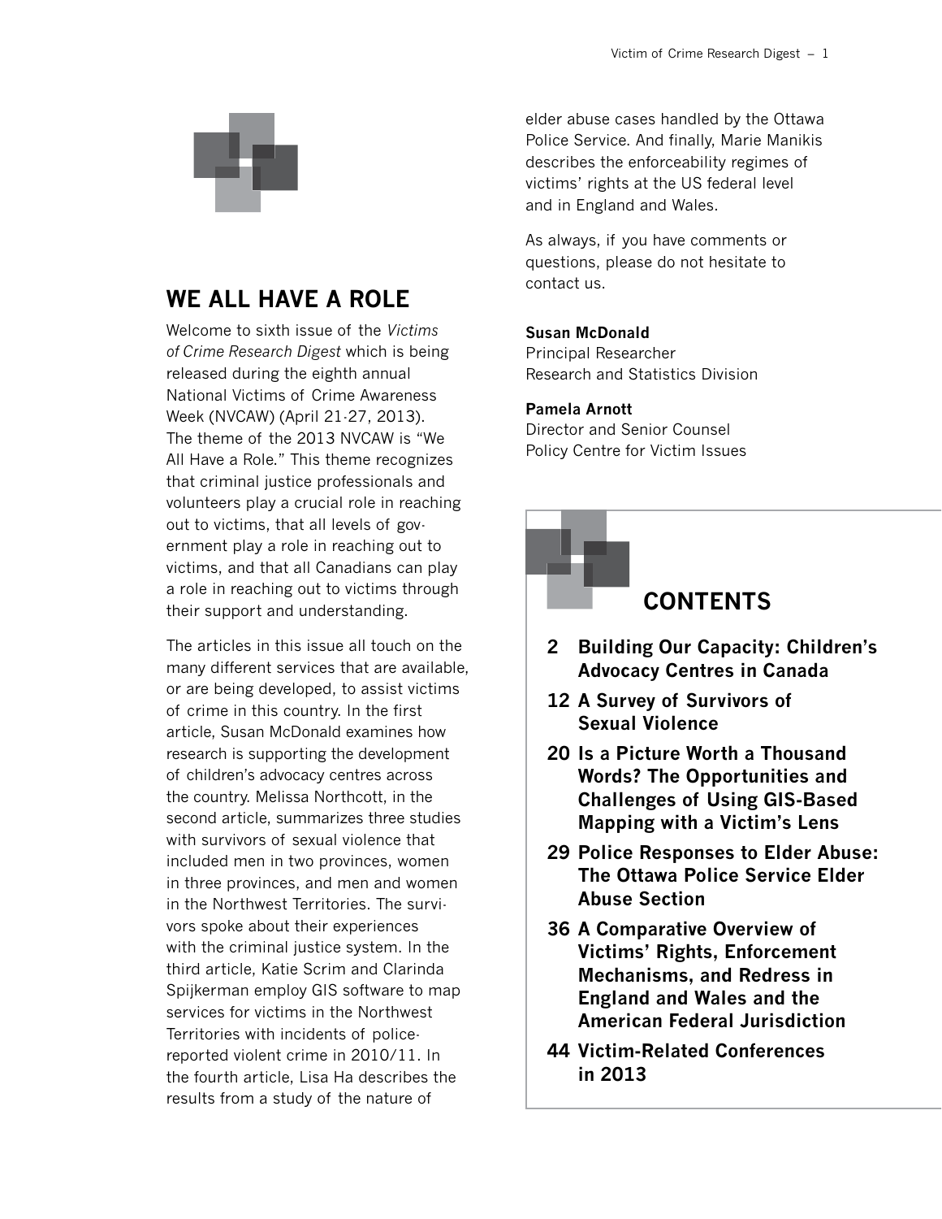## WE ALL HAVE A ROLE

Welcome to sixth issue of the *Victims of Crime Research Digest* which is being released during the eighth annual National Victims of Crime Awareness Week (NVCAW) (April 21-27, 2013). The theme of the 2013 NVCAW is "We All Have a Role." This theme recognizes that criminal justice professionals and volunteers play a crucial role in reaching out to victims, that all levels of government play a role in reaching out to victims, and that all Canadians can play a role in reaching out to victims through their support and understanding.

The articles in this issue all touch on the many different services that are available, or are being developed, to assist victims of crime in this country. In the first article, Susan McDonald examines how research is supporting the development of children's advocacy centres across the country. Melissa Northcott, in the second article, summarizes three studies with survivors of sexual violence that included men in two provinces, women in three provinces, and men and women in the Northwest Territories. The survivors spoke about their experiences with the criminal justice system. In the third article, Katie Scrim and Clarinda Spijkerman employ GIS software to map services for victims in the Northwest Territories with incidents of police-reported violent crime in 2010/11. In the fourth article, Lisa Ha describes the results from a study of the nature of elder abuse cases handled by the Ottawa Police Service. And finally, Marie Manikis describes the enforceability regimes of victims' rights at the US federal level and in England and Wales.

As always, if you have comments or questions, please do not hesitate to contact us.

**Susan McDonald**
Principal Researcher
Research and Statistics Division

**Pamela Arnott**
Director and Senior Counsel
Policy Centre for Victim Issues

## CONTENTS

- **2 Building Our Capacity: Children's Advocacy Centres in Canada**
- **12 A Survey of Survivors of Sexual Violence**
- **20 Is a Picture Worth a Thousand Words? The Opportunities and Challenges of Using GIS-Based Mapping with a Victim's Lens**
- **29 Police Responses to Elder Abuse: The Ottawa Police Service Elder Abuse Section**
- **36 A Comparative Overview of Victims' Rights, Enforcement Mechanisms, and Redress in England and Wales and the American Federal Jurisdiction**
- **44 Victim-Related Conferences in 2013**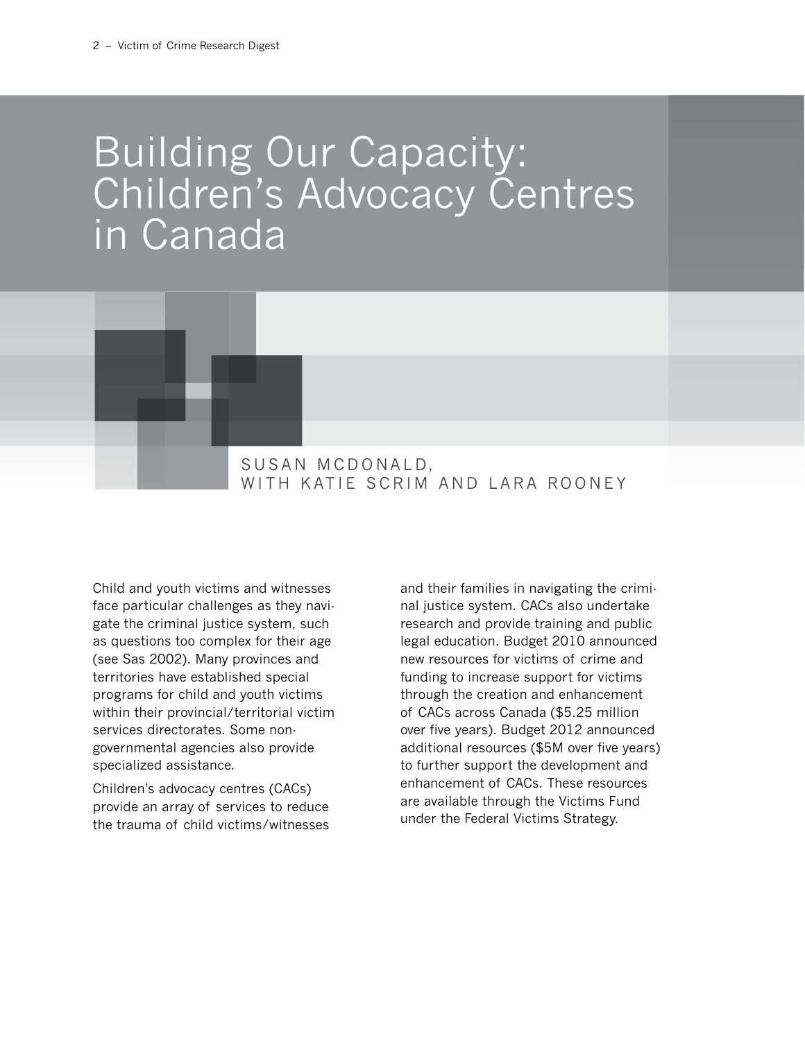# Building Our Capacity: Children's Advocacy Centres in Canada

SUSAN MCDONALD, WITH KATIE SCRIM AND LARA ROONEY

Child and youth victims and witnesses face particular challenges as they navigate the criminal justice system, such as questions too complex for their age (see Sas 2002). Many provinces and territories have established special programs for child and youth victims within their provincial/territorial victim services directorates. Some non-governmental agencies also provide specialized assistance.

Children's advocacy centres (CACs) provide an array of services to reduce the trauma of child victims/witnesses and their families in navigating the criminal justice system. CACs also undertake research and provide training and public legal education. Budget 2010 announced new resources for victims of crime and funding to increase support for victims through the creation and enhancement of CACs across Canada ($5.25 million over five years). Budget 2012 announced additional resources ($5M over five years) to further support the development and enhancement of CACs. These resources are available through the Victims Fund under the Federal Victims Strategy.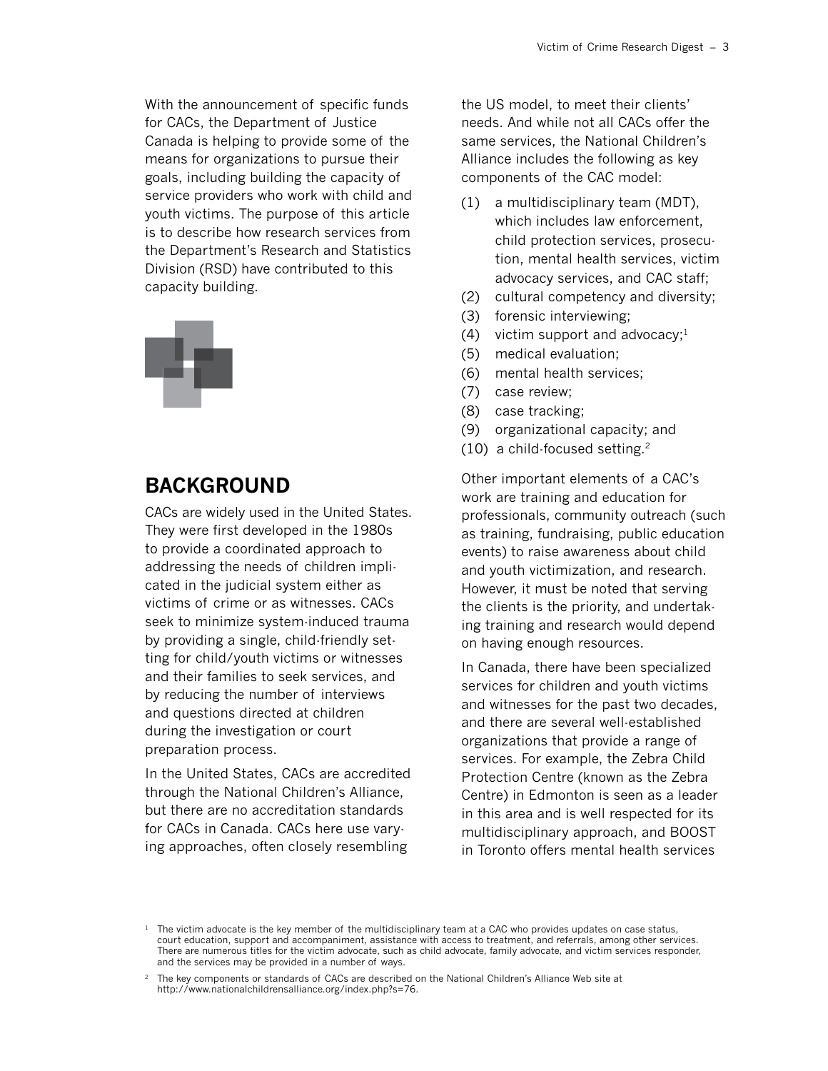With the announcement of specific funds for CACs, the Department of Justice Canada is helping to provide some of the means for organizations to pursue their goals, including building the capacity of service providers who work with child and youth victims. The purpose of this article is to describe how research services from the Department's Research and Statistics Division (RSD) have contributed to this capacity building.

## BACKGROUND

CACs are widely used in the United States. They were first developed in the 1980s to provide a coordinated approach to addressing the needs of children implicated in the judicial system either as victims of crime or as witnesses. CACs seek to minimize system-induced trauma by providing a single, child-friendly setting for child/youth victims or witnesses and their families to seek services, and by reducing the number of interviews and questions directed at children during the investigation or court preparation process.

In the United States, CACs are accredited through the National Children's Alliance, but there are no accreditation standards for CACs in Canada. CACs here use varying approaches, often closely resembling the US model, to meet their clients' needs. And while not all CACs offer the same services, the National Children's Alliance includes the following as key components of the CAC model:

(1) a multidisciplinary team (MDT), which includes law enforcement, child protection services, prosecution, mental health services, victim advocacy services, and CAC staff;
(2) cultural competency and diversity;
(3) forensic interviewing;
(4) victim support and advocacy;[1]
(5) medical evaluation;
(6) mental health services;
(7) case review;
(8) case tracking;
(9) organizational capacity; and
(10) a child-focused setting.[2]

Other important elements of a CAC's work are training and education for professionals, community outreach (such as training, fundraising, public education events) to raise awareness about child and youth victimization, and research. However, it must be noted that serving the clients is the priority, and undertaking training and research would depend on having enough resources.

In Canada, there have been specialized services for children and youth victims and witnesses for the past two decades, and there are several well-established organizations that provide a range of services. For example, the Zebra Child Protection Centre (known as the Zebra Centre) in Edmonton is seen as a leader in this area and is well respected for its multidisciplinary approach, and BOOST in Toronto offers mental health services

[1] The victim advocate is the key member of the multidisciplinary team at a CAC who provides updates on case status, court education, support and accompaniment, assistance with access to treatment, and referrals, among other services. There are numerous titles for the victim advocate, such as child advocate, family advocate, and victim services responder, and the services may be provided in a number of ways.

[2] The key components or standards of CACs are described on the National Children's Alliance Web site at http://www.nationalchildrensalliance.org/index.php?s=76.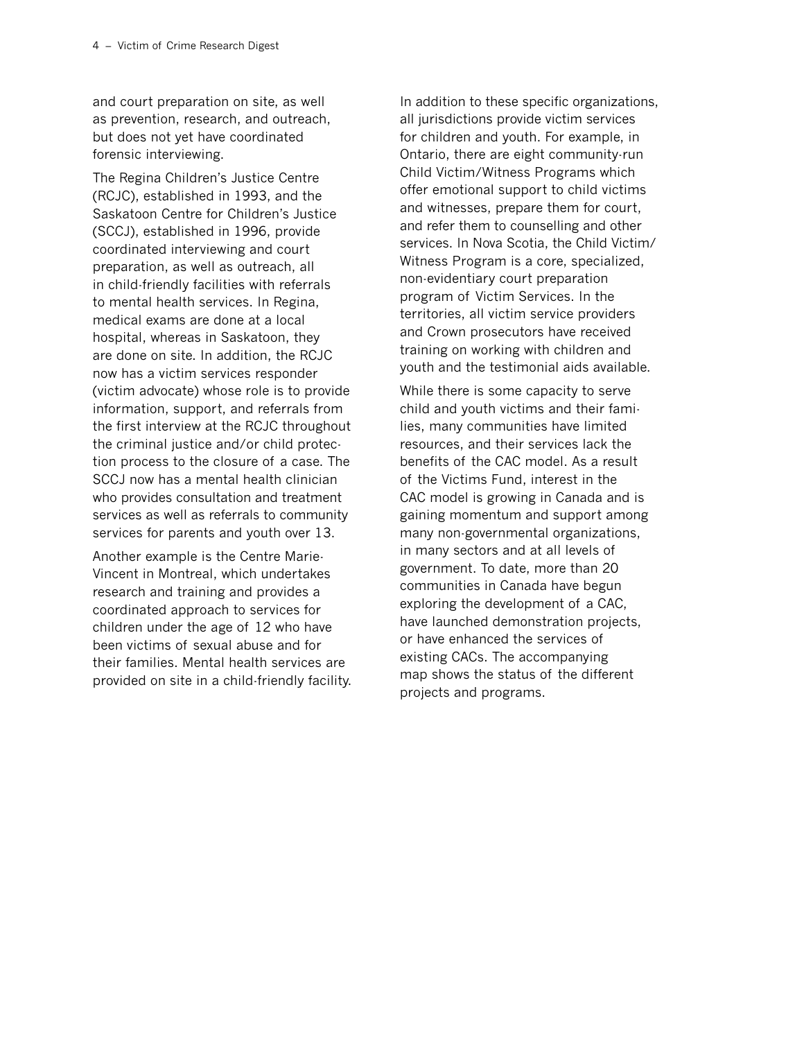and court preparation on site, as well as prevention, research, and outreach, but does not yet have coordinated forensic interviewing.

The Regina Children's Justice Centre (RCJC), established in 1993, and the Saskatoon Centre for Children's Justice (SCCJ), established in 1996, provide coordinated interviewing and court preparation, as well as outreach, all in child-friendly facilities with referrals to mental health services. In Regina, medical exams are done at a local hospital, whereas in Saskatoon, they are done on site. In addition, the RCJC now has a victim services responder (victim advocate) whose role is to provide information, support, and referrals from the first interview at the RCJC throughout the criminal justice and/or child protection process to the closure of a case. The SCCJ now has a mental health clinician who provides consultation and treatment services as well as referrals to community services for parents and youth over 13.

Another example is the Centre Marie-Vincent in Montreal, which undertakes research and training and provides a coordinated approach to services for children under the age of 12 who have been victims of sexual abuse and for their families. Mental health services are provided on site in a child-friendly facility.

In addition to these specific organizations, all jurisdictions provide victim services for children and youth. For example, in Ontario, there are eight community-run Child Victim/Witness Programs which offer emotional support to child victims and witnesses, prepare them for court, and refer them to counselling and other services. In Nova Scotia, the Child Victim/Witness Program is a core, specialized, non-evidentiary court preparation program of Victim Services. In the territories, all victim service providers and Crown prosecutors have received training on working with children and youth and the testimonial aids available.

While there is some capacity to serve child and youth victims and their families, many communities have limited resources, and their services lack the benefits of the CAC model. As a result of the Victims Fund, interest in the CAC model is growing in Canada and is gaining momentum and support among many non-governmental organizations, in many sectors and at all levels of government. To date, more than 20 communities in Canada have begun exploring the development of a CAC, have launched demonstration projects, or have enhanced the services of existing CACs. The accompanying map shows the status of the different projects and programs.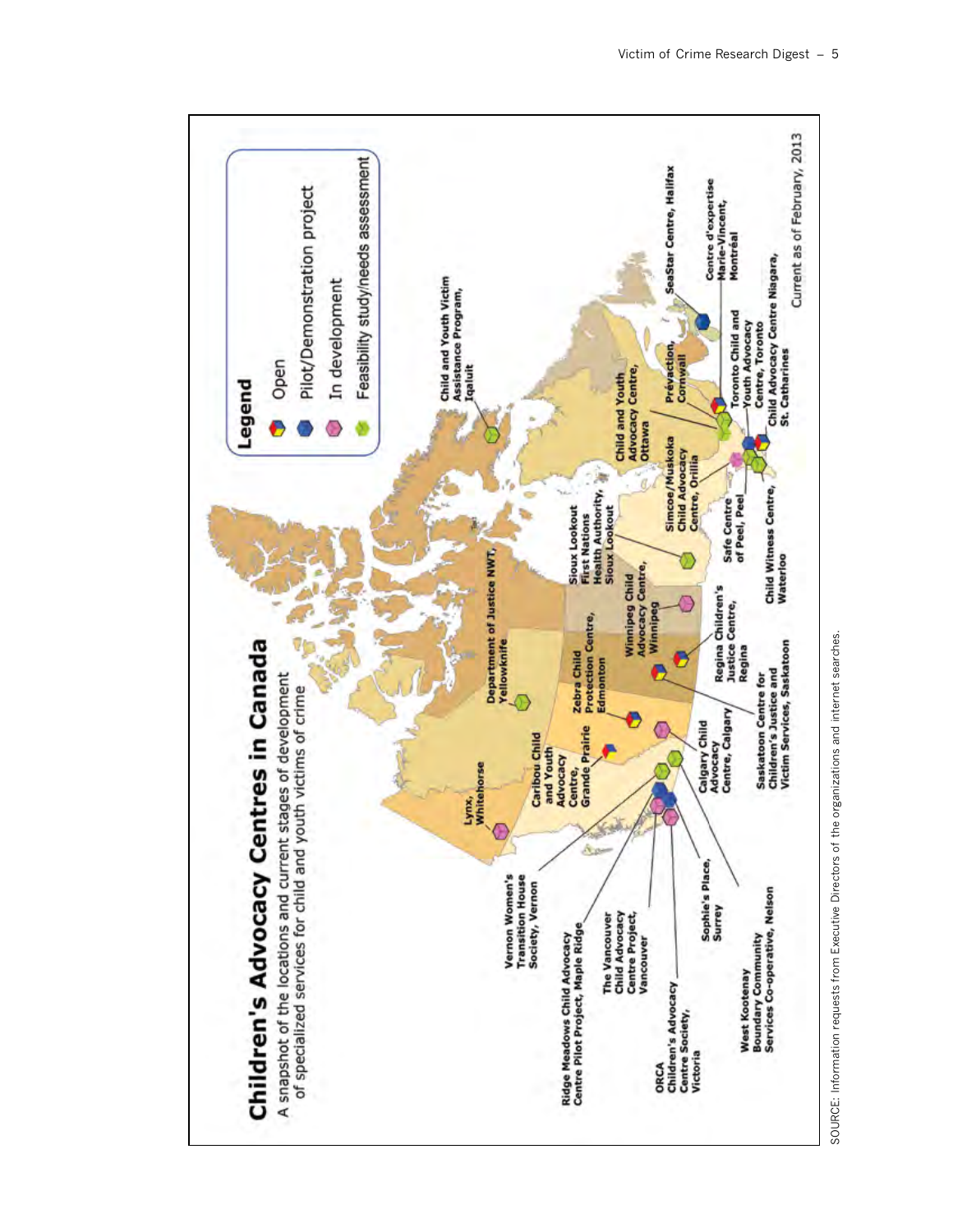# Children's Advocacy Centres in Canada

A snapshot of the locations and current stages of development of specialized services for child and youth victims of crime

**Legend**

- Open
- Pilot/Demonstration project
- In development
- Feasibility study/needs assessment

**Vernon Women's Transition House Society, Vernon**

**Ridge Meadows Child Advocacy Centre Pilot Project, Maple Ridge**

**The Vancouver Child Advocacy Centre Project, Vancouver**

**ORCA Children's Advocacy Centre Society, Victoria**

**Sophie's Place, Surrey**

**West Kootenay Boundary Community Services Co-operative, Nelson**

**Lynx, Whitehorse**

**Caribou Child and Youth Advocacy Centre, Grande Prairie**

**Calgary Child Advocacy Centre, Calgary**

**Department of Justice NWT, Yellowknife**

**Zebra Child Protection Centre, Edmonton**

**Saskatoon Centre for Children's Justice and Victim Services, Saskatoon**

**Regina Children's Justice Centre, Regina**

**Winnipeg Child Advocacy Centre, Winnipeg**

**Sioux Lookout First Nations Health Authority, Sioux Lookout**

**Child Witness Centre, Waterloo**

**Safe Centre of Peel, Peel**

**Simcoe/Muskoka Child Advocacy Centre, Orillia**

**Child and Youth Advocacy Centre, Ottawa**

**Child and Youth Victim Assistance Program, Iqaluit**

**Prévaction, Cornwall**

**Toronto Child and Youth Advocacy Centre, Toronto**

**Child Advocacy Centre Niagara, St. Catharines**

**SeaStar Centre, Halifax**

**Centre d'expertise Marie-Vincent, Montréal**

Current as of February, 2013

SOURCE: Information requests from Executive Directors of the organizations and internet searches.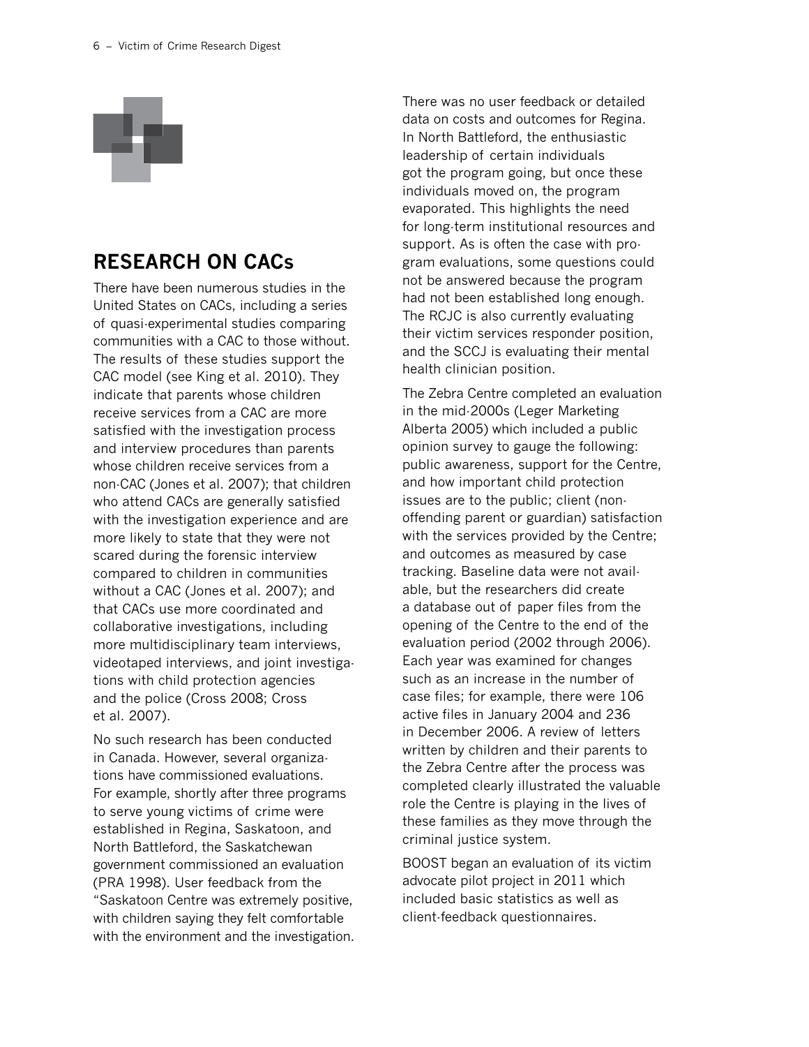## RESEARCH ON CACs

There have been numerous studies in the United States on CACs, including a series of quasi-experimental studies comparing communities with a CAC to those without. The results of these studies support the CAC model (see King et al. 2010). They indicate that parents whose children receive services from a CAC are more satisfied with the investigation process and interview procedures than parents whose children receive services from a non-CAC (Jones et al. 2007); that children who attend CACs are generally satisfied with the investigation experience and are more likely to state that they were not scared during the forensic interview compared to children in communities without a CAC (Jones et al. 2007); and that CACs use more coordinated and collaborative investigations, including more multidisciplinary team interviews, videotaped interviews, and joint investigations with child protection agencies and the police (Cross 2008; Cross et al. 2007).

No such research has been conducted in Canada. However, several organizations have commissioned evaluations. For example, shortly after three programs to serve young victims of crime were established in Regina, Saskatoon, and North Battleford, the Saskatchewan government commissioned an evaluation (PRA 1998). User feedback from the "Saskatoon Centre was extremely positive, with children saying they felt comfortable with the environment and the investigation. There was no user feedback or detailed data on costs and outcomes for Regina. In North Battleford, the enthusiastic leadership of certain individuals got the program going, but once these individuals moved on, the program evaporated. This highlights the need for long-term institutional resources and support. As is often the case with program evaluations, some questions could not be answered because the program had not been established long enough. The RCJC is also currently evaluating their victim services responder position, and the SCCJ is evaluating their mental health clinician position.

The Zebra Centre completed an evaluation in the mid-2000s (Leger Marketing Alberta 2005) which included a public opinion survey to gauge the following: public awareness, support for the Centre, and how important child protection issues are to the public; client (non-offending parent or guardian) satisfaction with the services provided by the Centre; and outcomes as measured by case tracking. Baseline data were not available, but the researchers did create a database out of paper files from the opening of the Centre to the end of the evaluation period (2002 through 2006). Each year was examined for changes such as an increase in the number of case files; for example, there were 106 active files in January 2004 and 236 in December 2006. A review of letters written by children and their parents to the Zebra Centre after the process was completed clearly illustrated the valuable role the Centre is playing in the lives of these families as they move through the criminal justice system.

BOOST began an evaluation of its victim advocate pilot project in 2011 which included basic statistics as well as client-feedback questionnaires.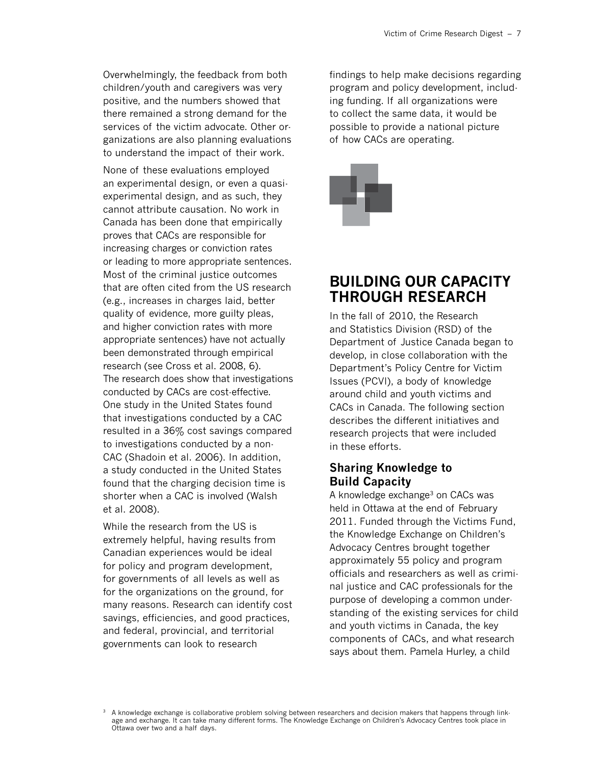Overwhelmingly, the feedback from both children/youth and caregivers was very positive, and the numbers showed that there remained a strong demand for the services of the victim advocate. Other organizations are also planning evaluations to understand the impact of their work.

None of these evaluations employed an experimental design, or even a quasi-experimental design, and as such, they cannot attribute causation. No work in Canada has been done that empirically proves that CACs are responsible for increasing charges or conviction rates or leading to more appropriate sentences. Most of the criminal justice outcomes that are often cited from the US research (e.g., increases in charges laid, better quality of evidence, more guilty pleas, and higher conviction rates with more appropriate sentences) have not actually been demonstrated through empirical research (see Cross et al. 2008, 6). The research does show that investigations conducted by CACs are cost-effective. One study in the United States found that investigations conducted by a CAC resulted in a 36% cost savings compared to investigations conducted by a non-CAC (Shadoin et al. 2006). In addition, a study conducted in the United States found that the charging decision time is shorter when a CAC is involved (Walsh et al. 2008).

While the research from the US is extremely helpful, having results from Canadian experiences would be ideal for policy and program development, for governments of all levels as well as for the organizations on the ground, for many reasons. Research can identify cost savings, efficiencies, and good practices, and federal, provincial, and territorial governments can look to research findings to help make decisions regarding program and policy development, including funding. If all organizations were to collect the same data, it would be possible to provide a national picture of how CACs are operating.

## BUILDING OUR CAPACITY THROUGH RESEARCH

In the fall of 2010, the Research and Statistics Division (RSD) of the Department of Justice Canada began to develop, in close collaboration with the Department's Policy Centre for Victim Issues (PCVI), a body of knowledge around child and youth victims and CACs in Canada. The following section describes the different initiatives and research projects that were included in these efforts.

### Sharing Knowledge to Build Capacity

A knowledge exchange[3] on CACs was held in Ottawa at the end of February 2011. Funded through the Victims Fund, the Knowledge Exchange on Children's Advocacy Centres brought together approximately 55 policy and program officials and researchers as well as criminal justice and CAC professionals for the purpose of developing a common understanding of the existing services for child and youth victims in Canada, the key components of CACs, and what research says about them. Pamela Hurley, a child

[3] A knowledge exchange is collaborative problem solving between researchers and decision makers that happens through linkage and exchange. It can take many different forms. The Knowledge Exchange on Children's Advocacy Centres took place in Ottawa over two and a half days.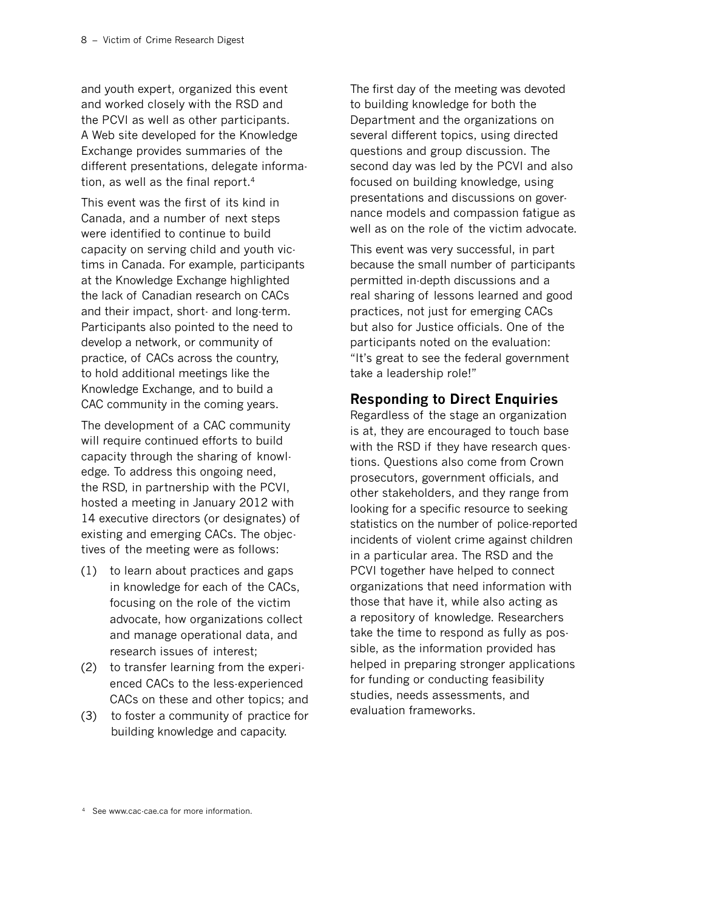and youth expert, organized this event and worked closely with the RSD and the PCVI as well as other participants. A Web site developed for the Knowledge Exchange provides summaries of the different presentations, delegate information, as well as the final report.[4]

This event was the first of its kind in Canada, and a number of next steps were identified to continue to build capacity on serving child and youth victims in Canada. For example, participants at the Knowledge Exchange highlighted the lack of Canadian research on CACs and their impact, short- and long-term. Participants also pointed to the need to develop a network, or community of practice, of CACs across the country, to hold additional meetings like the Knowledge Exchange, and to build a CAC community in the coming years.

The development of a CAC community will require continued efforts to build capacity through the sharing of knowledge. To address this ongoing need, the RSD, in partnership with the PCVI, hosted a meeting in January 2012 with 14 executive directors (or designates) of existing and emerging CACs. The objectives of the meeting were as follows:

(1) to learn about practices and gaps in knowledge for each of the CACs, focusing on the role of the victim advocate, how organizations collect and manage operational data, and research issues of interest;
(2) to transfer learning from the experienced CACs to the less-experienced CACs on these and other topics; and
(3) to foster a community of practice for building knowledge and capacity.

The first day of the meeting was devoted to building knowledge for both the Department and the organizations on several different topics, using directed questions and group discussion. The second day was led by the PCVI and also focused on building knowledge, using presentations and discussions on governance models and compassion fatigue as well as on the role of the victim advocate.

This event was very successful, in part because the small number of participants permitted in-depth discussions and a real sharing of lessons learned and good practices, not just for emerging CACs but also for Justice officials. One of the participants noted on the evaluation: "It's great to see the federal government take a leadership role!"

## Responding to Direct Enquiries

Regardless of the stage an organization is at, they are encouraged to touch base with the RSD if they have research questions. Questions also come from Crown prosecutors, government officials, and other stakeholders, and they range from looking for a specific resource to seeking statistics on the number of police-reported incidents of violent crime against children in a particular area. The RSD and the PCVI together have helped to connect organizations that need information with those that have it, while also acting as a repository of knowledge. Researchers take the time to respond as fully as possible, as the information provided has helped in preparing stronger applications for funding or conducting feasibility studies, needs assessments, and evaluation frameworks.

[4] See www.cac-cae.ca for more information.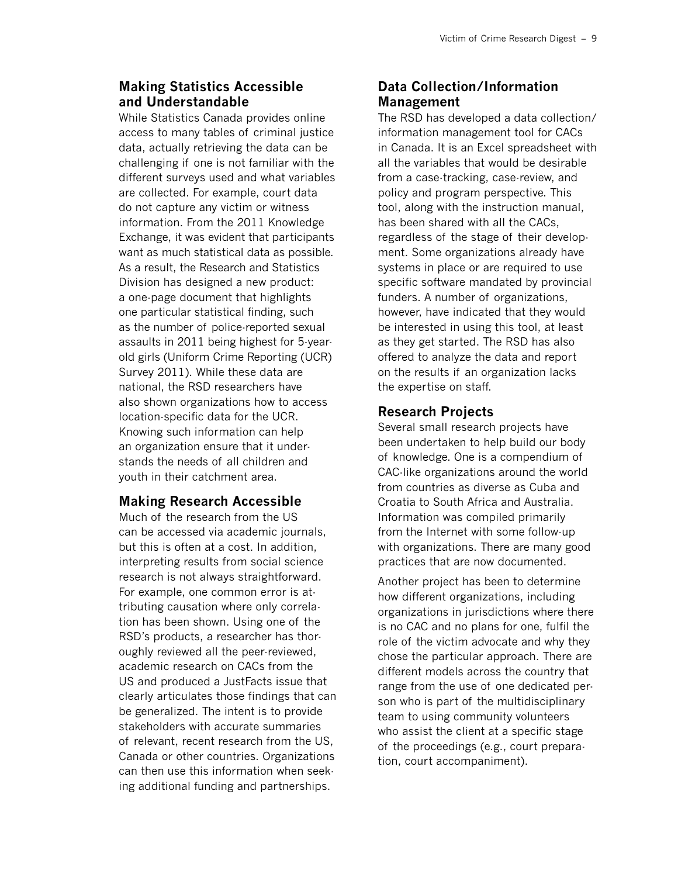## Making Statistics Accessible and Understandable

While Statistics Canada provides online access to many tables of criminal justice data, actually retrieving the data can be challenging if one is not familiar with the different surveys used and what variables are collected. For example, court data do not capture any victim or witness information. From the 2011 Knowledge Exchange, it was evident that participants want as much statistical data as possible. As a result, the Research and Statistics Division has designed a new product: a one-page document that highlights one particular statistical finding, such as the number of police-reported sexual assaults in 2011 being highest for 5-year-old girls (Uniform Crime Reporting (UCR) Survey 2011). While these data are national, the RSD researchers have also shown organizations how to access location-specific data for the UCR. Knowing such information can help an organization ensure that it understands the needs of all children and youth in their catchment area.

## Making Research Accessible

Much of the research from the US can be accessed via academic journals, but this is often at a cost. In addition, interpreting results from social science research is not always straightforward. For example, one common error is attributing causation where only correlation has been shown. Using one of the RSD's products, a researcher has thoroughly reviewed all the peer-reviewed, academic research on CACs from the US and produced a JustFacts issue that clearly articulates those findings that can be generalized. The intent is to provide stakeholders with accurate summaries of relevant, recent research from the US, Canada or other countries. Organizations can then use this information when seeking additional funding and partnerships.

## Data Collection/Information Management

The RSD has developed a data collection/information management tool for CACs in Canada. It is an Excel spreadsheet with all the variables that would be desirable from a case-tracking, case-review, and policy and program perspective. This tool, along with the instruction manual, has been shared with all the CACs, regardless of the stage of their development. Some organizations already have systems in place or are required to use specific software mandated by provincial funders. A number of organizations, however, have indicated that they would be interested in using this tool, at least as they get started. The RSD has also offered to analyze the data and report on the results if an organization lacks the expertise on staff.

## Research Projects

Several small research projects have been undertaken to help build our body of knowledge. One is a compendium of CAC-like organizations around the world from countries as diverse as Cuba and Croatia to South Africa and Australia. Information was compiled primarily from the Internet with some follow-up with organizations. There are many good practices that are now documented.

Another project has been to determine how different organizations, including organizations in jurisdictions where there is no CAC and no plans for one, fulfil the role of the victim advocate and why they chose the particular approach. There are different models across the country that range from the use of one dedicated person who is part of the multidisciplinary team to using community volunteers who assist the client at a specific stage of the proceedings (e.g., court preparation, court accompaniment).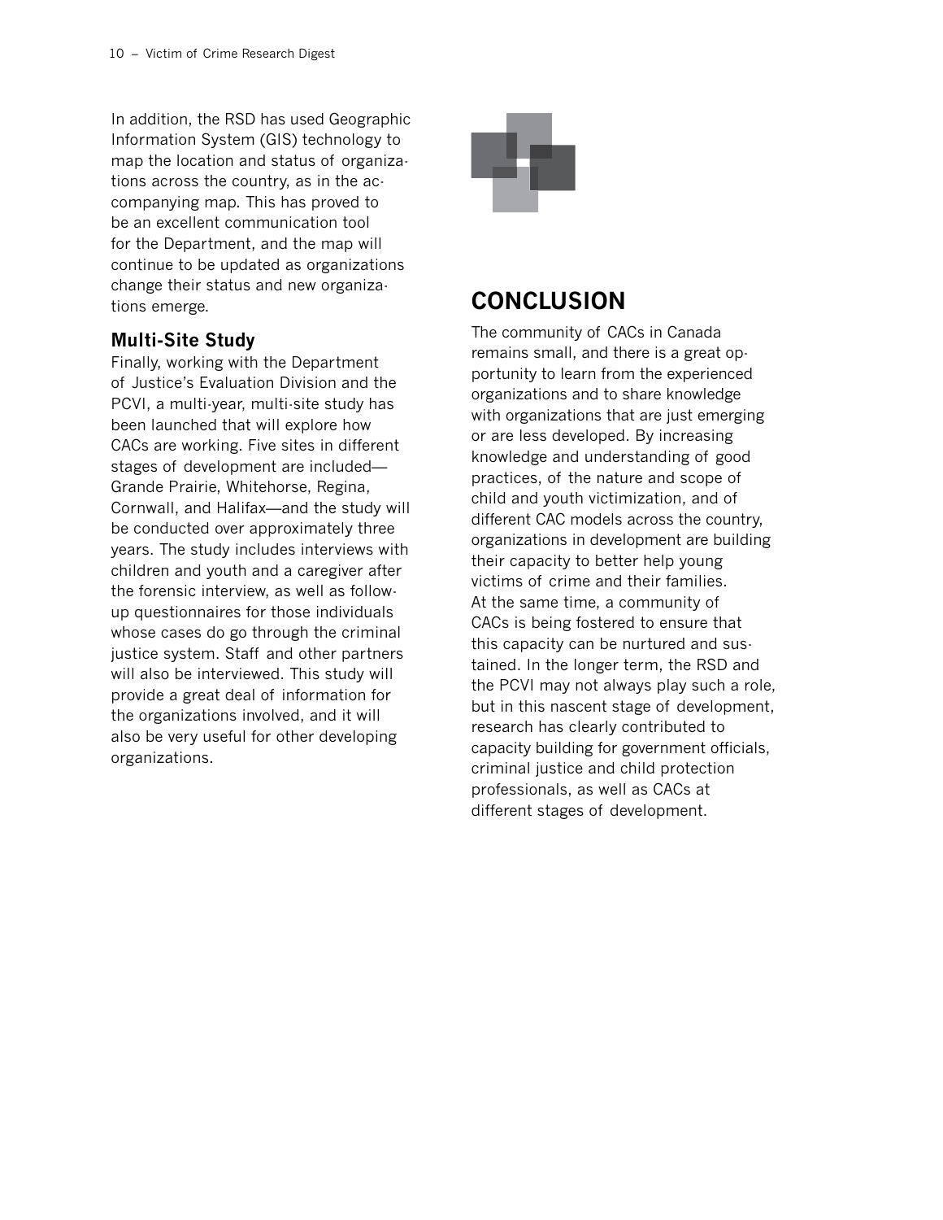In addition, the RSD has used Geographic Information System (GIS) technology to map the location and status of organizations across the country, as in the accompanying map. This has proved to be an excellent communication tool for the Department, and the map will continue to be updated as organizations change their status and new organizations emerge.

### Multi-Site Study

Finally, working with the Department of Justice's Evaluation Division and the PCVI, a multi-year, multi-site study has been launched that will explore how CACs are working. Five sites in different stages of development are included—Grande Prairie, Whitehorse, Regina, Cornwall, and Halifax—and the study will be conducted over approximately three years. The study includes interviews with children and youth and a caregiver after the forensic interview, as well as follow-up questionnaires for those individuals whose cases do go through the criminal justice system. Staff and other partners will also be interviewed. This study will provide a great deal of information for the organizations involved, and it will also be very useful for other developing organizations.

## CONCLUSION

The community of CACs in Canada remains small, and there is a great opportunity to learn from the experienced organizations and to share knowledge with organizations that are just emerging or are less developed. By increasing knowledge and understanding of good practices, of the nature and scope of child and youth victimization, and of different CAC models across the country, organizations in development are building their capacity to better help young victims of crime and their families. At the same time, a community of CACs is being fostered to ensure that this capacity can be nurtured and sustained. In the longer term, the RSD and the PCVI may not always play such a role, but in this nascent stage of development, research has clearly contributed to capacity building for government officials, criminal justice and child protection professionals, as well as CACs at different stages of development.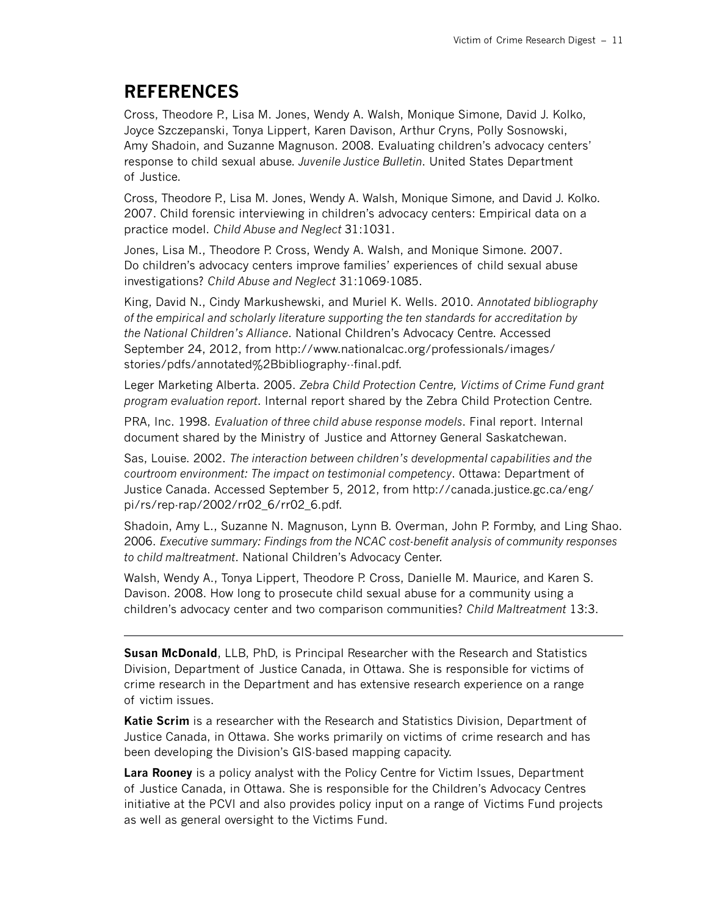## REFERENCES

Cross, Theodore P., Lisa M. Jones, Wendy A. Walsh, Monique Simone, David J. Kolko, Joyce Szczepanski, Tonya Lippert, Karen Davison, Arthur Cryns, Polly Sosnowski, Amy Shadoin, and Suzanne Magnuson. 2008. Evaluating children's advocacy centers' response to child sexual abuse. *Juvenile Justice Bulletin*. United States Department of Justice.

Cross, Theodore P., Lisa M. Jones, Wendy A. Walsh, Monique Simone, and David J. Kolko. 2007. Child forensic interviewing in children's advocacy centers: Empirical data on a practice model. *Child Abuse and Neglect* 31:1031.

Jones, Lisa M., Theodore P. Cross, Wendy A. Walsh, and Monique Simone. 2007. Do children's advocacy centers improve families' experiences of child sexual abuse investigations? *Child Abuse and Neglect* 31:1069-1085.

King, David N., Cindy Markushewski, and Muriel K. Wells. 2010. *Annotated bibliography of the empirical and scholarly literature supporting the ten standards for accreditation by the National Children's Alliance*. National Children's Advocacy Centre. Accessed September 24, 2012, from http://www.nationalcac.org/professionals/images/stories/pdfs/annotated%2Bbibliography--final.pdf.

Leger Marketing Alberta. 2005. *Zebra Child Protection Centre, Victims of Crime Fund grant program evaluation report*. Internal report shared by the Zebra Child Protection Centre.

PRA, Inc. 1998. *Evaluation of three child abuse response models*. Final report. Internal document shared by the Ministry of Justice and Attorney General Saskatchewan.

Sas, Louise. 2002. *The interaction between children's developmental capabilities and the courtroom environment: The impact on testimonial competency*. Ottawa: Department of Justice Canada. Accessed September 5, 2012, from http://canada.justice.gc.ca/eng/pi/rs/rep-rap/2002/rr02_6/rr02_6.pdf.

Shadoin, Amy L., Suzanne N. Magnuson, Lynn B. Overman, John P. Formby, and Ling Shao. 2006. *Executive summary: Findings from the NCAC cost-benefit analysis of community responses to child maltreatment*. National Children's Advocacy Center.

Walsh, Wendy A., Tonya Lippert, Theodore P. Cross, Danielle M. Maurice, and Karen S. Davison. 2008. How long to prosecute child sexual abuse for a community using a children's advocacy center and two comparison communities? *Child Maltreatment* 13:3.

---

**Susan McDonald**, LLB, PhD, is Principal Researcher with the Research and Statistics Division, Department of Justice Canada, in Ottawa. She is responsible for victims of crime research in the Department and has extensive research experience on a range of victim issues.

**Katie Scrim** is a researcher with the Research and Statistics Division, Department of Justice Canada, in Ottawa. She works primarily on victims of crime research and has been developing the Division's GIS-based mapping capacity.

**Lara Rooney** is a policy analyst with the Policy Centre for Victim Issues, Department of Justice Canada, in Ottawa. She is responsible for the Children's Advocacy Centres initiative at the PCVI and also provides policy input on a range of Victims Fund projects as well as general oversight to the Victims Fund.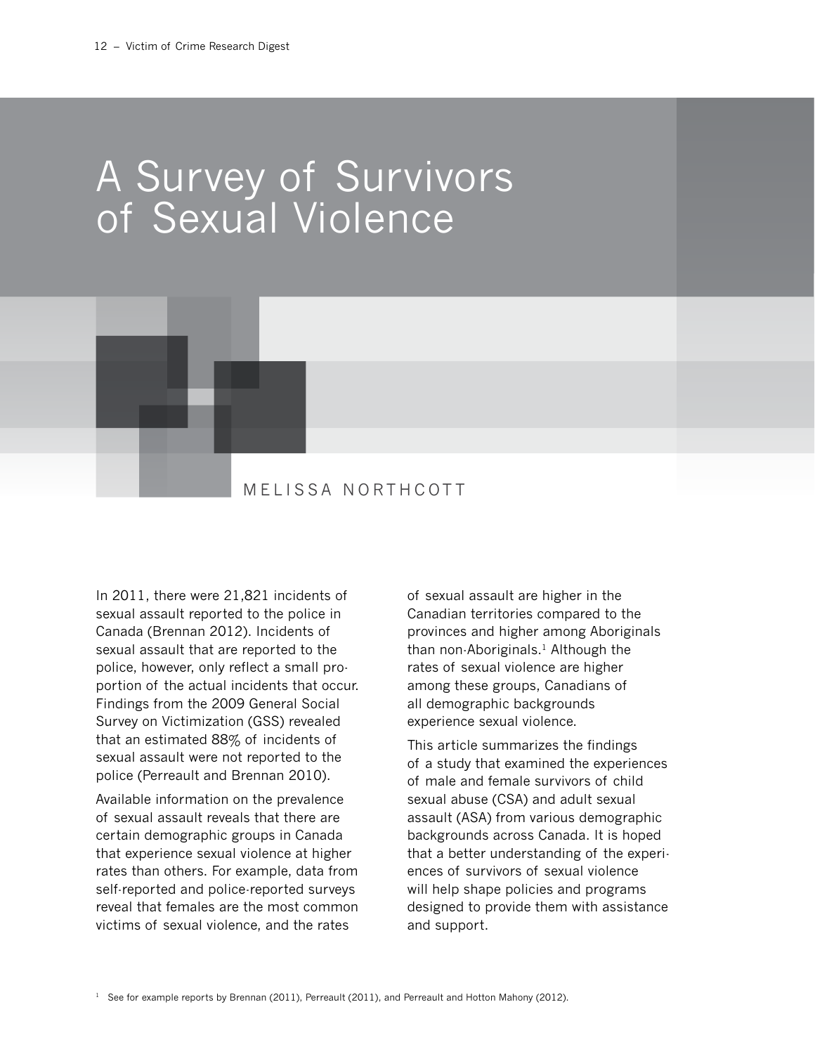# A Survey of Survivors of Sexual Violence

MELISSA NORTHCOTT

In 2011, there were 21,821 incidents of sexual assault reported to the police in Canada (Brennan 2012). Incidents of sexual assault that are reported to the police, however, only reflect a small proportion of the actual incidents that occur. Findings from the 2009 General Social Survey on Victimization (GSS) revealed that an estimated 88% of incidents of sexual assault were not reported to the police (Perreault and Brennan 2010).

Available information on the prevalence of sexual assault reveals that there are certain demographic groups in Canada that experience sexual violence at higher rates than others. For example, data from self-reported and police-reported surveys reveal that females are the most common victims of sexual violence, and the rates of sexual assault are higher in the Canadian territories compared to the provinces and higher among Aboriginals than non-Aboriginals.[1] Although the rates of sexual violence are higher among these groups, Canadians of all demographic backgrounds experience sexual violence.

This article summarizes the findings of a study that examined the experiences of male and female survivors of child sexual abuse (CSA) and adult sexual assault (ASA) from various demographic backgrounds across Canada. It is hoped that a better understanding of the experiences of survivors of sexual violence will help shape policies and programs designed to provide them with assistance and support.

[1] See for example reports by Brennan (2011), Perreault (2011), and Perreault and Hotton Mahony (2012).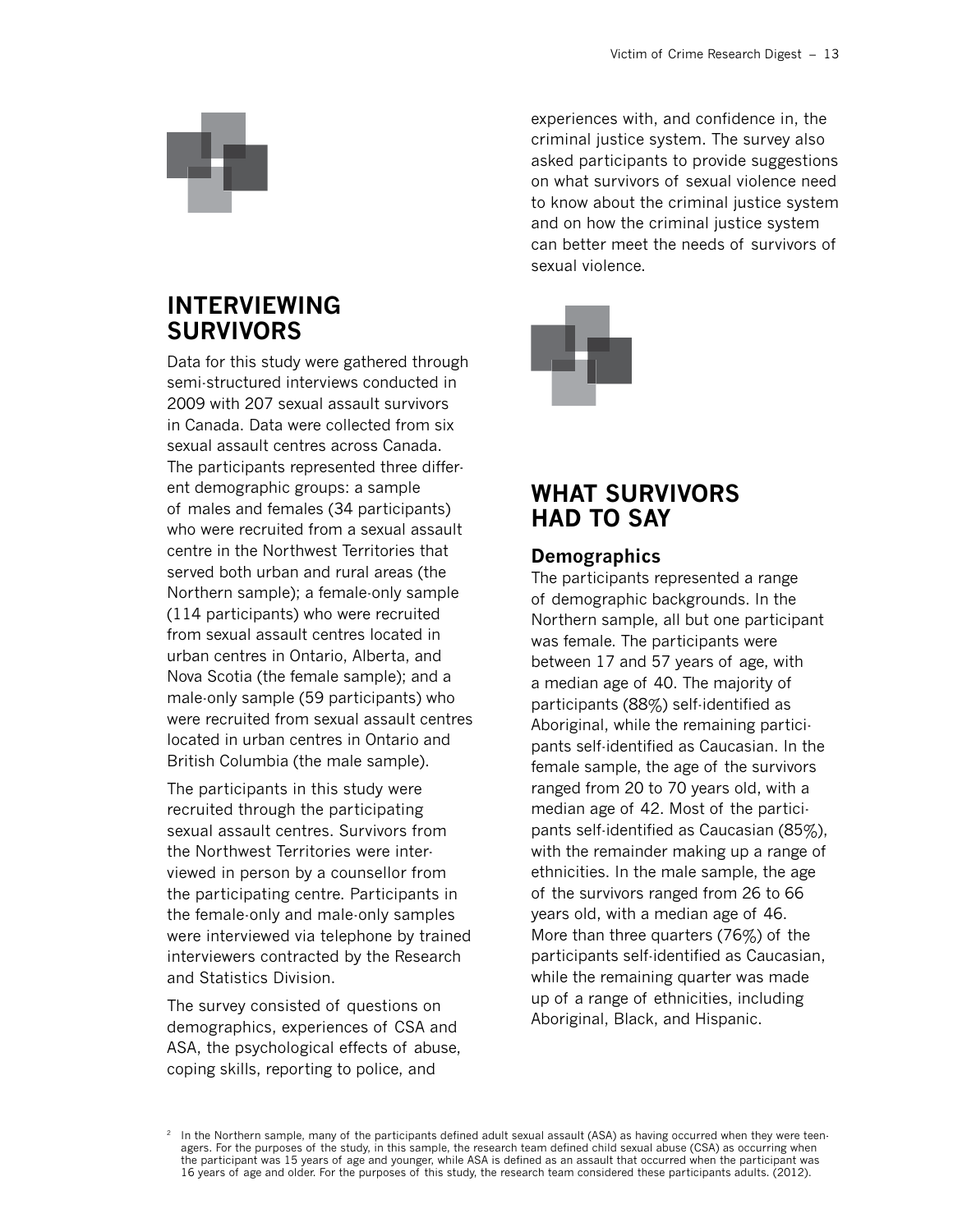## INTERVIEWING SURVIVORS

Data for this study were gathered through semi-structured interviews conducted in 2009 with 207 sexual assault survivors in Canada. Data were collected from six sexual assault centres across Canada. The participants represented three different demographic groups: a sample of males and females (34 participants) who were recruited from a sexual assault centre in the Northwest Territories that served both urban and rural areas (the Northern sample); a female-only sample (114 participants) who were recruited from sexual assault centres located in urban centres in Ontario, Alberta, and Nova Scotia (the female sample); and a male-only sample (59 participants) who were recruited from sexual assault centres located in urban centres in Ontario and British Columbia (the male sample).

The participants in this study were recruited through the participating sexual assault centres. Survivors from the Northwest Territories were interviewed in person by a counsellor from the participating centre. Participants in the female-only and male-only samples were interviewed via telephone by trained interviewers contracted by the Research and Statistics Division.

The survey consisted of questions on demographics, experiences of CSA and ASA, the psychological effects of abuse, coping skills, reporting to police, and experiences with, and confidence in, the criminal justice system. The survey also asked participants to provide suggestions on what survivors of sexual violence need to know about the criminal justice system and on how the criminal justice system can better meet the needs of survivors of sexual violence.

## WHAT SURVIVORS HAD TO SAY

### Demographics

The participants represented a range of demographic backgrounds. In the Northern sample, all but one participant was female. The participants were between 17 and 57 years of age, with a median age of 40. The majority of participants (88%) self-identified as Aboriginal, while the remaining participants self-identified as Caucasian. In the female sample, the age of the survivors ranged from 20 to 70 years old, with a median age of 42. Most of the participants self-identified as Caucasian (85%), with the remainder making up a range of ethnicities. In the male sample, the age of the survivors ranged from 26 to 66 years old, with a median age of 46. More than three quarters (76%) of the participants self-identified as Caucasian, while the remaining quarter was made up of a range of ethnicities, including Aboriginal, Black, and Hispanic.

[2] In the Northern sample, many of the participants defined adult sexual assault (ASA) as having occurred when they were teenagers. For the purposes of the study, in this sample, the research team defined child sexual abuse (CSA) as occurring when the participant was 15 years of age and younger, while ASA is defined as an assault that occurred when the participant was 16 years of age and older. For the purposes of this study, the research team considered these participants adults. (2012).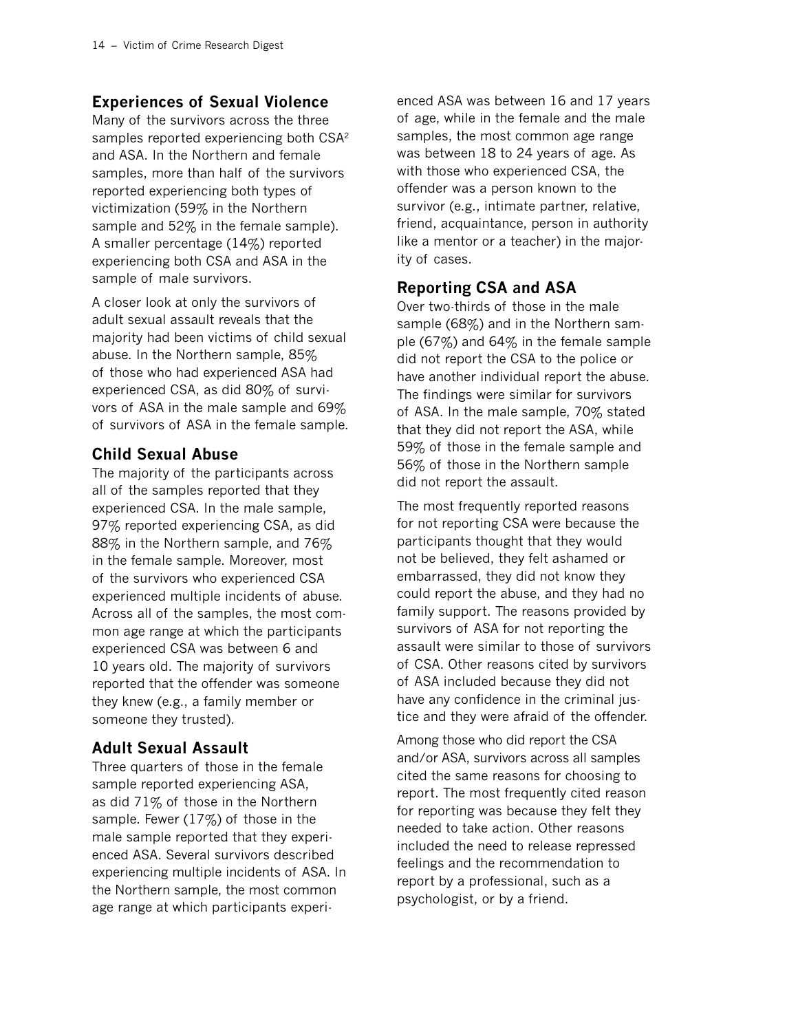## Experiences of Sexual Violence

Many of the survivors across the three samples reported experiencing both CSA[2] and ASA. In the Northern and female samples, more than half of the survivors reported experiencing both types of victimization (59% in the Northern sample and 52% in the female sample). A smaller percentage (14%) reported experiencing both CSA and ASA in the sample of male survivors.

A closer look at only the survivors of adult sexual assault reveals that the majority had been victims of child sexual abuse. In the Northern sample, 85% of those who had experienced ASA had experienced CSA, as did 80% of survivors of ASA in the male sample and 69% of survivors of ASA in the female sample.

## Child Sexual Abuse

The majority of the participants across all of the samples reported that they experienced CSA. In the male sample, 97% reported experiencing CSA, as did 88% in the Northern sample, and 76% in the female sample. Moreover, most of the survivors who experienced CSA experienced multiple incidents of abuse. Across all of the samples, the most common age range at which the participants experienced CSA was between 6 and 10 years old. The majority of survivors reported that the offender was someone they knew (e.g., a family member or someone they trusted).

## Adult Sexual Assault

Three quarters of those in the female sample reported experiencing ASA, as did 71% of those in the Northern sample. Fewer (17%) of those in the male sample reported that they experienced ASA. Several survivors described experiencing multiple incidents of ASA. In the Northern sample, the most common age range at which participants experienced ASA was between 16 and 17 years of age, while in the female and the male samples, the most common age range was between 18 to 24 years of age. As with those who experienced CSA, the offender was a person known to the survivor (e.g., intimate partner, relative, friend, acquaintance, person in authority like a mentor or a teacher) in the majority of cases.

## Reporting CSA and ASA

Over two-thirds of those in the male sample (68%) and in the Northern sample (67%) and 64% in the female sample did not report the CSA to the police or have another individual report the abuse. The findings were similar for survivors of ASA. In the male sample, 70% stated that they did not report the ASA, while 59% of those in the female sample and 56% of those in the Northern sample did not report the assault.

The most frequently reported reasons for not reporting CSA were because the participants thought that they would not be believed, they felt ashamed or embarrassed, they did not know they could report the abuse, and they had no family support. The reasons provided by survivors of ASA for not reporting the assault were similar to those of survivors of CSA. Other reasons cited by survivors of ASA included because they did not have any confidence in the criminal justice and they were afraid of the offender.

Among those who did report the CSA and/or ASA, survivors across all samples cited the same reasons for choosing to report. The most frequently cited reason for reporting was because they felt they needed to take action. Other reasons included the need to release repressed feelings and the recommendation to report by a professional, such as a psychologist, or by a friend.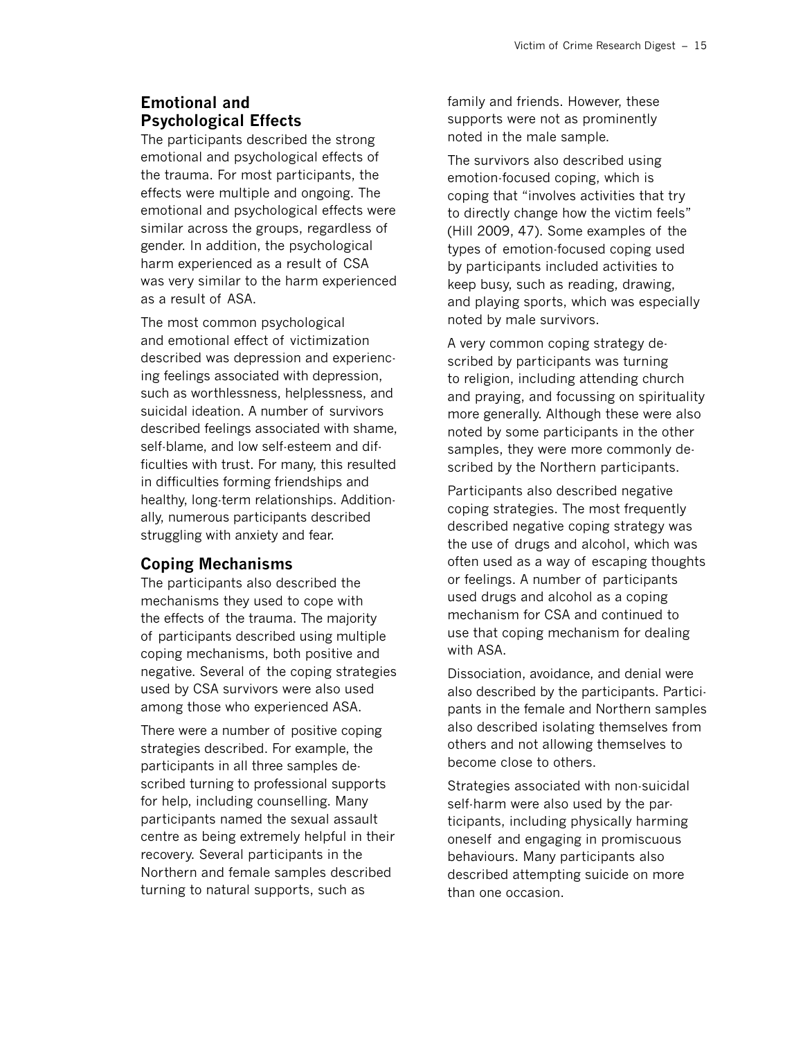## Emotional and Psychological Effects

The participants described the strong emotional and psychological effects of the trauma. For most participants, the effects were multiple and ongoing. The emotional and psychological effects were similar across the groups, regardless of gender. In addition, the psychological harm experienced as a result of CSA was very similar to the harm experienced as a result of ASA.

The most common psychological and emotional effect of victimization described was depression and experiencing feelings associated with depression, such as worthlessness, helplessness, and suicidal ideation. A number of survivors described feelings associated with shame, self-blame, and low self-esteem and difficulties with trust. For many, this resulted in difficulties forming friendships and healthy, long-term relationships. Additionally, numerous participants described struggling with anxiety and fear.

## Coping Mechanisms

The participants also described the mechanisms they used to cope with the effects of the trauma. The majority of participants described using multiple coping mechanisms, both positive and negative. Several of the coping strategies used by CSA survivors were also used among those who experienced ASA.

There were a number of positive coping strategies described. For example, the participants in all three samples described turning to professional supports for help, including counselling. Many participants named the sexual assault centre as being extremely helpful in their recovery. Several participants in the Northern and female samples described turning to natural supports, such as family and friends. However, these supports were not as prominently noted in the male sample.

The survivors also described using emotion-focused coping, which is coping that "involves activities that try to directly change how the victim feels" (Hill 2009, 47). Some examples of the types of emotion-focused coping used by participants included activities to keep busy, such as reading, drawing, and playing sports, which was especially noted by male survivors.

A very common coping strategy described by participants was turning to religion, including attending church and praying, and focussing on spirituality more generally. Although these were also noted by some participants in the other samples, they were more commonly described by the Northern participants.

Participants also described negative coping strategies. The most frequently described negative coping strategy was the use of drugs and alcohol, which was often used as a way of escaping thoughts or feelings. A number of participants used drugs and alcohol as a coping mechanism for CSA and continued to use that coping mechanism for dealing with ASA.

Dissociation, avoidance, and denial were also described by the participants. Participants in the female and Northern samples also described isolating themselves from others and not allowing themselves to become close to others.

Strategies associated with non-suicidal self-harm were also used by the participants, including physically harming oneself and engaging in promiscuous behaviours. Many participants also described attempting suicide on more than one occasion.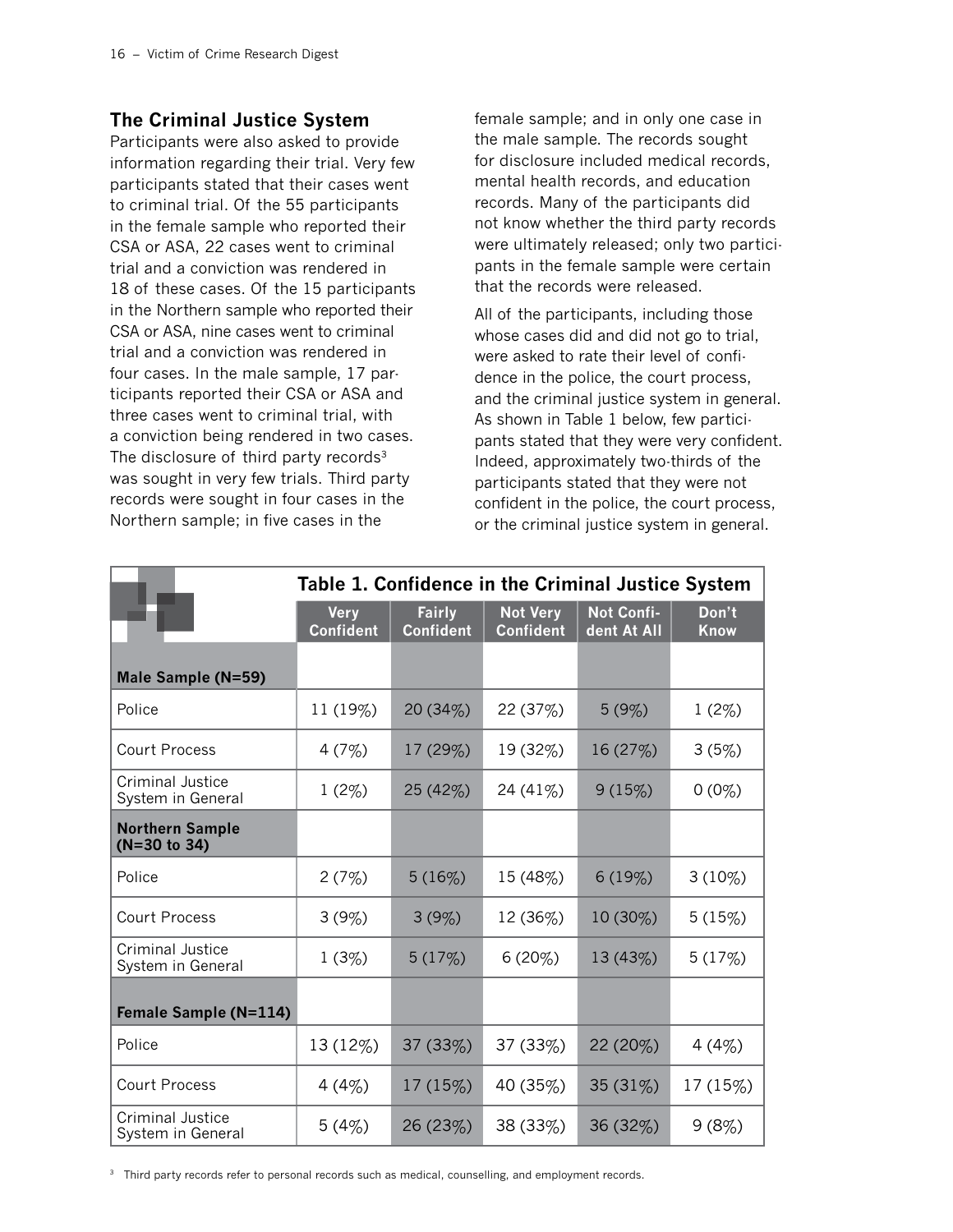## The Criminal Justice System

Participants were also asked to provide information regarding their trial. Very few participants stated that their cases went to criminal trial. Of the 55 participants in the female sample who reported their CSA or ASA, 22 cases went to criminal trial and a conviction was rendered in 18 of these cases. Of the 15 participants in the Northern sample who reported their CSA or ASA, nine cases went to criminal trial and a conviction was rendered in four cases. In the male sample, 17 participants reported their CSA or ASA and three cases went to criminal trial, with a conviction being rendered in two cases. The disclosure of third party records[3] was sought in very few trials. Third party records were sought in four cases in the Northern sample; in five cases in the female sample; and in only one case in the male sample. The records sought for disclosure included medical records, mental health records, and education records. Many of the participants did not know whether the third party records were ultimately released; only two participants in the female sample were certain that the records were released.

All of the participants, including those whose cases did and did not go to trial, were asked to rate their level of confidence in the police, the court process, and the criminal justice system in general. As shown in Table 1 below, few participants stated that they were very confident. Indeed, approximately two-thirds of the participants stated that they were not confident in the police, the court process, or the criminal justice system in general.

**Table 1. Confidence in the Criminal Justice System**

| | Very Confident | Fairly Confident | Not Very Confident | Not Confident At All | Don't Know |
|---|---|---|---|---|---|
| **Male Sample (N=59)** | | | | | |
| Police | 11 (19%) | 20 (34%) | 22 (37%) | 5 (9%) | 1 (2%) |
| Court Process | 4 (7%) | 17 (29%) | 19 (32%) | 16 (27%) | 3 (5%) |
| Criminal Justice System in General | 1 (2%) | 25 (42%) | 24 (41%) | 9 (15%) | 0 (0%) |
| **Northern Sample (N=30 to 34)** | | | | | |
| Police | 2 (7%) | 5 (16%) | 15 (48%) | 6 (19%) | 3 (10%) |
| Court Process | 3 (9%) | 3 (9%) | 12 (36%) | 10 (30%) | 5 (15%) |
| Criminal Justice System in General | 1 (3%) | 5 (17%) | 6 (20%) | 13 (43%) | 5 (17%) |
| **Female Sample (N=114)** | | | | | |
| Police | 13 (12%) | 37 (33%) | 37 (33%) | 22 (20%) | 4 (4%) |
| Court Process | 4 (4%) | 17 (15%) | 40 (35%) | 35 (31%) | 17 (15%) |
| Criminal Justice System in General | 5 (4%) | 26 (23%) | 38 (33%) | 36 (32%) | 9 (8%) |

[3] Third party records refer to personal records such as medical, counselling, and employment records.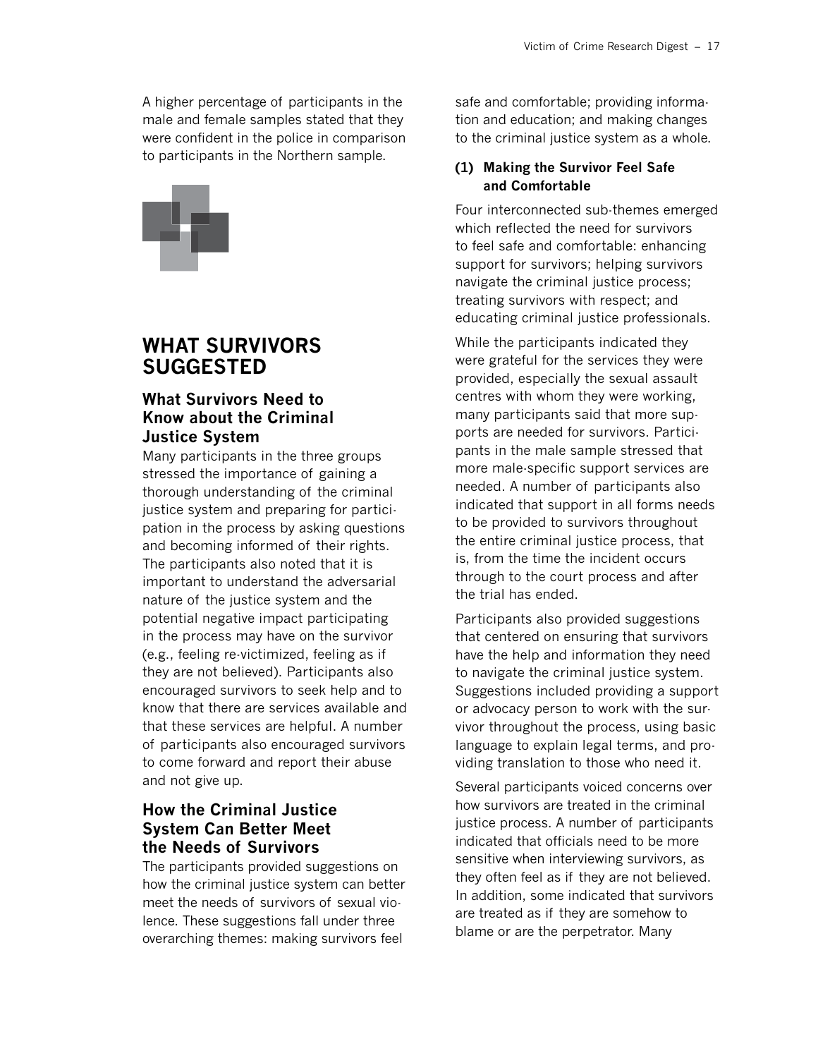A higher percentage of participants in the male and female samples stated that they were confident in the police in comparison to participants in the Northern sample.

# WHAT SURVIVORS SUGGESTED

## What Survivors Need to Know about the Criminal Justice System

Many participants in the three groups stressed the importance of gaining a thorough understanding of the criminal justice system and preparing for participation in the process by asking questions and becoming informed of their rights. The participants also noted that it is important to understand the adversarial nature of the justice system and the potential negative impact participating in the process may have on the survivor (e.g., feeling re-victimized, feeling as if they are not believed). Participants also encouraged survivors to seek help and to know that there are services available and that these services are helpful. A number of participants also encouraged survivors to come forward and report their abuse and not give up.

## How the Criminal Justice System Can Better Meet the Needs of Survivors

The participants provided suggestions on how the criminal justice system can better meet the needs of survivors of sexual violence. These suggestions fall under three overarching themes: making survivors feel safe and comfortable; providing information and education; and making changes to the criminal justice system as a whole.

### (1) Making the Survivor Feel Safe and Comfortable

Four interconnected sub-themes emerged which reflected the need for survivors to feel safe and comfortable: enhancing support for survivors; helping survivors navigate the criminal justice process; treating survivors with respect; and educating criminal justice professionals.

While the participants indicated they were grateful for the services they were provided, especially the sexual assault centres with whom they were working, many participants said that more supports are needed for survivors. Participants in the male sample stressed that more male-specific support services are needed. A number of participants also indicated that support in all forms needs to be provided to survivors throughout the entire criminal justice process, that is, from the time the incident occurs through to the court process and after the trial has ended.

Participants also provided suggestions that centered on ensuring that survivors have the help and information they need to navigate the criminal justice system. Suggestions included providing a support or advocacy person to work with the survivor throughout the process, using basic language to explain legal terms, and providing translation to those who need it.

Several participants voiced concerns over how survivors are treated in the criminal justice process. A number of participants indicated that officials need to be more sensitive when interviewing survivors, as they often feel as if they are not believed. In addition, some indicated that survivors are treated as if they are somehow to blame or are the perpetrator. Many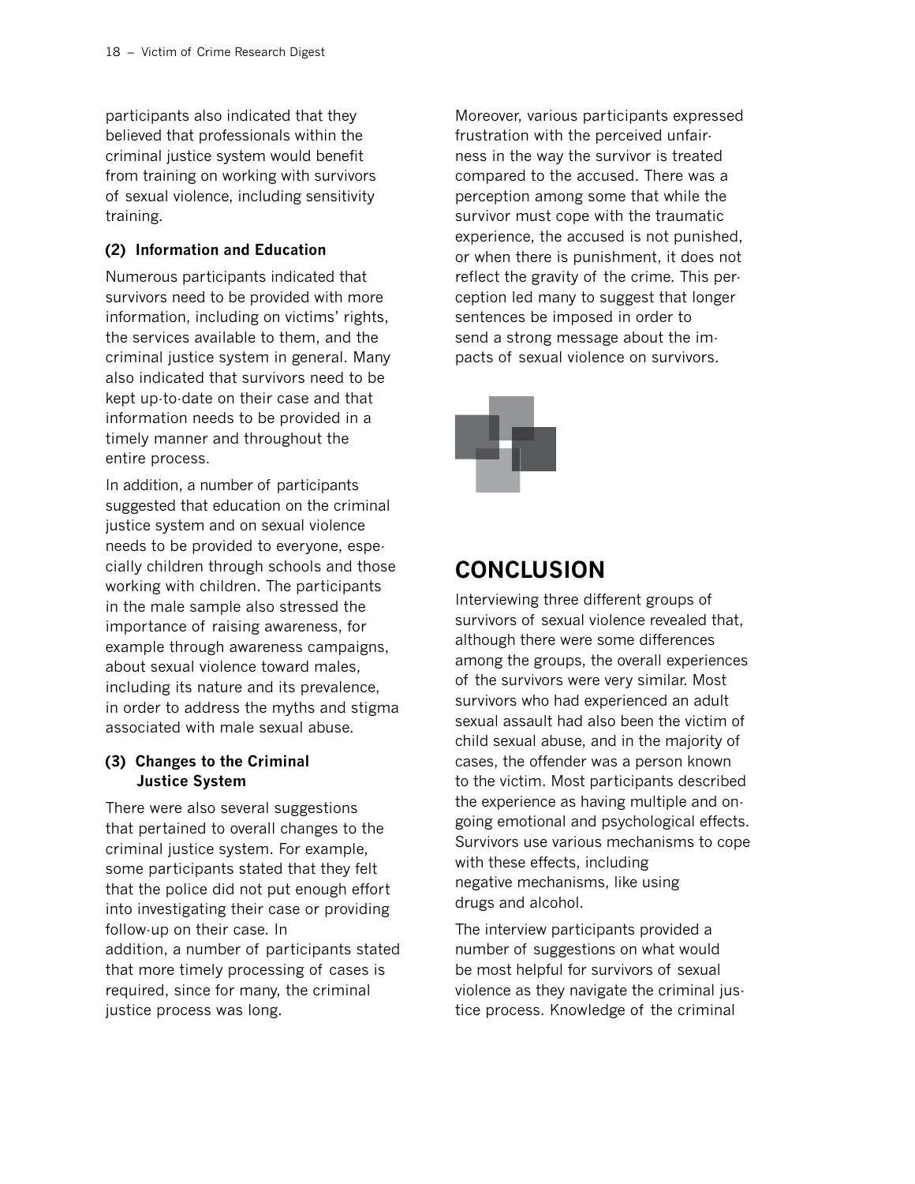participants also indicated that they believed that professionals within the criminal justice system would benefit from training on working with survivors of sexual violence, including sensitivity training.

#### (2) Information and Education

Numerous participants indicated that survivors need to be provided with more information, including on victims' rights, the services available to them, and the criminal justice system in general. Many also indicated that survivors need to be kept up-to-date on their case and that information needs to be provided in a timely manner and throughout the entire process.

In addition, a number of participants suggested that education on the criminal justice system and on sexual violence needs to be provided to everyone, especially children through schools and those working with children. The participants in the male sample also stressed the importance of raising awareness, for example through awareness campaigns, about sexual violence toward males, including its nature and its prevalence, in order to address the myths and stigma associated with male sexual abuse.

#### (3) Changes to the Criminal Justice System

There were also several suggestions that pertained to overall changes to the criminal justice system. For example, some participants stated that they felt that the police did not put enough effort into investigating their case or providing follow-up on their case. In addition, a number of participants stated that more timely processing of cases is required, since for many, the criminal justice process was long.

Moreover, various participants expressed frustration with the perceived unfairness in the way the survivor is treated compared to the accused. There was a perception among some that while the survivor must cope with the traumatic experience, the accused is not punished, or when there is punishment, it does not reflect the gravity of the crime. This perception led many to suggest that longer sentences be imposed in order to send a strong message about the impacts of sexual violence on survivors.

## CONCLUSION

Interviewing three different groups of survivors of sexual violence revealed that, although there were some differences among the groups, the overall experiences of the survivors were very similar. Most survivors who had experienced an adult sexual assault had also been the victim of child sexual abuse, and in the majority of cases, the offender was a person known to the victim. Most participants described the experience as having multiple and on-going emotional and psychological effects. Survivors use various mechanisms to cope with these effects, including negative mechanisms, like using drugs and alcohol.

The interview participants provided a number of suggestions on what would be most helpful for survivors of sexual violence as they navigate the criminal justice process. Knowledge of the criminal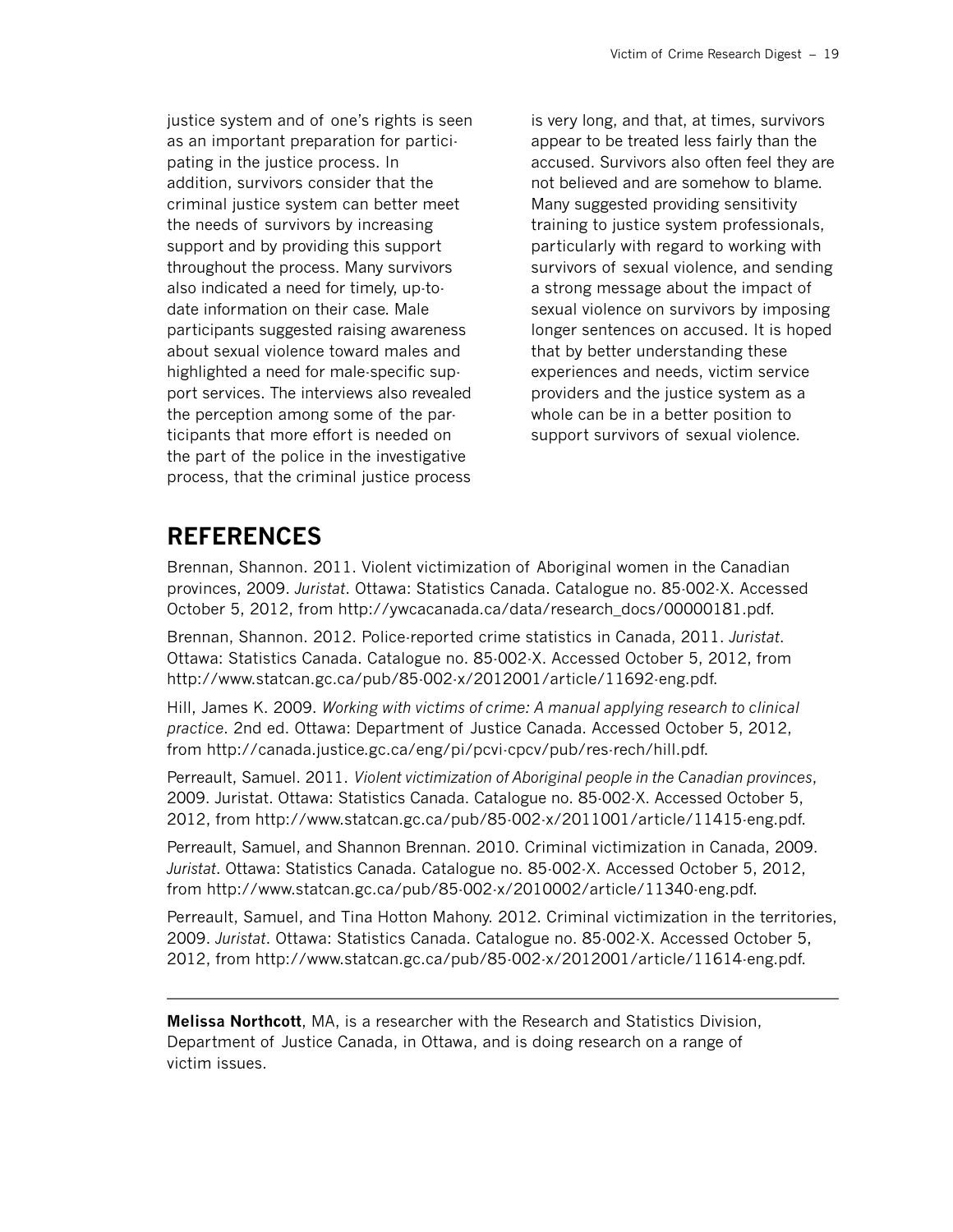justice system and of one's rights is seen as an important preparation for participating in the justice process. In addition, survivors consider that the criminal justice system can better meet the needs of survivors by increasing support and by providing this support throughout the process. Many survivors also indicated a need for timely, up-to-date information on their case. Male participants suggested raising awareness about sexual violence toward males and highlighted a need for male-specific support services. The interviews also revealed the perception among some of the participants that more effort is needed on the part of the police in the investigative process, that the criminal justice process is very long, and that, at times, survivors appear to be treated less fairly than the accused. Survivors also often feel they are not believed and are somehow to blame. Many suggested providing sensitivity training to justice system professionals, particularly with regard to working with survivors of sexual violence, and sending a strong message about the impact of sexual violence on survivors by imposing longer sentences on accused. It is hoped that by better understanding these experiences and needs, victim service providers and the justice system as a whole can be in a better position to support survivors of sexual violence.

## REFERENCES

Brennan, Shannon. 2011. Violent victimization of Aboriginal women in the Canadian provinces, 2009. *Juristat*. Ottawa: Statistics Canada. Catalogue no. 85-002-X. Accessed October 5, 2012, from http://ywcacanada.ca/data/research_docs/00000181.pdf.

Brennan, Shannon. 2012. Police-reported crime statistics in Canada, 2011. *Juristat*. Ottawa: Statistics Canada. Catalogue no. 85-002-X. Accessed October 5, 2012, from http://www.statcan.gc.ca/pub/85-002-x/2012001/article/11692-eng.pdf.

Hill, James K. 2009. *Working with victims of crime: A manual applying research to clinical practice*. 2nd ed. Ottawa: Department of Justice Canada. Accessed October 5, 2012, from http://canada.justice.gc.ca/eng/pi/pcvi-cpcv/pub/res-rech/hill.pdf.

Perreault, Samuel. 2011. *Violent victimization of Aboriginal people in the Canadian provinces*, 2009. Juristat. Ottawa: Statistics Canada. Catalogue no. 85-002-X. Accessed October 5, 2012, from http://www.statcan.gc.ca/pub/85-002-x/2011001/article/11415-eng.pdf.

Perreault, Samuel, and Shannon Brennan. 2010. Criminal victimization in Canada, 2009. *Juristat*. Ottawa: Statistics Canada. Catalogue no. 85-002-X. Accessed October 5, 2012, from http://www.statcan.gc.ca/pub/85-002-x/2010002/article/11340-eng.pdf.

Perreault, Samuel, and Tina Hotton Mahony. 2012. Criminal victimization in the territories, 2009. *Juristat*. Ottawa: Statistics Canada. Catalogue no. 85-002-X. Accessed October 5, 2012, from http://www.statcan.gc.ca/pub/85-002-x/2012001/article/11614-eng.pdf.

---

**Melissa Northcott**, MA, is a researcher with the Research and Statistics Division, Department of Justice Canada, in Ottawa, and is doing research on a range of victim issues.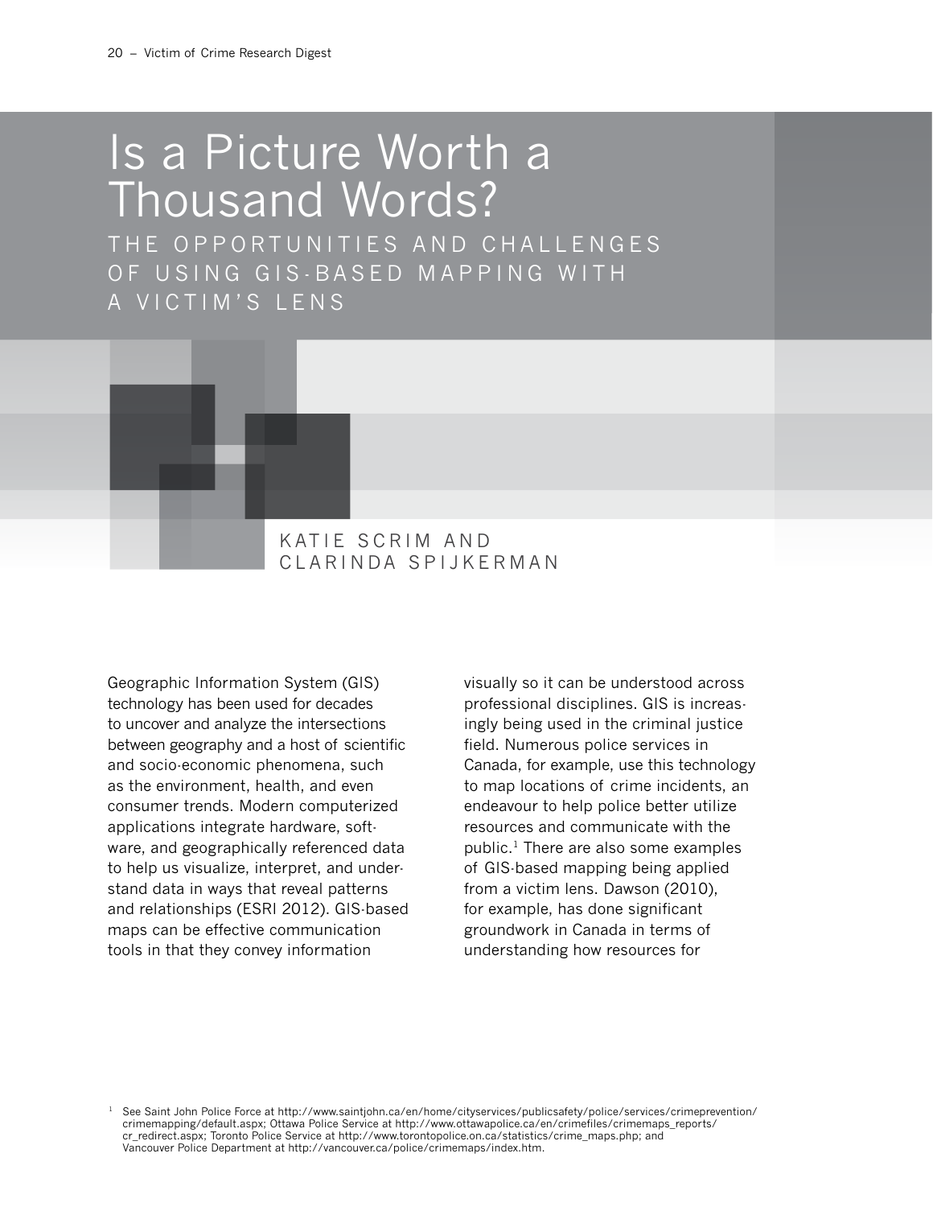# Is a Picture Worth a Thousand Words?

## THE OPPORTUNITIES AND CHALLENGES OF USING GIS-BASED MAPPING WITH A VICTIM'S LENS

KATIE SCRIM AND CLARINDA SPIJKERMAN

Geographic Information System (GIS) technology has been used for decades to uncover and analyze the intersections between geography and a host of scientific and socio-economic phenomena, such as the environment, health, and even consumer trends. Modern computerized applications integrate hardware, software, and geographically referenced data to help us visualize, interpret, and understand data in ways that reveal patterns and relationships (ESRI 2012). GIS-based maps can be effective communication tools in that they convey information visually so it can be understood across professional disciplines. GIS is increasingly being used in the criminal justice field. Numerous police services in Canada, for example, use this technology to map locations of crime incidents, an endeavour to help police better utilize resources and communicate with the public.[1] There are also some examples of GIS-based mapping being applied from a victim lens. Dawson (2010), for example, has done significant groundwork in Canada in terms of understanding how resources for

[1] See Saint John Police Force at http://www.saintjohn.ca/en/home/cityservices/publicsafety/police/services/crimeprevention/crimemapping/default.aspx; Ottawa Police Service at http://www.ottawapolice.ca/en/crimefiles/crimemaps_reports/cr_redirect.aspx; Toronto Police Service at http://www.torontopolice.on.ca/statistics/crime_maps.php; and Vancouver Police Department at http://vancouver.ca/police/crimemaps/index.htm.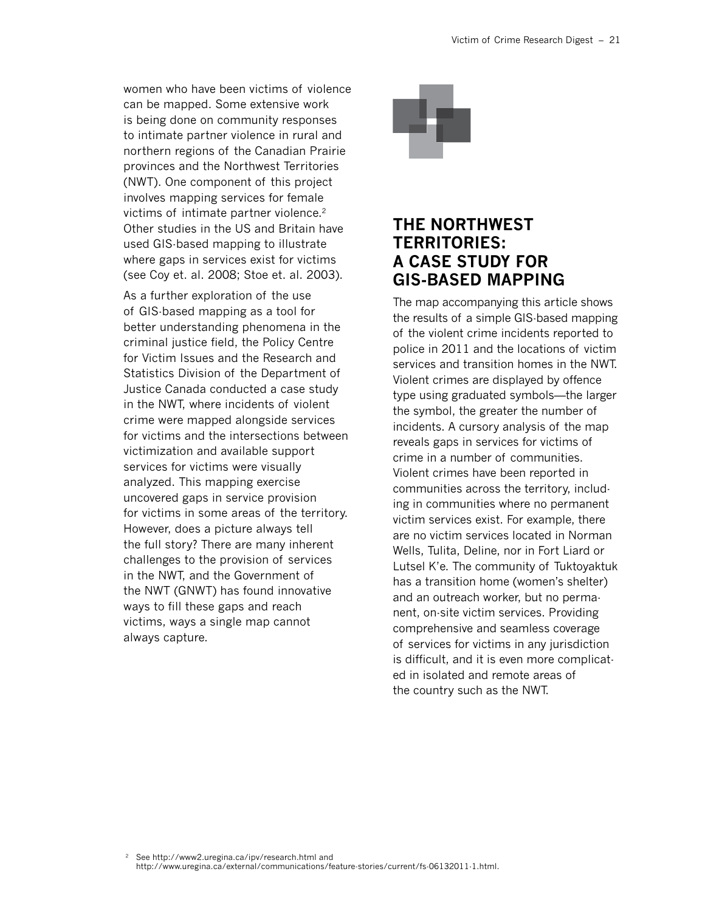women who have been victims of violence can be mapped. Some extensive work is being done on community responses to intimate partner violence in rural and northern regions of the Canadian Prairie provinces and the Northwest Territories (NWT). One component of this project involves mapping services for female victims of intimate partner violence.[2] Other studies in the US and Britain have used GIS-based mapping to illustrate where gaps in services exist for victims (see Coy et. al. 2008; Stoe et. al. 2003).

As a further exploration of the use of GIS-based mapping as a tool for better understanding phenomena in the criminal justice field, the Policy Centre for Victim Issues and the Research and Statistics Division of the Department of Justice Canada conducted a case study in the NWT, where incidents of violent crime were mapped alongside services for victims and the intersections between victimization and available support services for victims were visually analyzed. This mapping exercise uncovered gaps in service provision for victims in some areas of the territory. However, does a picture always tell the full story? There are many inherent challenges to the provision of services in the NWT, and the Government of the NWT (GNWT) has found innovative ways to fill these gaps and reach victims, ways a single map cannot always capture.

## THE NORTHWEST TERRITORIES: A CASE STUDY FOR GIS-BASED MAPPING

The map accompanying this article shows the results of a simple GIS-based mapping of the violent crime incidents reported to police in 2011 and the locations of victim services and transition homes in the NWT. Violent crimes are displayed by offence type using graduated symbols—the larger the symbol, the greater the number of incidents. A cursory analysis of the map reveals gaps in services for victims of crime in a number of communities. Violent crimes have been reported in communities across the territory, including in communities where no permanent victim services exist. For example, there are no victim services located in Norman Wells, Tulita, Deline, nor in Fort Liard or Lutsel K'e. The community of Tuktoyaktuk has a transition home (women's shelter) and an outreach worker, but no permanent, on-site victim services. Providing comprehensive and seamless coverage of services for victims in any jurisdiction is difficult, and it is even more complicated in isolated and remote areas of the country such as the NWT.

[2] See http://www2.uregina.ca/ipv/research.html and http://www.uregina.ca/external/communications/feature-stories/current/fs-06132011-1.html.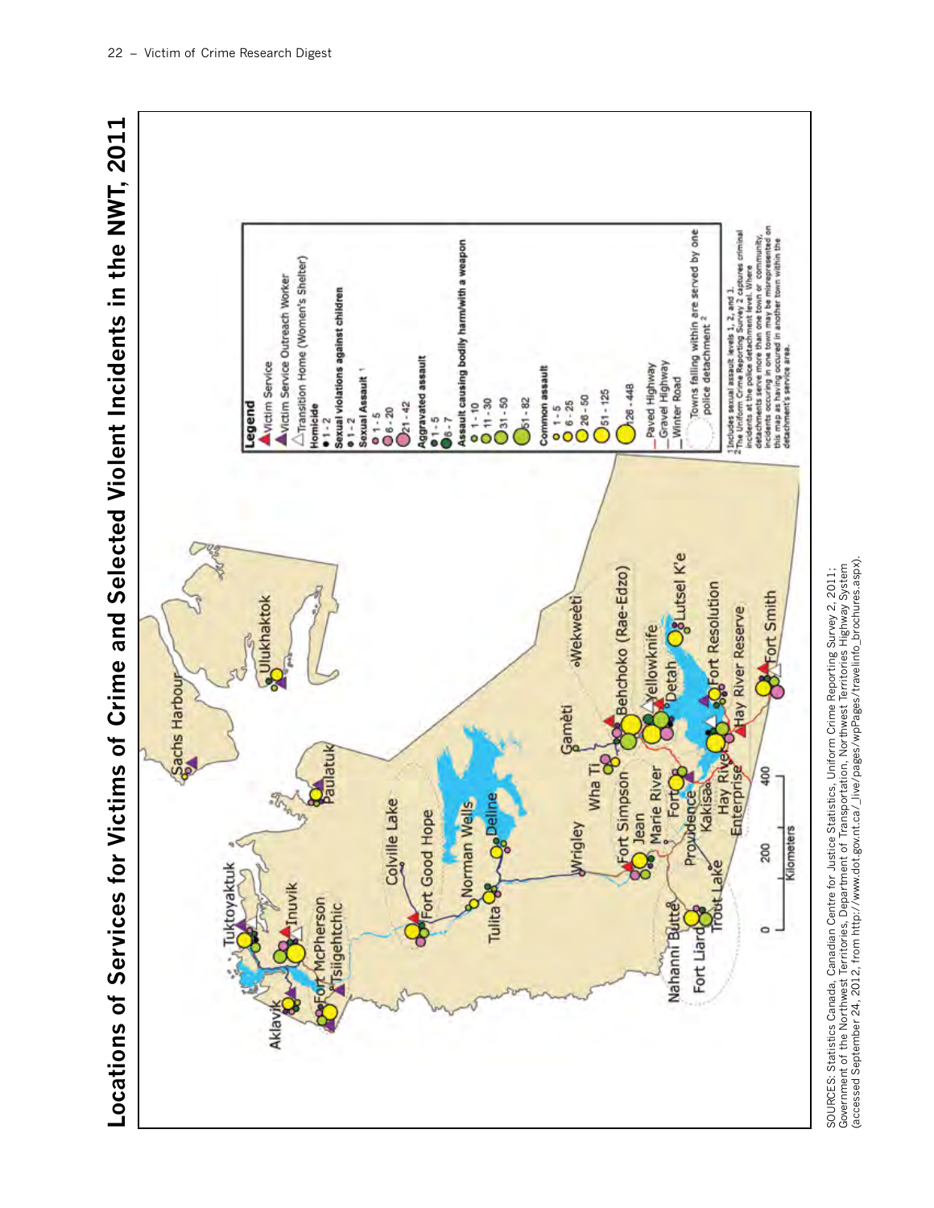# Locations of Services for Victims of Crime and Selected Violent Incidents in the NWT, 2011

**Legend**

- Victim Service
- Victim Service Outreach Worker
- Transition Home (Women's Shelter)

**Homicide**
- 1 - 2

**Sexual violations against children**
- 1 - 2

**Sexual Assault** [1]
- 1 - 5
- 6 - 20
- 21 - 42

**Aggravated assault**
- 1 - 5
- 6 - 7

**Assault causing bodily harm/with a weapon**
- 1 - 10
- 11 - 30
- 31 - 50
- 51 - 82

**Common assault**
- 1 - 5
- 6 - 25
- 26 - 50
- 51 - 125
- 126 - 448

- Paved Highway
- Gravel Highway
- Winter Road

Towns falling within are served by one police detachment [2]

[1] Includes sexual assault levels 1, 2, and 3.

[2] The Uniform Crime Reporting Survey 2 captures criminal incidents at the police detachment level. Where detachments serve more than one town or community, incidents occuring in one town may be misrepresented on this map as having occured in another town within the detachment's service area.

SOURCES: Statistics Canada, Canadian Centre for Justice Statistics, Uniform Crime Reporting Survey 2, 2011; Government of the Northwest Territories, Department of Transportation, Northwest Territories Highway System (accessed September 24, 2012, from http://www.dot.gov.nt.ca/_live/pages/wpPages/travelinfo_brochures.aspx).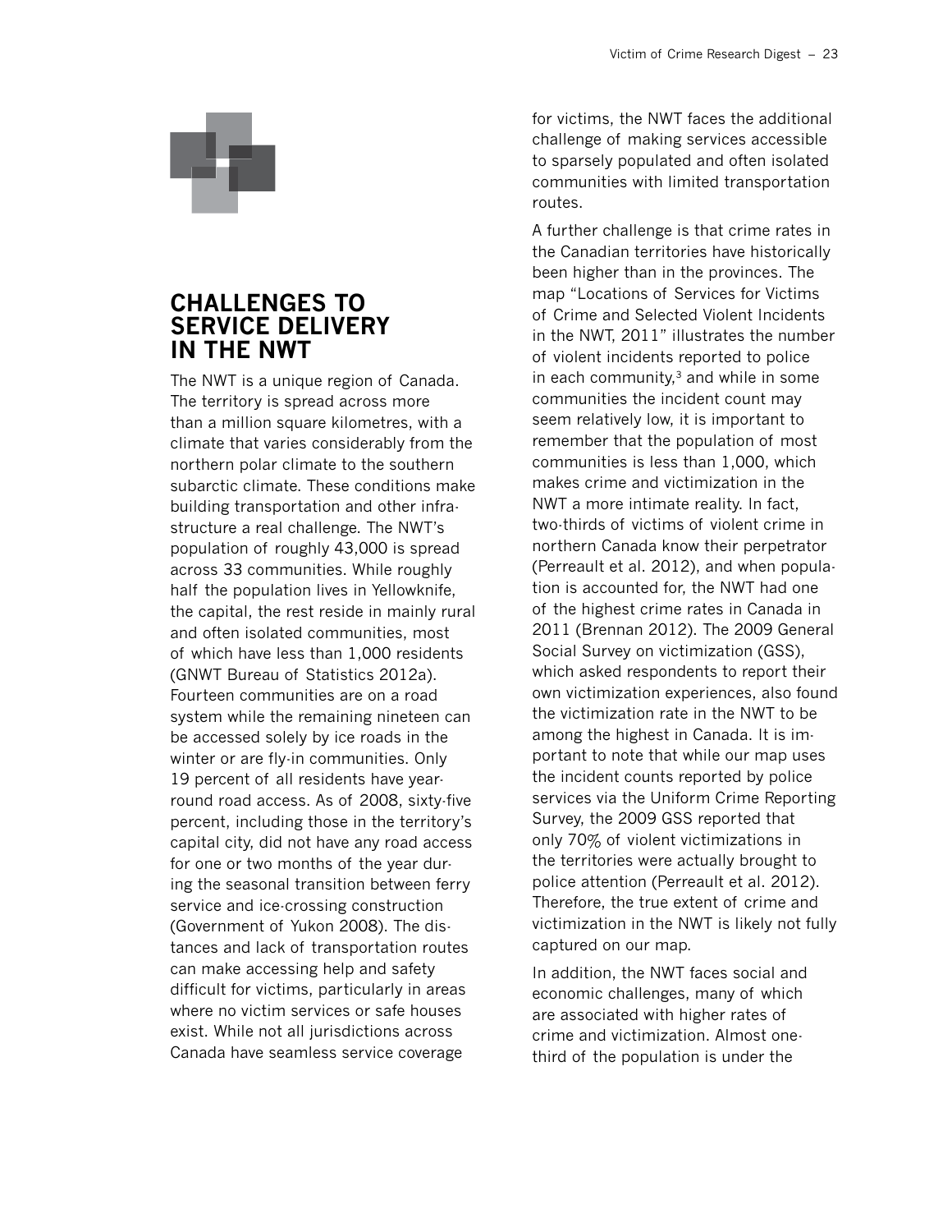## CHALLENGES TO SERVICE DELIVERY IN THE NWT

The NWT is a unique region of Canada. The territory is spread across more than a million square kilometres, with a climate that varies considerably from the northern polar climate to the southern subarctic climate. These conditions make building transportation and other infrastructure a real challenge. The NWT's population of roughly 43,000 is spread across 33 communities. While roughly half the population lives in Yellowknife, the capital, the rest reside in mainly rural and often isolated communities, most of which have less than 1,000 residents (GNWT Bureau of Statistics 2012a). Fourteen communities are on a road system while the remaining nineteen can be accessed solely by ice roads in the winter or are fly-in communities. Only 19 percent of all residents have year-round road access. As of 2008, sixty-five percent, including those in the territory's capital city, did not have any road access for one or two months of the year during the seasonal transition between ferry service and ice-crossing construction (Government of Yukon 2008). The distances and lack of transportation routes can make accessing help and safety difficult for victims, particularly in areas where no victim services or safe houses exist. While not all jurisdictions across Canada have seamless service coverage for victims, the NWT faces the additional challenge of making services accessible to sparsely populated and often isolated communities with limited transportation routes.

A further challenge is that crime rates in the Canadian territories have historically been higher than in the provinces. The map "Locations of Services for Victims of Crime and Selected Violent Incidents in the NWT, 2011" illustrates the number of violent incidents reported to police in each community,[3] and while in some communities the incident count may seem relatively low, it is important to remember that the population of most communities is less than 1,000, which makes crime and victimization in the NWT a more intimate reality. In fact, two-thirds of victims of violent crime in northern Canada know their perpetrator (Perreault et al. 2012), and when population is accounted for, the NWT had one of the highest crime rates in Canada in 2011 (Brennan 2012). The 2009 General Social Survey on victimization (GSS), which asked respondents to report their own victimization experiences, also found the victimization rate in the NWT to be among the highest in Canada. It is important to note that while our map uses the incident counts reported by police services via the Uniform Crime Reporting Survey, the 2009 GSS reported that only 70% of violent victimizations in the territories were actually brought to police attention (Perreault et al. 2012). Therefore, the true extent of crime and victimization in the NWT is likely not fully captured on our map.

In addition, the NWT faces social and economic challenges, many of which are associated with higher rates of crime and victimization. Almost one-third of the population is under the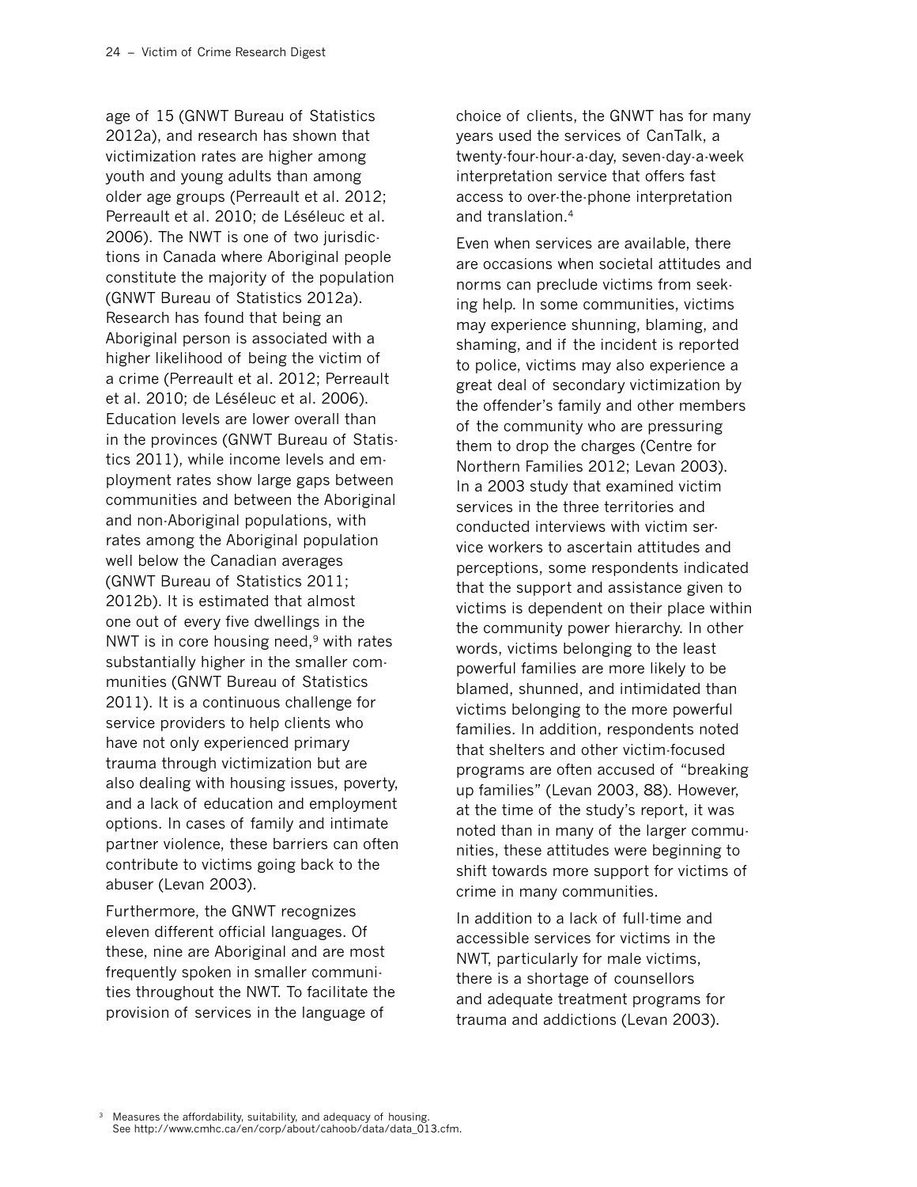age of 15 (GNWT Bureau of Statistics 2012a), and research has shown that victimization rates are higher among youth and young adults than among older age groups (Perreault et al. 2012; Perreault et al. 2010; de Léséleuc et al. 2006). The NWT is one of two jurisdictions in Canada where Aboriginal people constitute the majority of the population (GNWT Bureau of Statistics 2012a). Research has found that being an Aboriginal person is associated with a higher likelihood of being the victim of a crime (Perreault et al. 2012; Perreault et al. 2010; de Léséleuc et al. 2006). Education levels are lower overall than in the provinces (GNWT Bureau of Statistics 2011), while income levels and employment rates show large gaps between communities and between the Aboriginal and non-Aboriginal populations, with rates among the Aboriginal population well below the Canadian averages (GNWT Bureau of Statistics 2011; 2012b). It is estimated that almost one out of every five dwellings in the NWT is in core housing need,[9] with rates substantially higher in the smaller communities (GNWT Bureau of Statistics 2011). It is a continuous challenge for service providers to help clients who have not only experienced primary trauma through victimization but are also dealing with housing issues, poverty, and a lack of education and employment options. In cases of family and intimate partner violence, these barriers can often contribute to victims going back to the abuser (Levan 2003).

Furthermore, the GNWT recognizes eleven different official languages. Of these, nine are Aboriginal and are most frequently spoken in smaller communities throughout the NWT. To facilitate the provision of services in the language of choice of clients, the GNWT has for many years used the services of CanTalk, a twenty-four-hour-a-day, seven-day-a-week interpretation service that offers fast access to over-the-phone interpretation and translation.[4]

Even when services are available, there are occasions when societal attitudes and norms can preclude victims from seeking help. In some communities, victims may experience shunning, blaming, and shaming, and if the incident is reported to police, victims may also experience a great deal of secondary victimization by the offender's family and other members of the community who are pressuring them to drop the charges (Centre for Northern Families 2012; Levan 2003). In a 2003 study that examined victim services in the three territories and conducted interviews with victim service workers to ascertain attitudes and perceptions, some respondents indicated that the support and assistance given to victims is dependent on their place within the community power hierarchy. In other words, victims belonging to the least powerful families are more likely to be blamed, shunned, and intimidated than victims belonging to the more powerful families. In addition, respondents noted that shelters and other victim-focused programs are often accused of "breaking up families" (Levan 2003, 88). However, at the time of the study's report, it was noted than in many of the larger communities, these attitudes were beginning to shift towards more support for victims of crime in many communities.

In addition to a lack of full-time and accessible services for victims in the NWT, particularly for male victims, there is a shortage of counsellors and adequate treatment programs for trauma and addictions (Levan 2003).

[3] Measures the affordability, suitability, and adequacy of housing. See http://www.cmhc.ca/en/corp/about/cahoob/data/data_013.cfm.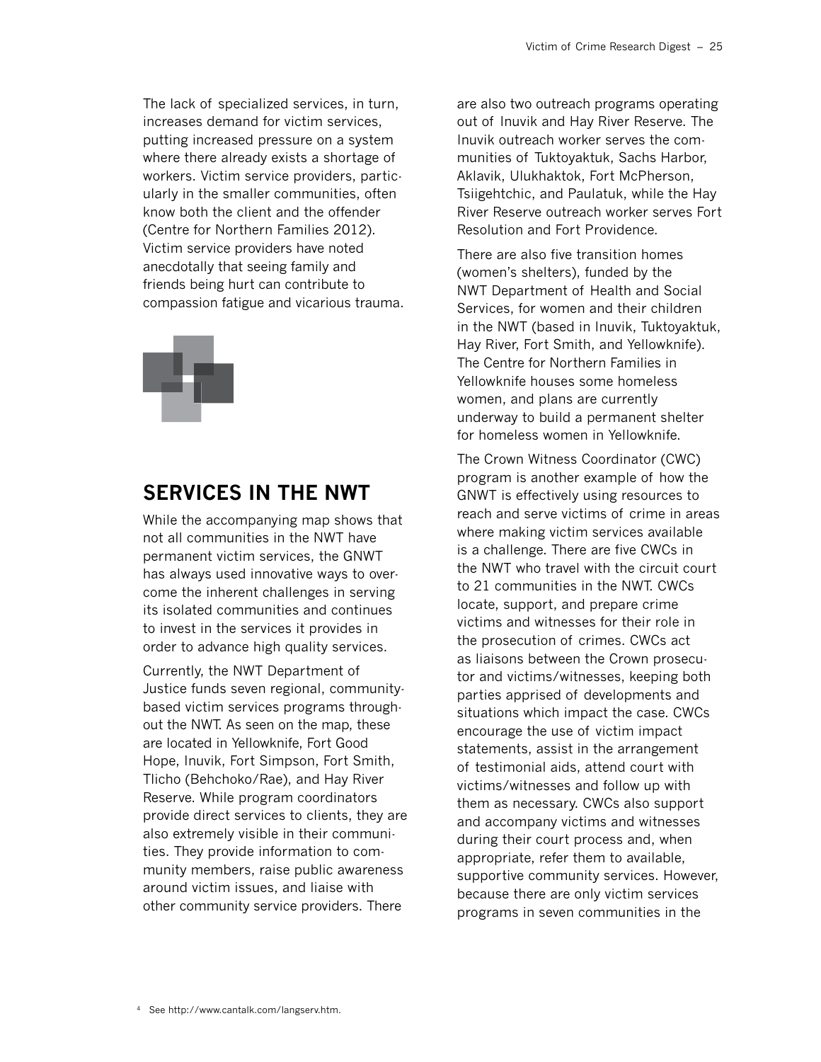The lack of specialized services, in turn, increases demand for victim services, putting increased pressure on a system where there already exists a shortage of workers. Victim service providers, particularly in the smaller communities, often know both the client and the offender (Centre for Northern Families 2012). Victim service providers have noted anecdotally that seeing family and friends being hurt can contribute to compassion fatigue and vicarious trauma.

## SERVICES IN THE NWT

While the accompanying map shows that not all communities in the NWT have permanent victim services, the GNWT has always used innovative ways to overcome the inherent challenges in serving its isolated communities and continues to invest in the services it provides in order to advance high quality services.

Currently, the NWT Department of Justice funds seven regional, community-based victim services programs throughout the NWT. As seen on the map, these are located in Yellowknife, Fort Good Hope, Inuvik, Fort Simpson, Fort Smith, Tlicho (Behchoko/Rae), and Hay River Reserve. While program coordinators provide direct services to clients, they are also extremely visible in their communities. They provide information to community members, raise public awareness around victim issues, and liaise with other community service providers. There are also two outreach programs operating out of Inuvik and Hay River Reserve. The Inuvik outreach worker serves the communities of Tuktoyaktuk, Sachs Harbor, Aklavik, Ulukhaktok, Fort McPherson, Tsiigehtchic, and Paulatuk, while the Hay River Reserve outreach worker serves Fort Resolution and Fort Providence.

There are also five transition homes (women's shelters), funded by the NWT Department of Health and Social Services, for women and their children in the NWT (based in Inuvik, Tuktoyaktuk, Hay River, Fort Smith, and Yellowknife). The Centre for Northern Families in Yellowknife houses some homeless women, and plans are currently underway to build a permanent shelter for homeless women in Yellowknife.

The Crown Witness Coordinator (CWC) program is another example of how the GNWT is effectively using resources to reach and serve victims of crime in areas where making victim services available is a challenge. There are five CWCs in the NWT who travel with the circuit court to 21 communities in the NWT. CWCs locate, support, and prepare crime victims and witnesses for their role in the prosecution of crimes. CWCs act as liaisons between the Crown prosecutor and victims/witnesses, keeping both parties apprised of developments and situations which impact the case. CWCs encourage the use of victim impact statements, assist in the arrangement of testimonial aids, attend court with victims/witnesses and follow up with them as necessary. CWCs also support and accompany victims and witnesses during their court process and, when appropriate, refer them to available, supportive community services. However, because there are only victim services programs in seven communities in the

[4] See http://www.cantalk.com/langserv.htm.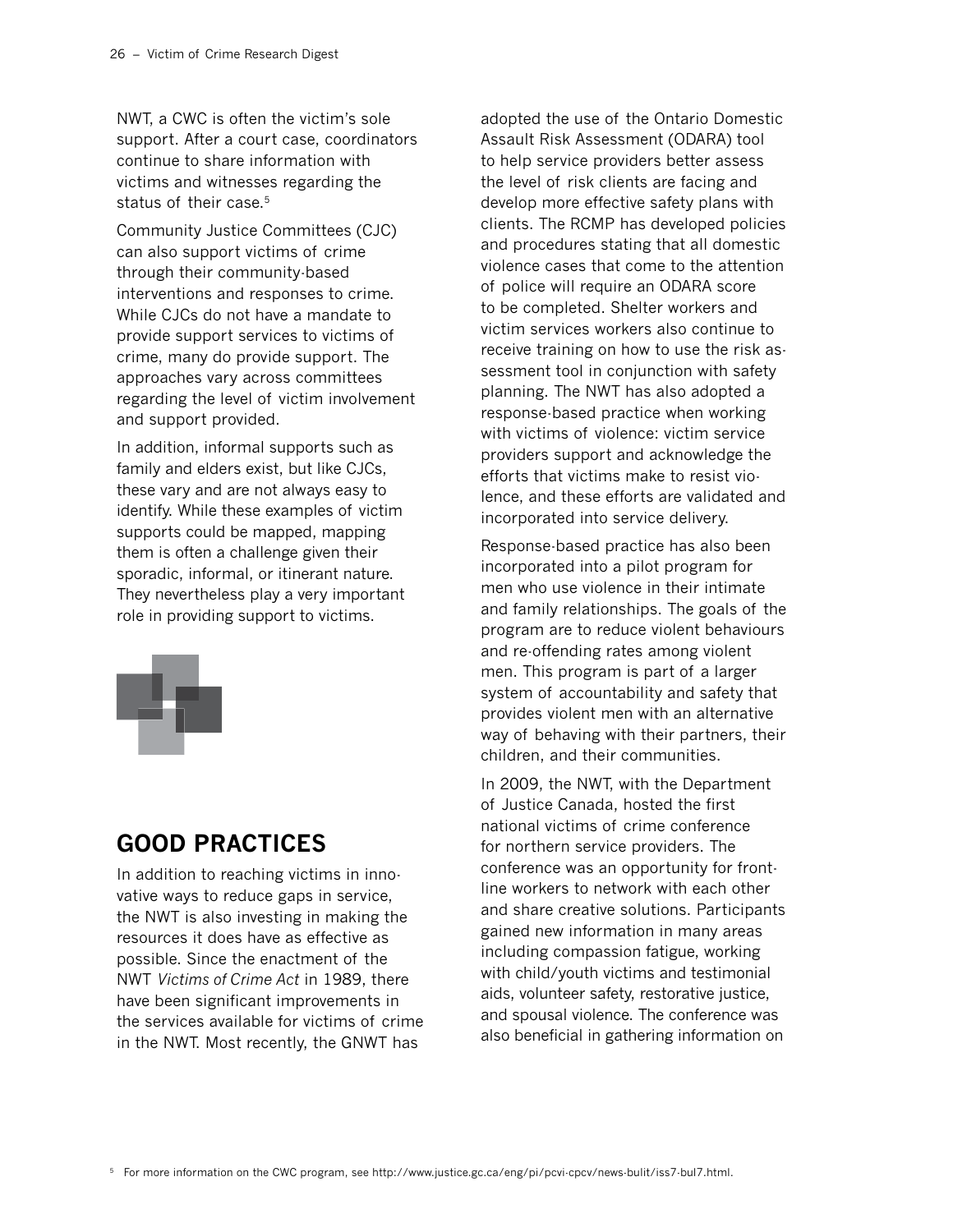NWT, a CWC is often the victim's sole support. After a court case, coordinators continue to share information with victims and witnesses regarding the status of their case.[5]

Community Justice Committees (CJC) can also support victims of crime through their community-based interventions and responses to crime. While CJCs do not have a mandate to provide support services to victims of crime, many do provide support. The approaches vary across committees regarding the level of victim involvement and support provided.

In addition, informal supports such as family and elders exist, but like CJCs, these vary and are not always easy to identify. While these examples of victim supports could be mapped, mapping them is often a challenge given their sporadic, informal, or itinerant nature. They nevertheless play a very important role in providing support to victims.

## GOOD PRACTICES

In addition to reaching victims in innovative ways to reduce gaps in service, the NWT is also investing in making the resources it does have as effective as possible. Since the enactment of the NWT *Victims of Crime Act* in 1989, there have been significant improvements in the services available for victims of crime in the NWT. Most recently, the GNWT has adopted the use of the Ontario Domestic Assault Risk Assessment (ODARA) tool to help service providers better assess the level of risk clients are facing and develop more effective safety plans with clients. The RCMP has developed policies and procedures stating that all domestic violence cases that come to the attention of police will require an ODARA score to be completed. Shelter workers and victim services workers also continue to receive training on how to use the risk assessment tool in conjunction with safety planning. The NWT has also adopted a response-based practice when working with victims of violence: victim service providers support and acknowledge the efforts that victims make to resist violence, and these efforts are validated and incorporated into service delivery.

Response-based practice has also been incorporated into a pilot program for men who use violence in their intimate and family relationships. The goals of the program are to reduce violent behaviours and re-offending rates among violent men. This program is part of a larger system of accountability and safety that provides violent men with an alternative way of behaving with their partners, their children, and their communities.

In 2009, the NWT, with the Department of Justice Canada, hosted the first national victims of crime conference for northern service providers. The conference was an opportunity for front-line workers to network with each other and share creative solutions. Participants gained new information in many areas including compassion fatigue, working with child/youth victims and testimonial aids, volunteer safety, restorative justice, and spousal violence. The conference was also beneficial in gathering information on

[5] For more information on the CWC program, see http://www.justice.gc.ca/eng/pi/pcvi-cpcv/news-bulit/iss7-bul7.html.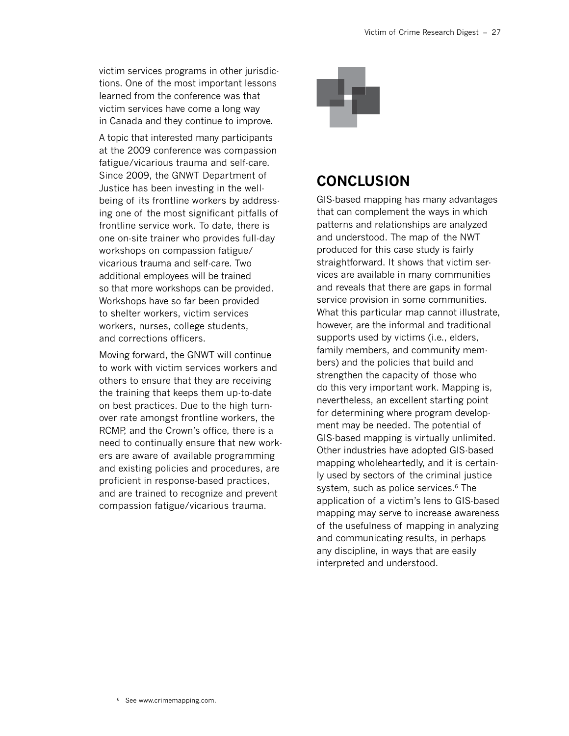victim services programs in other jurisdictions. One of the most important lessons learned from the conference was that victim services have come a long way in Canada and they continue to improve.

A topic that interested many participants at the 2009 conference was compassion fatigue/vicarious trauma and self-care. Since 2009, the GNWT Department of Justice has been investing in the well-being of its frontline workers by addressing one of the most significant pitfalls of frontline service work. To date, there is one on-site trainer who provides full-day workshops on compassion fatigue/vicarious trauma and self-care. Two additional employees will be trained so that more workshops can be provided. Workshops have so far been provided to shelter workers, victim services workers, nurses, college students, and corrections officers.

Moving forward, the GNWT will continue to work with victim services workers and others to ensure that they are receiving the training that keeps them up-to-date on best practices. Due to the high turnover rate amongst frontline workers, the RCMP, and the Crown's office, there is a need to continually ensure that new workers are aware of available programming and existing policies and procedures, are proficient in response-based practices, and are trained to recognize and prevent compassion fatigue/vicarious trauma.

## CONCLUSION

GIS-based mapping has many advantages that can complement the ways in which patterns and relationships are analyzed and understood. The map of the NWT produced for this case study is fairly straightforward. It shows that victim services are available in many communities and reveals that there are gaps in formal service provision in some communities. What this particular map cannot illustrate, however, are the informal and traditional supports used by victims (i.e., elders, family members, and community members) and the policies that build and strengthen the capacity of those who do this very important work. Mapping is, nevertheless, an excellent starting point for determining where program development may be needed. The potential of GIS-based mapping is virtually unlimited. Other industries have adopted GIS-based mapping wholeheartedly, and it is certainly used by sectors of the criminal justice system, such as police services.[6] The application of a victim's lens to GIS-based mapping may serve to increase awareness of the usefulness of mapping in analyzing and communicating results, in perhaps any discipline, in ways that are easily interpreted and understood.

[6] See www.crimemapping.com.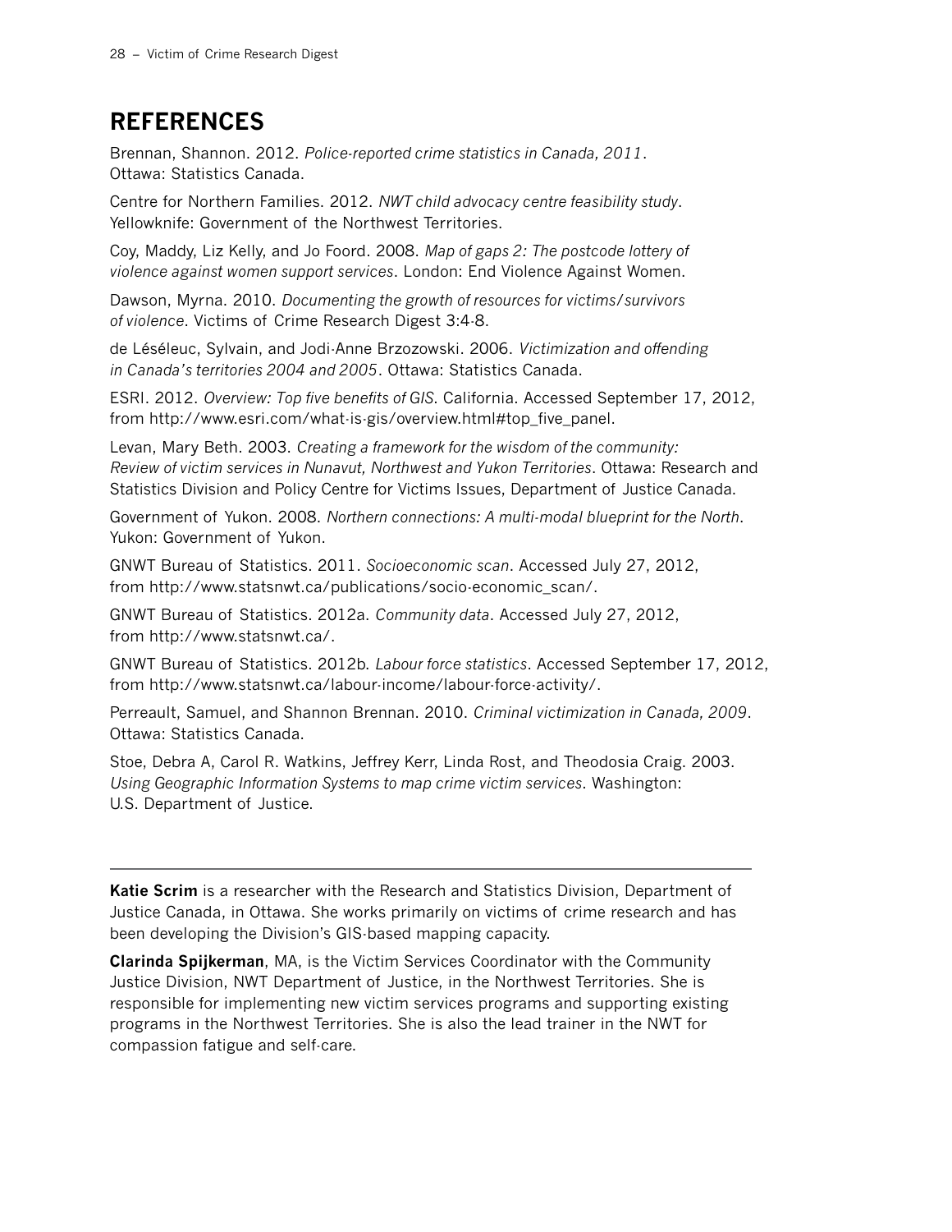## REFERENCES

Brennan, Shannon. 2012. *Police-reported crime statistics in Canada, 2011*. Ottawa: Statistics Canada.

Centre for Northern Families. 2012. *NWT child advocacy centre feasibility study*. Yellowknife: Government of the Northwest Territories.

Coy, Maddy, Liz Kelly, and Jo Foord. 2008. *Map of gaps 2: The postcode lottery of violence against women support services*. London: End Violence Against Women.

Dawson, Myrna. 2010. *Documenting the growth of resources for victims/survivors of violence*. Victims of Crime Research Digest 3:4-8.

de Léséleuc, Sylvain, and Jodi-Anne Brzozowski. 2006. *Victimization and offending in Canada's territories 2004 and 2005*. Ottawa: Statistics Canada.

ESRI. 2012. *Overview: Top five benefits of GIS*. California. Accessed September 17, 2012, from http://www.esri.com/what-is-gis/overview.html#top_five_panel.

Levan, Mary Beth. 2003. *Creating a framework for the wisdom of the community: Review of victim services in Nunavut, Northwest and Yukon Territories*. Ottawa: Research and Statistics Division and Policy Centre for Victims Issues, Department of Justice Canada.

Government of Yukon. 2008. *Northern connections: A multi-modal blueprint for the North*. Yukon: Government of Yukon.

GNWT Bureau of Statistics. 2011. *Socioeconomic scan*. Accessed July 27, 2012, from http://www.statsnwt.ca/publications/socio-economic_scan/.

GNWT Bureau of Statistics. 2012a. *Community data*. Accessed July 27, 2012, from http://www.statsnwt.ca/.

GNWT Bureau of Statistics. 2012b. *Labour force statistics*. Accessed September 17, 2012, from http://www.statsnwt.ca/labour-income/labour-force-activity/.

Perreault, Samuel, and Shannon Brennan. 2010. *Criminal victimization in Canada, 2009*. Ottawa: Statistics Canada.

Stoe, Debra A, Carol R. Watkins, Jeffrey Kerr, Linda Rost, and Theodosia Craig. 2003. *Using Geographic Information Systems to map crime victim services*. Washington: U.S. Department of Justice.

---

**Katie Scrim** is a researcher with the Research and Statistics Division, Department of Justice Canada, in Ottawa. She works primarily on victims of crime research and has been developing the Division's GIS-based mapping capacity.

**Clarinda Spijkerman**, MA, is the Victim Services Coordinator with the Community Justice Division, NWT Department of Justice, in the Northwest Territories. She is responsible for implementing new victim services programs and supporting existing programs in the Northwest Territories. She is also the lead trainer in the NWT for compassion fatigue and self-care.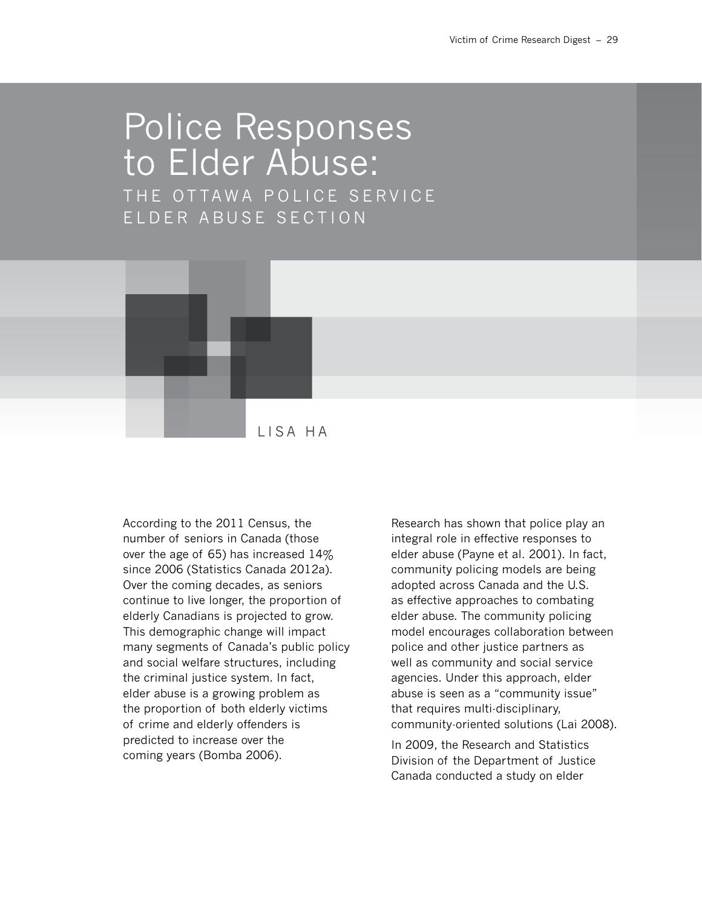# Police Responses to Elder Abuse:

## THE OTTAWA POLICE SERVICE ELDER ABUSE SECTION

LISA HA

According to the 2011 Census, the number of seniors in Canada (those over the age of 65) has increased 14% since 2006 (Statistics Canada 2012a). Over the coming decades, as seniors continue to live longer, the proportion of elderly Canadians is projected to grow. This demographic change will impact many segments of Canada's public policy and social welfare structures, including the criminal justice system. In fact, elder abuse is a growing problem as the proportion of both elderly victims of crime and elderly offenders is predicted to increase over the coming years (Bomba 2006).

Research has shown that police play an integral role in effective responses to elder abuse (Payne et al. 2001). In fact, community policing models are being adopted across Canada and the U.S. as effective approaches to combating elder abuse. The community policing model encourages collaboration between police and other justice partners as well as community and social service agencies. Under this approach, elder abuse is seen as a "community issue" that requires multi-disciplinary, community-oriented solutions (Lai 2008).

In 2009, the Research and Statistics Division of the Department of Justice Canada conducted a study on elder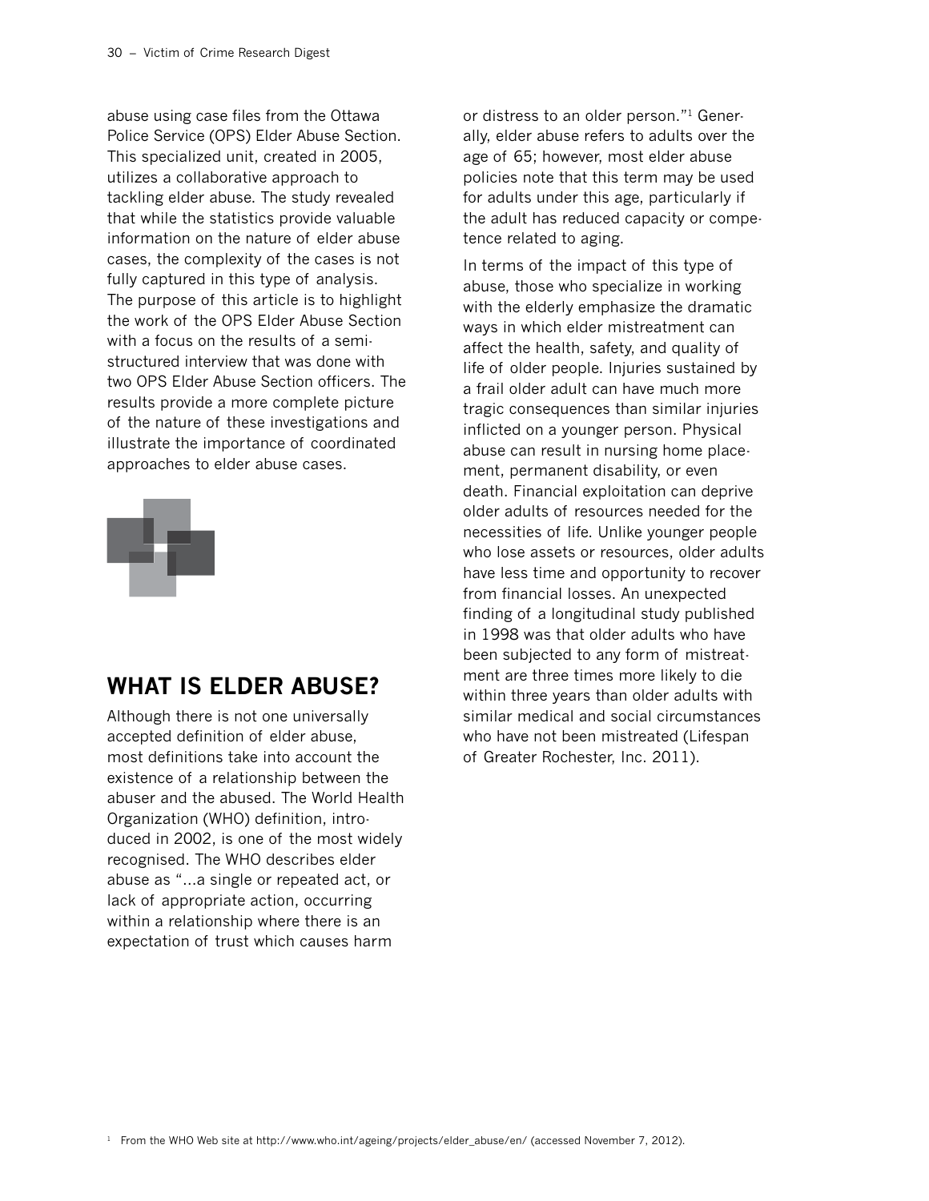abuse using case files from the Ottawa Police Service (OPS) Elder Abuse Section. This specialized unit, created in 2005, utilizes a collaborative approach to tackling elder abuse. The study revealed that while the statistics provide valuable information on the nature of elder abuse cases, the complexity of the cases is not fully captured in this type of analysis. The purpose of this article is to highlight the work of the OPS Elder Abuse Section with a focus on the results of a semi-structured interview that was done with two OPS Elder Abuse Section officers. The results provide a more complete picture of the nature of these investigations and illustrate the importance of coordinated approaches to elder abuse cases.

## WHAT IS ELDER ABUSE?

Although there is not one universally accepted definition of elder abuse, most definitions take into account the existence of a relationship between the abuser and the abused. The World Health Organization (WHO) definition, introduced in 2002, is one of the most widely recognised. The WHO describes elder abuse as "...a single or repeated act, or lack of appropriate action, occurring within a relationship where there is an expectation of trust which causes harm or distress to an older person."[1] Generally, elder abuse refers to adults over the age of 65; however, most elder abuse policies note that this term may be used for adults under this age, particularly if the adult has reduced capacity or competence related to aging.

In terms of the impact of this type of abuse, those who specialize in working with the elderly emphasize the dramatic ways in which elder mistreatment can affect the health, safety, and quality of life of older people. Injuries sustained by a frail older adult can have much more tragic consequences than similar injuries inflicted on a younger person. Physical abuse can result in nursing home placement, permanent disability, or even death. Financial exploitation can deprive older adults of resources needed for the necessities of life. Unlike younger people who lose assets or resources, older adults have less time and opportunity to recover from financial losses. An unexpected finding of a longitudinal study published in 1998 was that older adults who have been subjected to any form of mistreatment are three times more likely to die within three years than older adults with similar medical and social circumstances who have not been mistreated (Lifespan of Greater Rochester, Inc. 2011).

[1] From the WHO Web site at http://www.who.int/ageing/projects/elder_abuse/en/ (accessed November 7, 2012).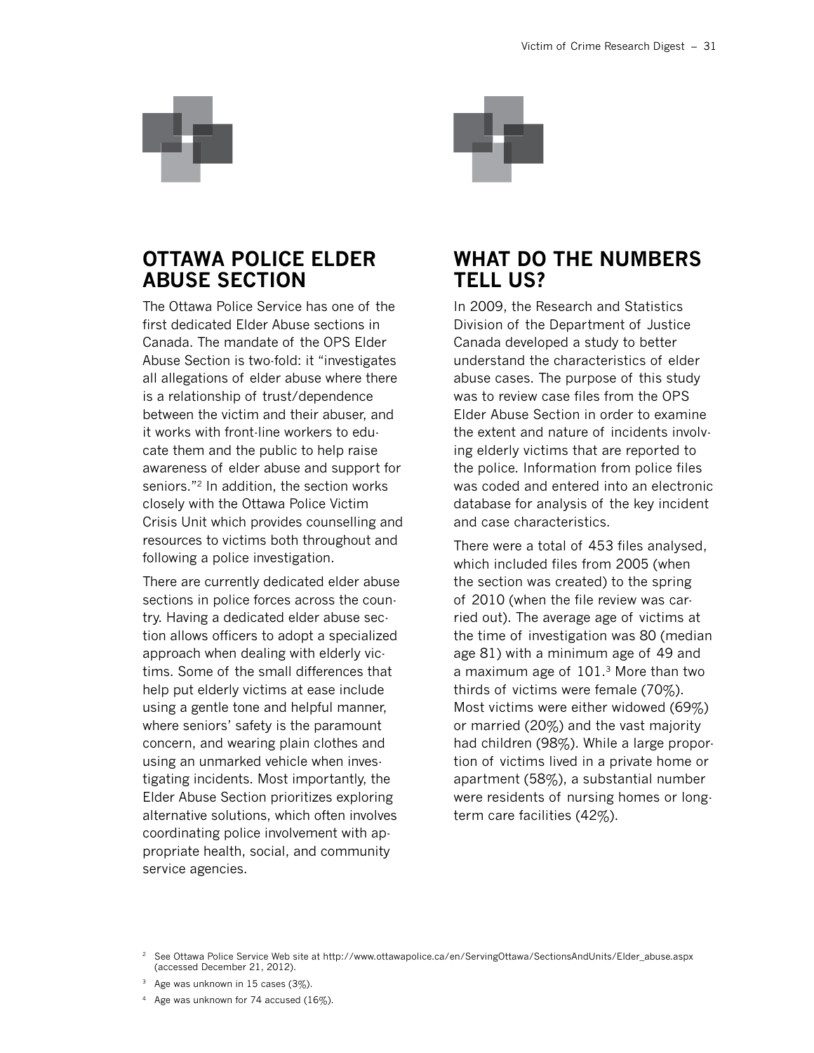## OTTAWA POLICE ELDER ABUSE SECTION

The Ottawa Police Service has one of the first dedicated Elder Abuse sections in Canada. The mandate of the OPS Elder Abuse Section is two-fold: it "investigates all allegations of elder abuse where there is a relationship of trust/dependence between the victim and their abuser, and it works with front-line workers to educate them and the public to help raise awareness of elder abuse and support for seniors."[2] In addition, the section works closely with the Ottawa Police Victim Crisis Unit which provides counselling and resources to victims both throughout and following a police investigation.

There are currently dedicated elder abuse sections in police forces across the country. Having a dedicated elder abuse section allows officers to adopt a specialized approach when dealing with elderly victims. Some of the small differences that help put elderly victims at ease include using a gentle tone and helpful manner, where seniors' safety is the paramount concern, and wearing plain clothes and using an unmarked vehicle when investigating incidents. Most importantly, the Elder Abuse Section prioritizes exploring alternative solutions, which often involves coordinating police involvement with appropriate health, social, and community service agencies.

## WHAT DO THE NUMBERS TELL US?

In 2009, the Research and Statistics Division of the Department of Justice Canada developed a study to better understand the characteristics of elder abuse cases. The purpose of this study was to review case files from the OPS Elder Abuse Section in order to examine the extent and nature of incidents involving elderly victims that are reported to the police. Information from police files was coded and entered into an electronic database for analysis of the key incident and case characteristics.

There were a total of 453 files analysed, which included files from 2005 (when the section was created) to the spring of 2010 (when the file review was carried out). The average age of victims at the time of investigation was 80 (median age 81) with a minimum age of 49 and a maximum age of 101.[3] More than two thirds of victims were female (70%). Most victims were either widowed (69%) or married (20%) and the vast majority had children (98%). While a large proportion of victims lived in a private home or apartment (58%), a substantial number were residents of nursing homes or long-term care facilities (42%).

---

[2] See Ottawa Police Service Web site at http://www.ottawapolice.ca/en/ServingOttawa/SectionsAndUnits/Elder_abuse.aspx (accessed December 21, 2012).

[3] Age was unknown in 15 cases (3%).

[4] Age was unknown for 74 accused (16%).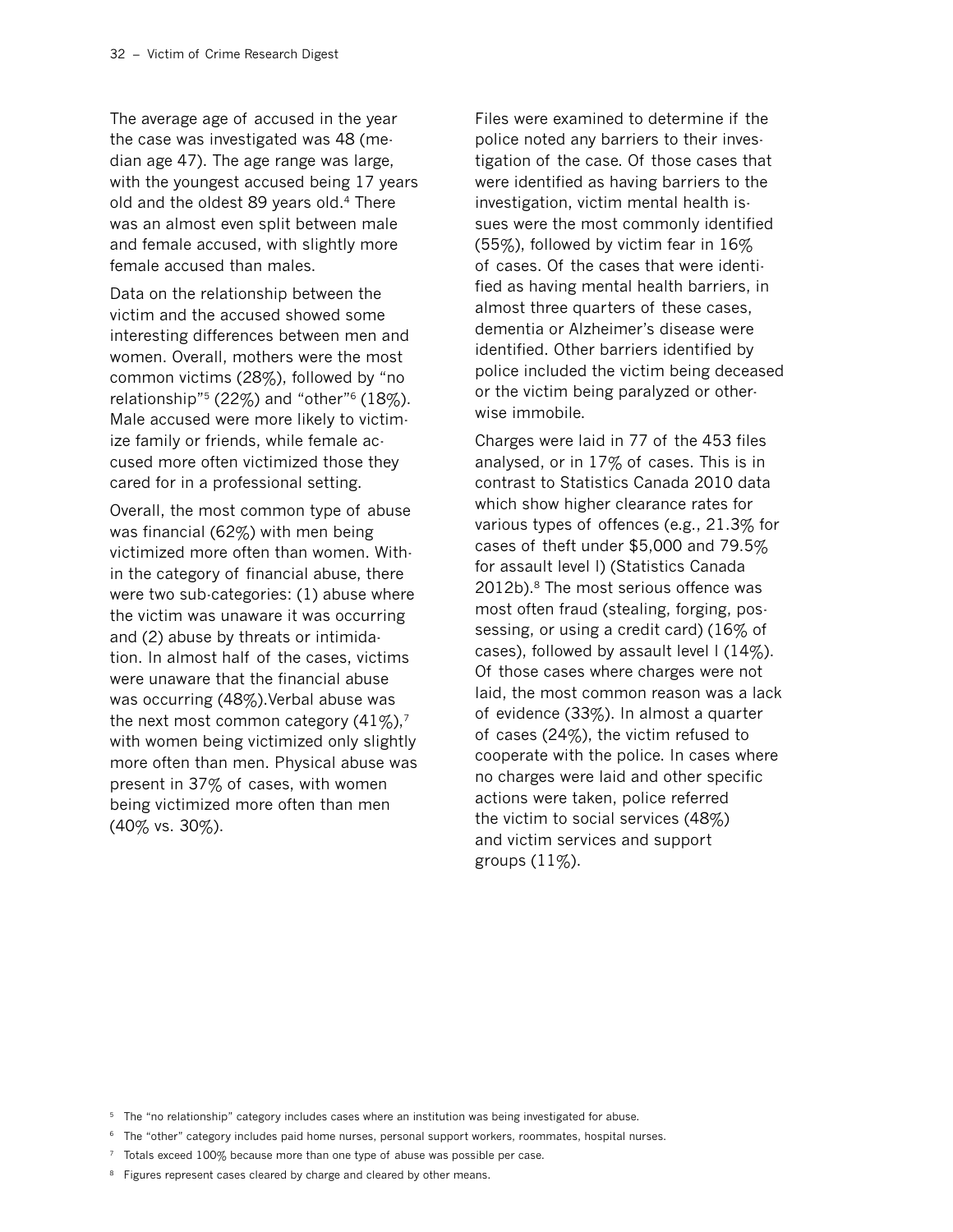The average age of accused in the year the case was investigated was 48 (median age 47). The age range was large, with the youngest accused being 17 years old and the oldest 89 years old.[4] There was an almost even split between male and female accused, with slightly more female accused than males.

Data on the relationship between the victim and the accused showed some interesting differences between men and women. Overall, mothers were the most common victims (28%), followed by "no relationship"[5] (22%) and "other"[6] (18%). Male accused were more likely to victimize family or friends, while female accused more often victimized those they cared for in a professional setting.

Overall, the most common type of abuse was financial (62%) with men being victimized more often than women. Within the category of financial abuse, there were two sub-categories: (1) abuse where the victim was unaware it was occurring and (2) abuse by threats or intimidation. In almost half of the cases, victims were unaware that the financial abuse was occurring (48%).Verbal abuse was the next most common category (41%),[7] with women being victimized only slightly more often than men. Physical abuse was present in 37% of cases, with women being victimized more often than men (40% vs. 30%).

Files were examined to determine if the police noted any barriers to their investigation of the case. Of those cases that were identified as having barriers to the investigation, victim mental health issues were the most commonly identified (55%), followed by victim fear in 16% of cases. Of the cases that were identified as having mental health barriers, in almost three quarters of these cases, dementia or Alzheimer's disease were identified. Other barriers identified by police included the victim being deceased or the victim being paralyzed or otherwise immobile.

Charges were laid in 77 of the 453 files analysed, or in 17% of cases. This is in contrast to Statistics Canada 2010 data which show higher clearance rates for various types of offences (e.g., 21.3% for cases of theft under $5,000 and 79.5% for assault level I) (Statistics Canada 2012b).[8] The most serious offence was most often fraud (stealing, forging, possessing, or using a credit card) (16% of cases), followed by assault level I (14%). Of those cases where charges were not laid, the most common reason was a lack of evidence (33%). In almost a quarter of cases (24%), the victim refused to cooperate with the police. In cases where no charges were laid and other specific actions were taken, police referred the victim to social services (48%) and victim services and support groups (11%).

[5] The "no relationship" category includes cases where an institution was being investigated for abuse.

[6] The "other" category includes paid home nurses, personal support workers, roommates, hospital nurses.

[7] Totals exceed 100% because more than one type of abuse was possible per case.

[8] Figures represent cases cleared by charge and cleared by other means.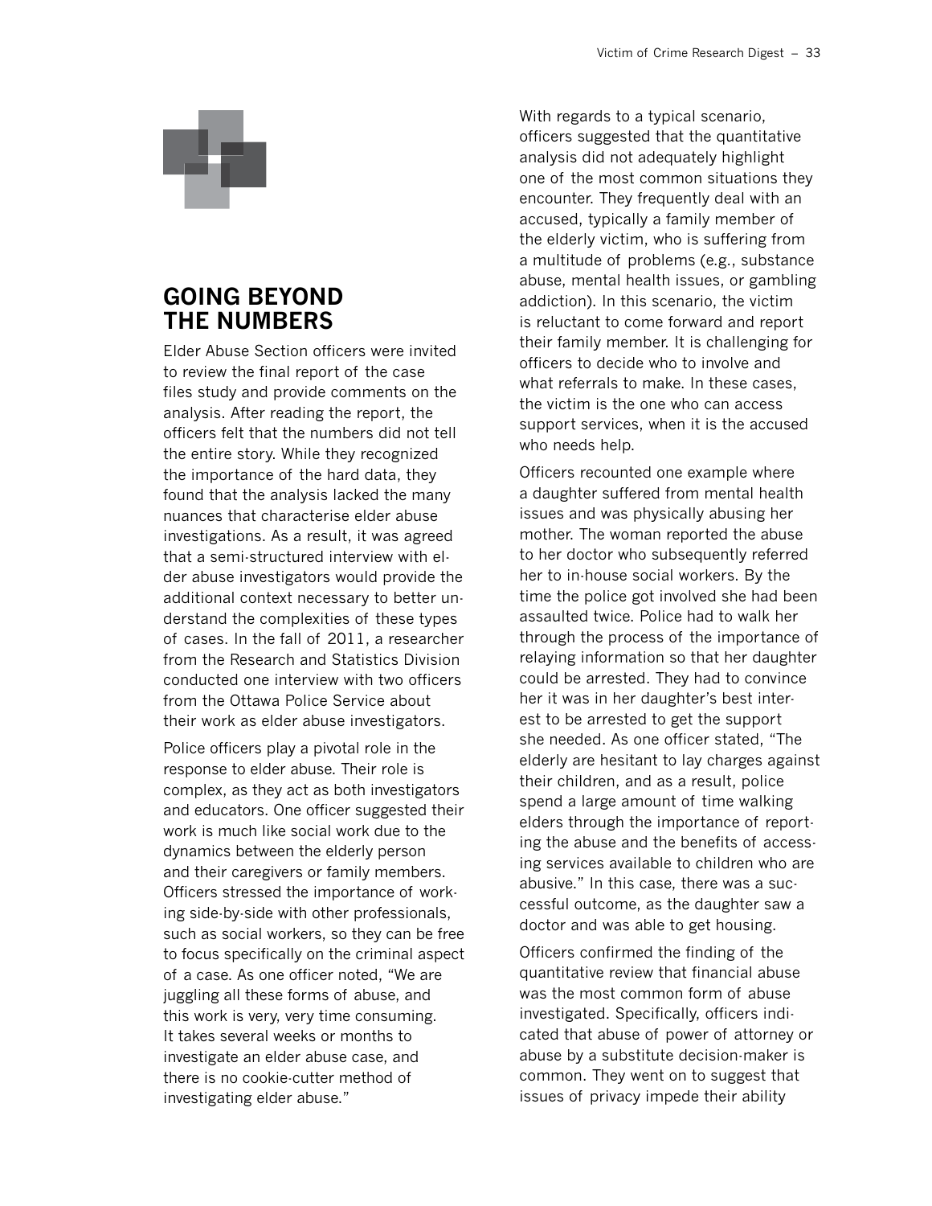## GOING BEYOND THE NUMBERS

Elder Abuse Section officers were invited to review the final report of the case files study and provide comments on the analysis. After reading the report, the officers felt that the numbers did not tell the entire story. While they recognized the importance of the hard data, they found that the analysis lacked the many nuances that characterise elder abuse investigations. As a result, it was agreed that a semi-structured interview with elder abuse investigators would provide the additional context necessary to better understand the complexities of these types of cases. In the fall of 2011, a researcher from the Research and Statistics Division conducted one interview with two officers from the Ottawa Police Service about their work as elder abuse investigators.

Police officers play a pivotal role in the response to elder abuse. Their role is complex, as they act as both investigators and educators. One officer suggested their work is much like social work due to the dynamics between the elderly person and their caregivers or family members. Officers stressed the importance of working side-by-side with other professionals, such as social workers, so they can be free to focus specifically on the criminal aspect of a case. As one officer noted, "We are juggling all these forms of abuse, and this work is very, very time consuming. It takes several weeks or months to investigate an elder abuse case, and there is no cookie-cutter method of investigating elder abuse."

With regards to a typical scenario, officers suggested that the quantitative analysis did not adequately highlight one of the most common situations they encounter. They frequently deal with an accused, typically a family member of the elderly victim, who is suffering from a multitude of problems (e.g., substance abuse, mental health issues, or gambling addiction). In this scenario, the victim is reluctant to come forward and report their family member. It is challenging for officers to decide who to involve and what referrals to make. In these cases, the victim is the one who can access support services, when it is the accused who needs help.

Officers recounted one example where a daughter suffered from mental health issues and was physically abusing her mother. The woman reported the abuse to her doctor who subsequently referred her to in-house social workers. By the time the police got involved she had been assaulted twice. Police had to walk her through the process of the importance of relaying information so that her daughter could be arrested. They had to convince her it was in her daughter's best interest to be arrested to get the support she needed. As one officer stated, "The elderly are hesitant to lay charges against their children, and as a result, police spend a large amount of time walking elders through the importance of reporting the abuse and the benefits of accessing services available to children who are abusive." In this case, there was a successful outcome, as the daughter saw a doctor and was able to get housing.

Officers confirmed the finding of the quantitative review that financial abuse was the most common form of abuse investigated. Specifically, officers indicated that abuse of power of attorney or abuse by a substitute decision-maker is common. They went on to suggest that issues of privacy impede their ability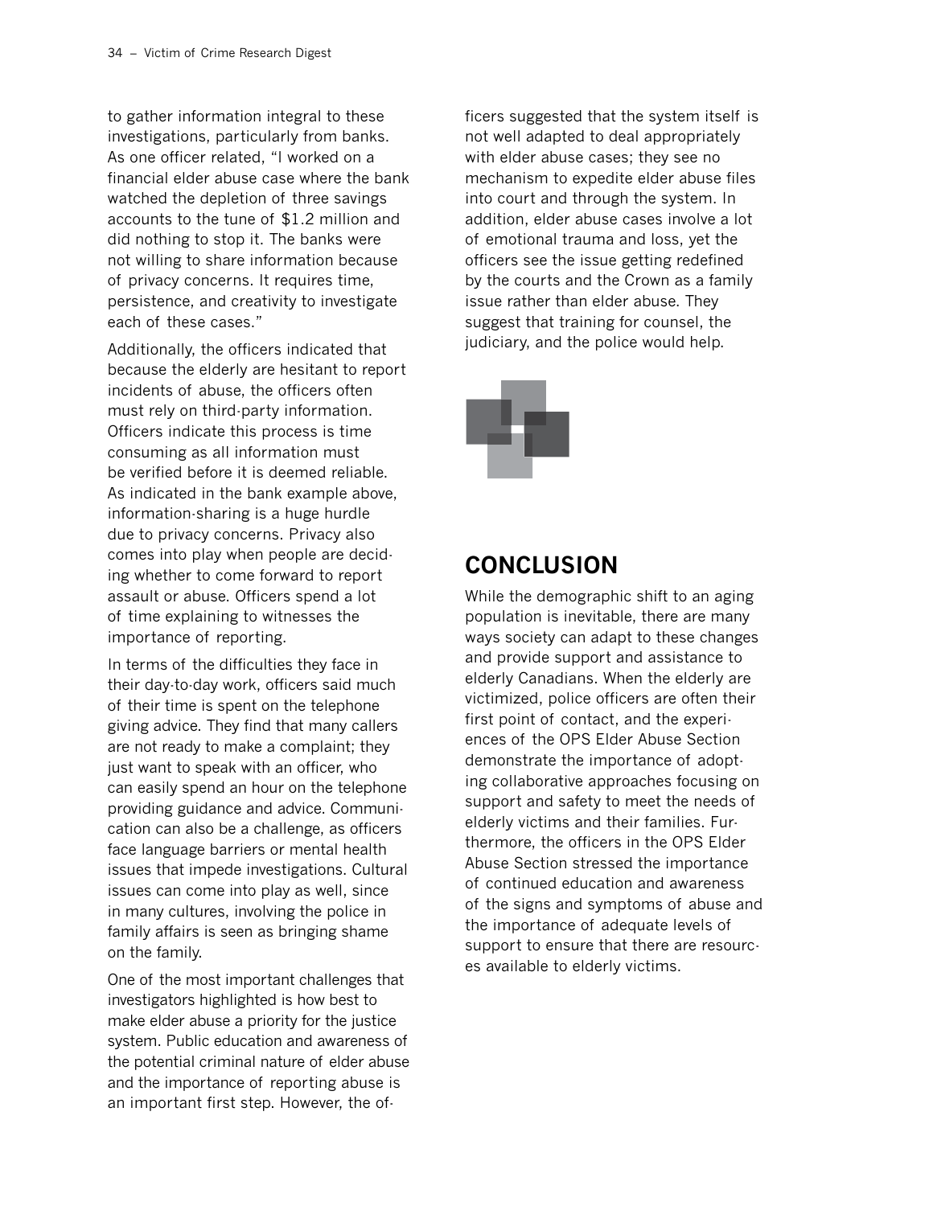to gather information integral to these investigations, particularly from banks. As one officer related, "I worked on a financial elder abuse case where the bank watched the depletion of three savings accounts to the tune of $1.2 million and did nothing to stop it. The banks were not willing to share information because of privacy concerns. It requires time, persistence, and creativity to investigate each of these cases."

Additionally, the officers indicated that because the elderly are hesitant to report incidents of abuse, the officers often must rely on third-party information. Officers indicate this process is time consuming as all information must be verified before it is deemed reliable. As indicated in the bank example above, information-sharing is a huge hurdle due to privacy concerns. Privacy also comes into play when people are deciding whether to come forward to report assault or abuse. Officers spend a lot of time explaining to witnesses the importance of reporting.

In terms of the difficulties they face in their day-to-day work, officers said much of their time is spent on the telephone giving advice. They find that many callers are not ready to make a complaint; they just want to speak with an officer, who can easily spend an hour on the telephone providing guidance and advice. Communication can also be a challenge, as officers face language barriers or mental health issues that impede investigations. Cultural issues can come into play as well, since in many cultures, involving the police in family affairs is seen as bringing shame on the family.

One of the most important challenges that investigators highlighted is how best to make elder abuse a priority for the justice system. Public education and awareness of the potential criminal nature of elder abuse and the importance of reporting abuse is an important first step. However, the officers suggested that the system itself is not well adapted to deal appropriately with elder abuse cases; they see no mechanism to expedite elder abuse files into court and through the system. In addition, elder abuse cases involve a lot of emotional trauma and loss, yet the officers see the issue getting redefined by the courts and the Crown as a family issue rather than elder abuse. They suggest that training for counsel, the judiciary, and the police would help.

## CONCLUSION

While the demographic shift to an aging population is inevitable, there are many ways society can adapt to these changes and provide support and assistance to elderly Canadians. When the elderly are victimized, police officers are often their first point of contact, and the experiences of the OPS Elder Abuse Section demonstrate the importance of adopting collaborative approaches focusing on support and safety to meet the needs of elderly victims and their families. Furthermore, the officers in the OPS Elder Abuse Section stressed the importance of continued education and awareness of the signs and symptoms of abuse and the importance of adequate levels of support to ensure that there are resources available to elderly victims.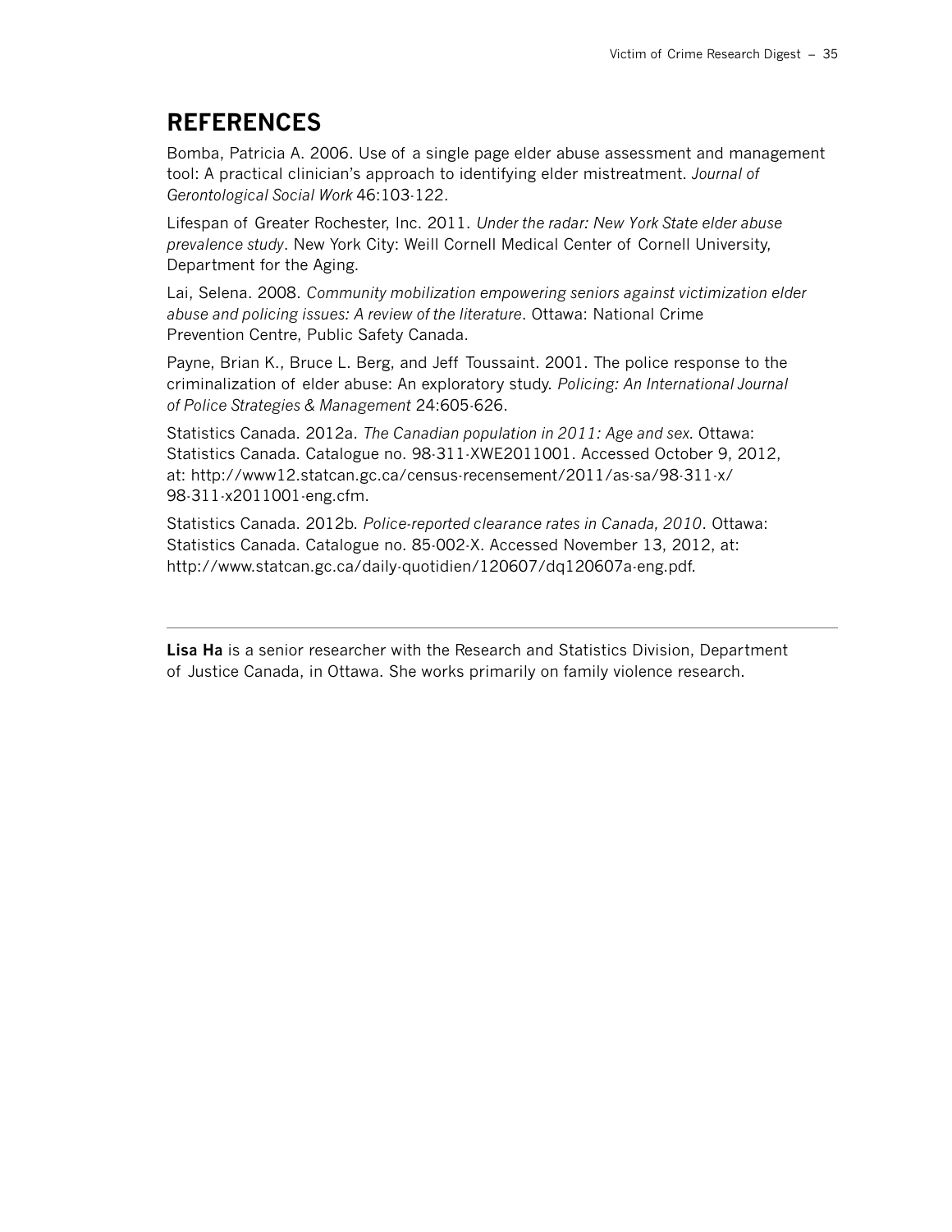## REFERENCES

Bomba, Patricia A. 2006. Use of a single page elder abuse assessment and management tool: A practical clinician's approach to identifying elder mistreatment. *Journal of Gerontological Social Work* 46:103-122.

Lifespan of Greater Rochester, Inc. 2011. *Under the radar: New York State elder abuse prevalence study*. New York City: Weill Cornell Medical Center of Cornell University, Department for the Aging.

Lai, Selena. 2008. *Community mobilization empowering seniors against victimization elder abuse and policing issues: A review of the literature*. Ottawa: National Crime Prevention Centre, Public Safety Canada.

Payne, Brian K., Bruce L. Berg, and Jeff Toussaint. 2001. The police response to the criminalization of elder abuse: An exploratory study. *Policing: An International Journal of Police Strategies & Management* 24:605-626.

Statistics Canada. 2012a. *The Canadian population in 2011: Age and sex*. Ottawa: Statistics Canada. Catalogue no. 98-311-XWE2011001. Accessed October 9, 2012, at: http://www12.statcan.gc.ca/census-recensement/2011/as-sa/98-311-x/98-311-x2011001-eng.cfm.

Statistics Canada. 2012b. *Police-reported clearance rates in Canada, 2010*. Ottawa: Statistics Canada. Catalogue no. 85-002-X. Accessed November 13, 2012, at: http://www.statcan.gc.ca/daily-quotidien/120607/dq120607a-eng.pdf.

---

**Lisa Ha** is a senior researcher with the Research and Statistics Division, Department of Justice Canada, in Ottawa. She works primarily on family violence research.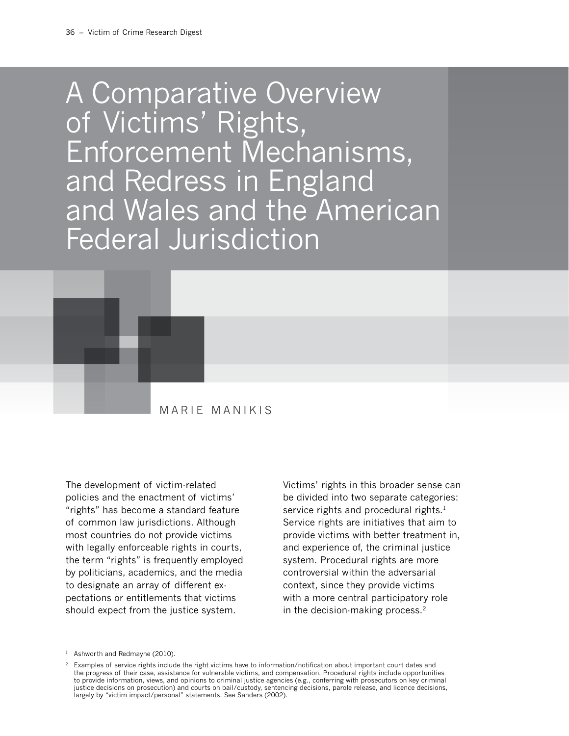# A Comparative Overview of Victims' Rights, Enforcement Mechanisms, and Redress in England and Wales and the American Federal Jurisdiction

MARIE MANIKIS

The development of victim-related policies and the enactment of victims' "rights" has become a standard feature of common law jurisdictions. Although most countries do not provide victims with legally enforceable rights in courts, the term "rights" is frequently employed by politicians, academics, and the media to designate an array of different expectations or entitlements that victims should expect from the justice system.

Victims' rights in this broader sense can be divided into two separate categories: service rights and procedural rights.[1] Service rights are initiatives that aim to provide victims with better treatment in, and experience of, the criminal justice system. Procedural rights are more controversial within the adversarial context, since they provide victims with a more central participatory role in the decision-making process.[2]

[1] Ashworth and Redmayne (2010).

[2] Examples of service rights include the right victims have to information/notification about important court dates and the progress of their case, assistance for vulnerable victims, and compensation. Procedural rights include opportunities to provide information, views, and opinions to criminal justice agencies (e.g., conferring with prosecutors on key criminal justice decisions on prosecution) and courts on bail/custody, sentencing decisions, parole release, and licence decisions, largely by "victim impact/personal" statements. See Sanders (2002).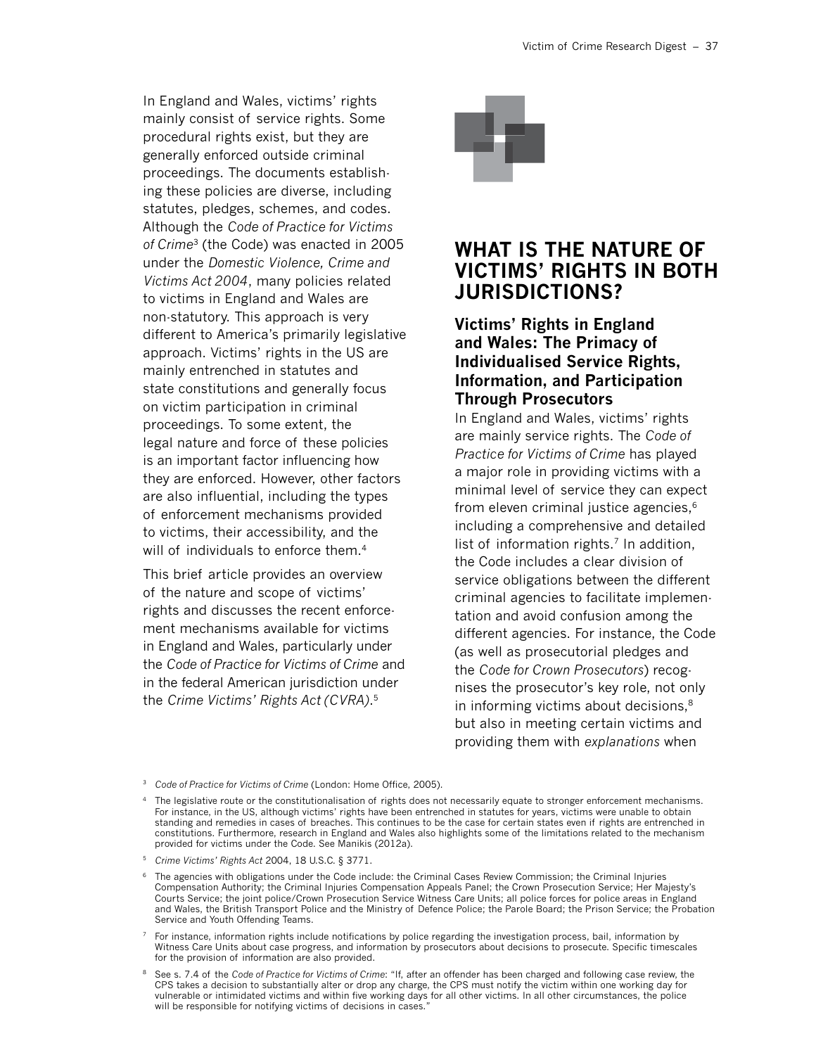In England and Wales, victims' rights mainly consist of service rights. Some procedural rights exist, but they are generally enforced outside criminal proceedings. The documents establishing these policies are diverse, including statutes, pledges, schemes, and codes. Although the *Code of Practice for Victims of Crime*[3] (the Code) was enacted in 2005 under the *Domestic Violence, Crime and Victims Act 2004*, many policies related to victims in England and Wales are non-statutory. This approach is very different to America's primarily legislative approach. Victims' rights in the US are mainly entrenched in statutes and state constitutions and generally focus on victim participation in criminal proceedings. To some extent, the legal nature and force of these policies is an important factor influencing how they are enforced. However, other factors are also influential, including the types of enforcement mechanisms provided to victims, their accessibility, and the will of individuals to enforce them.[4]

This brief article provides an overview of the nature and scope of victims' rights and discusses the recent enforcement mechanisms available for victims in England and Wales, particularly under the *Code of Practice for Victims of Crime* and in the federal American jurisdiction under the *Crime Victims' Rights Act (CVRA)*.[5]

## WHAT IS THE NATURE OF VICTIMS' RIGHTS IN BOTH JURISDICTIONS?

### Victims' Rights in England and Wales: The Primacy of Individualised Service Rights, Information, and Participation Through Prosecutors

In England and Wales, victims' rights are mainly service rights. The *Code of Practice for Victims of Crime* has played a major role in providing victims with a minimal level of service they can expect from eleven criminal justice agencies,[6] including a comprehensive and detailed list of information rights.[7] In addition, the Code includes a clear division of service obligations between the different criminal agencies to facilitate implementation and avoid confusion among the different agencies. For instance, the Code (as well as prosecutorial pledges and the *Code for Crown Prosecutors*) recognises the prosecutor's key role, not only in informing victims about decisions,[8] but also in meeting certain victims and providing them with *explanations* when

---

[3] *Code of Practice for Victims of Crime* (London: Home Office, 2005).

[4] The legislative route or the constitutionalisation of rights does not necessarily equate to stronger enforcement mechanisms. For instance, in the US, although victims' rights have been entrenched in statutes for years, victims were unable to obtain standing and remedies in cases of breaches. This continues to be the case for certain states even if rights are entrenched in constitutions. Furthermore, research in England and Wales also highlights some of the limitations related to the mechanism provided for victims under the Code. See Manikis (2012a).

[5] *Crime Victims' Rights Act* 2004, 18 U.S.C. § 3771.

[6] The agencies with obligations under the Code include: the Criminal Cases Review Commission; the Criminal Injuries Compensation Authority; the Criminal Injuries Compensation Appeals Panel; the Crown Prosecution Service; Her Majesty's Courts Service; the joint police/Crown Prosecution Service Witness Care Units; all police forces for police areas in England and Wales, the British Transport Police and the Ministry of Defence Police; the Parole Board; the Prison Service; the Probation Service and Youth Offending Teams.

[7] For instance, information rights include notifications by police regarding the investigation process, bail, information by Witness Care Units about case progress, and information by prosecutors about decisions to prosecute. Specific timescales for the provision of information are also provided.

[8] See s. 7.4 of the *Code of Practice for Victims of Crime*: "If, after an offender has been charged and following case review, the CPS takes a decision to substantially alter or drop any charge, the CPS must notify the victim within one working day for vulnerable or intimidated victims and within five working days for all other victims. In all other circumstances, the police will be responsible for notifying victims of decisions in cases."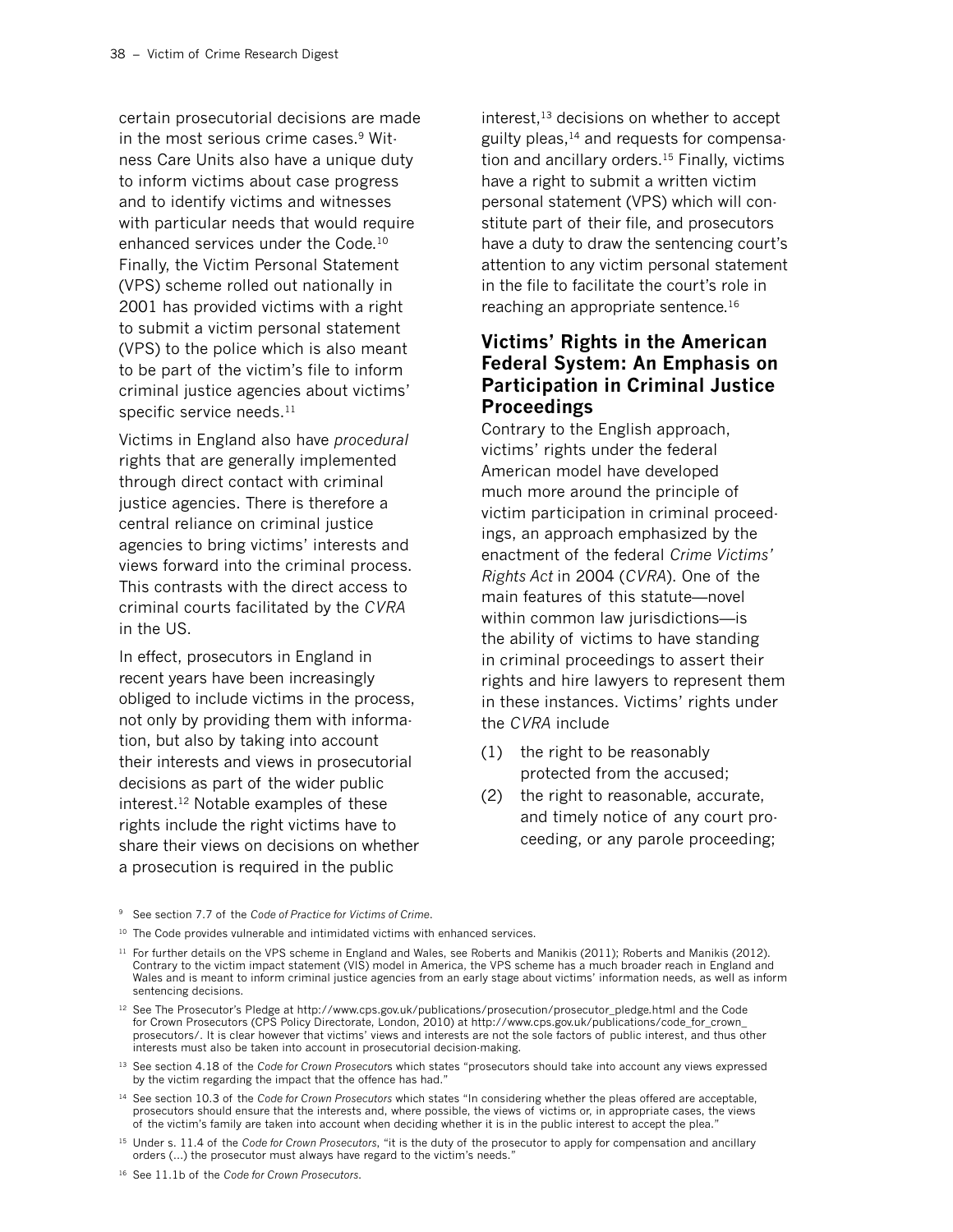certain prosecutorial decisions are made in the most serious crime cases.[9] Witness Care Units also have a unique duty to inform victims about case progress and to identify victims and witnesses with particular needs that would require enhanced services under the Code.[10] Finally, the Victim Personal Statement (VPS) scheme rolled out nationally in 2001 has provided victims with a right to submit a victim personal statement (VPS) to the police which is also meant to be part of the victim's file to inform criminal justice agencies about victims' specific service needs.[11]

Victims in England also have *procedural* rights that are generally implemented through direct contact with criminal justice agencies. There is therefore a central reliance on criminal justice agencies to bring victims' interests and views forward into the criminal process. This contrasts with the direct access to criminal courts facilitated by the *CVRA* in the US.

In effect, prosecutors in England in recent years have been increasingly obliged to include victims in the process, not only by providing them with information, but also by taking into account their interests and views in prosecutorial decisions as part of the wider public interest.[12] Notable examples of these rights include the right victims have to share their views on decisions on whether a prosecution is required in the public interest,[13] decisions on whether to accept guilty pleas,[14] and requests for compensation and ancillary orders.[15] Finally, victims have a right to submit a written victim personal statement (VPS) which will constitute part of their file, and prosecutors have a duty to draw the sentencing court's attention to any victim personal statement in the file to facilitate the court's role in reaching an appropriate sentence.[16]

## Victims' Rights in the American Federal System: An Emphasis on Participation in Criminal Justice Proceedings

Contrary to the English approach, victims' rights under the federal American model have developed much more around the principle of victim participation in criminal proceedings, an approach emphasized by the enactment of the federal *Crime Victims' Rights Act* in 2004 (*CVRA*). One of the main features of this statute—novel within common law jurisdictions—is the ability of victims to have standing in criminal proceedings to assert their rights and hire lawyers to represent them in these instances. Victims' rights under the *CVRA* include

(1) the right to be reasonably protected from the accused;

(2) the right to reasonable, accurate, and timely notice of any court proceeding, or any parole proceeding;

---

[9] See section 7.7 of the *Code of Practice for Victims of Crime*.

[10] The Code provides vulnerable and intimidated victims with enhanced services.

[11] For further details on the VPS scheme in England and Wales, see Roberts and Manikis (2011); Roberts and Manikis (2012). Contrary to the victim impact statement (VIS) model in America, the VPS scheme has a much broader reach in England and Wales and is meant to inform criminal justice agencies from an early stage about victims' information needs, as well as inform sentencing decisions.

[12] See The Prosecutor's Pledge at http://www.cps.gov.uk/publications/prosecution/prosecutor_pledge.html and the Code for Crown Prosecutors (CPS Policy Directorate, London, 2010) at http://www.cps.gov.uk/publications/code_for_crown_prosecutors/. It is clear however that victims' views and interests are not the sole factors of public interest, and thus other interests must also be taken into account in prosecutorial decision-making.

[13] See section 4.18 of the *Code for Crown Prosecutors* which states "prosecutors should take into account any views expressed by the victim regarding the impact that the offence has had."

[14] See section 10.3 of the *Code for Crown Prosecutors* which states "In considering whether the pleas offered are acceptable, prosecutors should ensure that the interests and, where possible, the views of victims or, in appropriate cases, the views of the victim's family are taken into account when deciding whether it is in the public interest to accept the plea."

[15] Under s. 11.4 of the *Code for Crown Prosecutors*, "it is the duty of the prosecutor to apply for compensation and ancillary orders (…) the prosecutor must always have regard to the victim's needs."

[16] See 11.1b of the *Code for Crown Prosecutors*.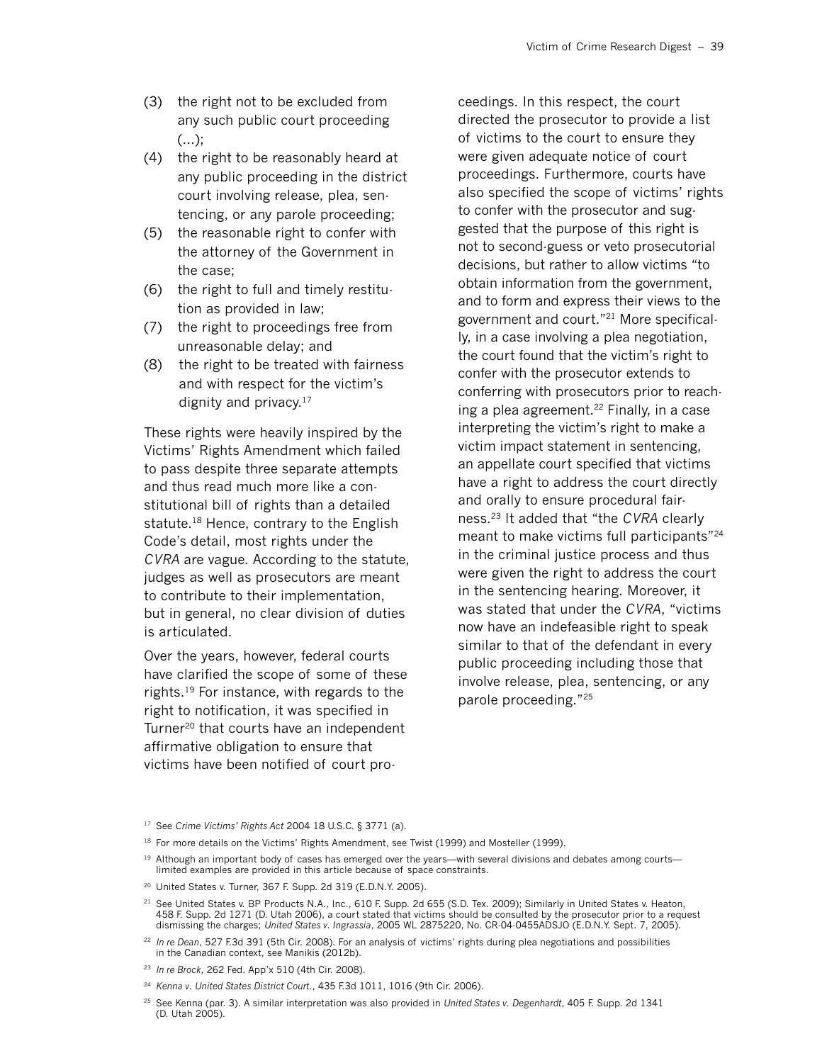(3) the right not to be excluded from any such public court proceeding (...);
(4) the right to be reasonably heard at any public proceeding in the district court involving release, plea, sentencing, or any parole proceeding;
(5) the reasonable right to confer with the attorney of the Government in the case;
(6) the right to full and timely restitution as provided in law;
(7) the right to proceedings free from unreasonable delay; and
(8) the right to be treated with fairness and with respect for the victim's dignity and privacy.[17]

These rights were heavily inspired by the Victims' Rights Amendment which failed to pass despite three separate attempts and thus read much more like a constitutional bill of rights than a detailed statute.[18] Hence, contrary to the English Code's detail, most rights under the *CVRA* are vague. According to the statute, judges as well as prosecutors are meant to contribute to their implementation, but in general, no clear division of duties is articulated.

Over the years, however, federal courts have clarified the scope of some of these rights.[19] For instance, with regards to the right to notification, it was specified in Turner[20] that courts have an independent affirmative obligation to ensure that victims have been notified of court proceedings. In this respect, the court directed the prosecutor to provide a list of victims to the court to ensure they were given adequate notice of court proceedings. Furthermore, courts have also specified the scope of victims' rights to confer with the prosecutor and suggested that the purpose of this right is not to second-guess or veto prosecutorial decisions, but rather to allow victims "to obtain information from the government, and to form and express their views to the government and court."[21] More specifically, in a case involving a plea negotiation, the court found that the victim's right to confer with the prosecutor extends to conferring with prosecutors prior to reaching a plea agreement.[22] Finally, in a case interpreting the victim's right to make a victim impact statement in sentencing, an appellate court specified that victims have a right to address the court directly and orally to ensure procedural fairness.[23] It added that "the *CVRA* clearly meant to make victims full participants"[24] in the criminal justice process and thus were given the right to address the court in the sentencing hearing. Moreover, it was stated that under the *CVRA*, "victims now have an indefeasible right to speak similar to that of the defendant in every public proceeding including those that involve release, plea, sentencing, or any parole proceeding."[25]

---

[17] See *Crime Victims' Rights Act* 2004 18 U.S.C. § 3771 (a).

[18] For more details on the Victims' Rights Amendment, see Twist (1999) and Mosteller (1999).

[19] Although an important body of cases has emerged over the years—with several divisions and debates among courts—limited examples are provided in this article because of space constraints.

[20] United States v. Turner, 367 F. Supp. 2d 319 (E.D.N.Y. 2005).

[21] See United States v. BP Products N.A., Inc., 610 F. Supp. 2d 655 (S.D. Tex. 2009); Similarly in United States v. Heaton, 458 F. Supp. 2d 1271 (D. Utah 2006), a court stated that victims should be consulted by the prosecutor prior to a request dismissing the charges; *United States v. Ingrassia*, 2005 WL 2875220, No. CR-04-0455ADSJO (E.D.N.Y. Sept. 7, 2005).

[22] *In re Dean*, 527 F.3d 391 (5th Cir. 2008). For an analysis of victims' rights during plea negotiations and possibilities in the Canadian context, see Manikis (2012b).

[23] *In re Brock*, 262 Fed. App'x 510 (4th Cir. 2008).

[24] *Kenna v. United States District Court.*, 435 F.3d 1011, 1016 (9th Cir. 2006).

[25] See Kenna (par. 3). A similar interpretation was also provided in *United States v. Degenhardt*, 405 F. Supp. 2d 1341 (D. Utah 2005).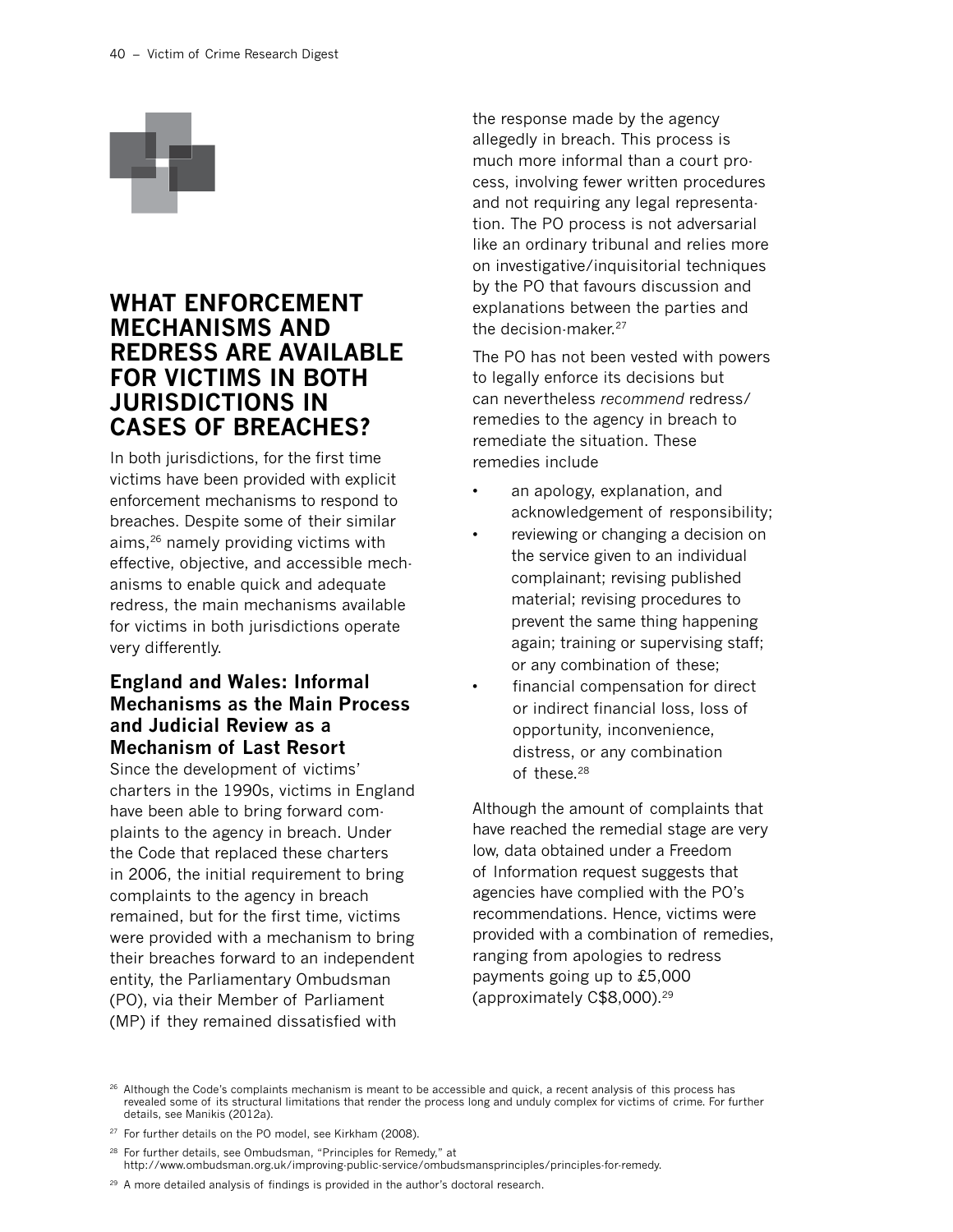## WHAT ENFORCEMENT MECHANISMS AND REDRESS ARE AVAILABLE FOR VICTIMS IN BOTH JURISDICTIONS IN CASES OF BREACHES?

In both jurisdictions, for the first time victims have been provided with explicit enforcement mechanisms to respond to breaches. Despite some of their similar aims,[26] namely providing victims with effective, objective, and accessible mechanisms to enable quick and adequate redress, the main mechanisms available for victims in both jurisdictions operate very differently.

### England and Wales: Informal Mechanisms as the Main Process and Judicial Review as a Mechanism of Last Resort

Since the development of victims' charters in the 1990s, victims in England have been able to bring forward complaints to the agency in breach. Under the Code that replaced these charters in 2006, the initial requirement to bring complaints to the agency in breach remained, but for the first time, victims were provided with a mechanism to bring their breaches forward to an independent entity, the Parliamentary Ombudsman (PO), via their Member of Parliament (MP) if they remained dissatisfied with the response made by the agency allegedly in breach. This process is much more informal than a court process, involving fewer written procedures and not requiring any legal representation. The PO process is not adversarial like an ordinary tribunal and relies more on investigative/inquisitorial techniques by the PO that favours discussion and explanations between the parties and the decision-maker.[27]

The PO has not been vested with powers to legally enforce its decisions but can nevertheless *recommend* redress/remedies to the agency in breach to remediate the situation. These remedies include

- an apology, explanation, and acknowledgement of responsibility;
- reviewing or changing a decision on the service given to an individual complainant; revising published material; revising procedures to prevent the same thing happening again; training or supervising staff; or any combination of these;
- financial compensation for direct or indirect financial loss, loss of opportunity, inconvenience, distress, or any combination of these.[28]

Although the amount of complaints that have reached the remedial stage are very low, data obtained under a Freedom of Information request suggests that agencies have complied with the PO's recommendations. Hence, victims were provided with a combination of remedies, ranging from apologies to redress payments going up to £5,000 (approximately C$8,000).[29]

---

[26] Although the Code's complaints mechanism is meant to be accessible and quick, a recent analysis of this process has revealed some of its structural limitations that render the process long and unduly complex for victims of crime. For further details, see Manikis (2012a).

[27] For further details on the PO model, see Kirkham (2008).

[28] For further details, see Ombudsman, "Principles for Remedy," at http://www.ombudsman.org.uk/improving-public-service/ombudsmansprinciples/principles-for-remedy.

[29] A more detailed analysis of findings is provided in the author's doctoral research.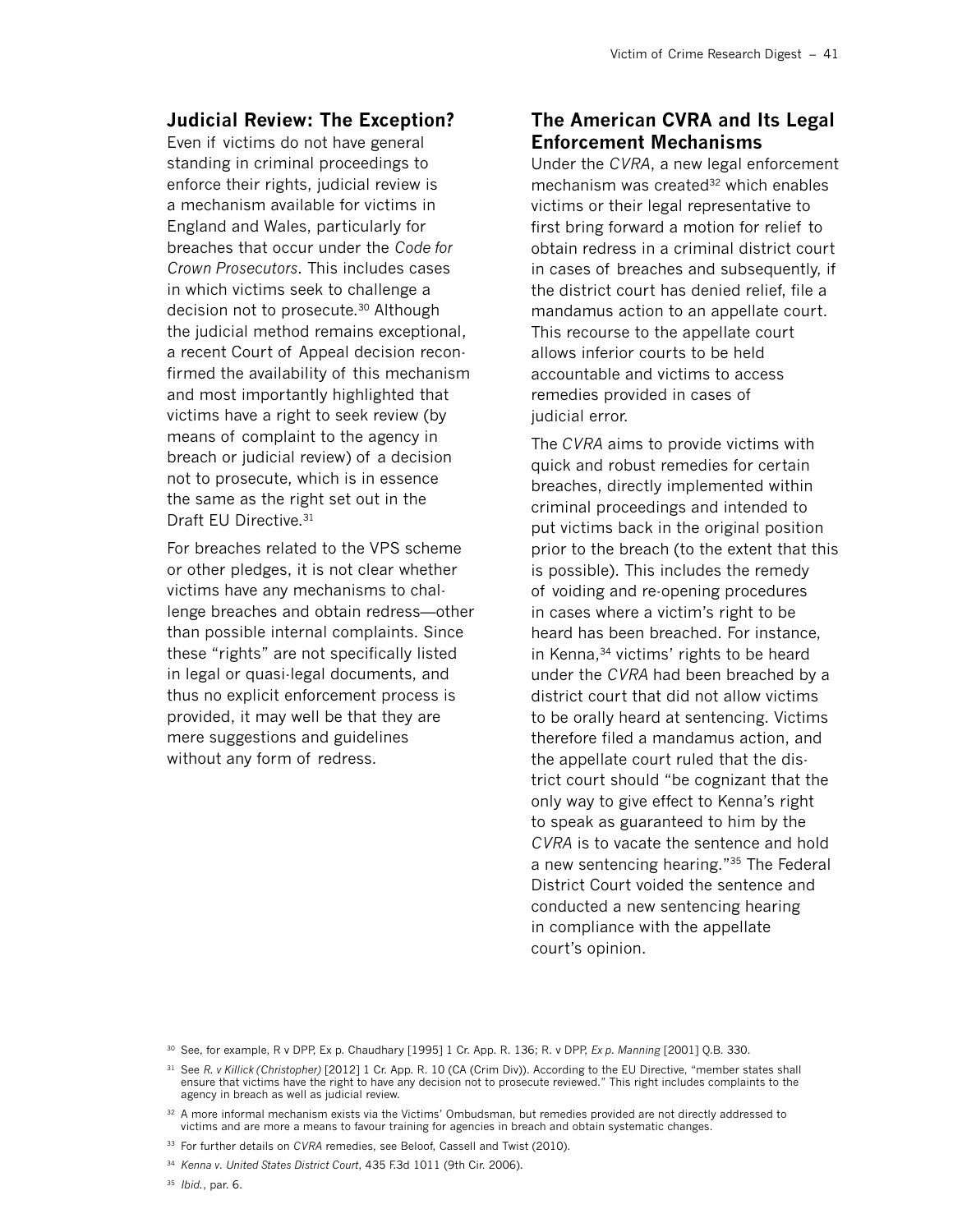## Judicial Review: The Exception?

Even if victims do not have general standing in criminal proceedings to enforce their rights, judicial review is a mechanism available for victims in England and Wales, particularly for breaches that occur under the *Code for Crown Prosecutors*. This includes cases in which victims seek to challenge a decision not to prosecute.[30] Although the judicial method remains exceptional, a recent Court of Appeal decision reconfirmed the availability of this mechanism and most importantly highlighted that victims have a right to seek review (by means of complaint to the agency in breach or judicial review) of a decision not to prosecute, which is in essence the same as the right set out in the Draft EU Directive.[31]

For breaches related to the VPS scheme or other pledges, it is not clear whether victims have any mechanisms to challenge breaches and obtain redress—other than possible internal complaints. Since these "rights" are not specifically listed in legal or quasi-legal documents, and thus no explicit enforcement process is provided, it may well be that they are mere suggestions and guidelines without any form of redress.

## The American CVRA and Its Legal Enforcement Mechanisms

Under the *CVRA*, a new legal enforcement mechanism was created[32] which enables victims or their legal representative to first bring forward a motion for relief to obtain redress in a criminal district court in cases of breaches and subsequently, if the district court has denied relief, file a mandamus action to an appellate court. This recourse to the appellate court allows inferior courts to be held accountable and victims to access remedies provided in cases of judicial error.

The *CVRA* aims to provide victims with quick and robust remedies for certain breaches, directly implemented within criminal proceedings and intended to put victims back in the original position prior to the breach (to the extent that this is possible). This includes the remedy of voiding and re-opening procedures in cases where a victim's right to be heard has been breached. For instance, in Kenna,[34] victims' rights to be heard under the *CVRA* had been breached by a district court that did not allow victims to be orally heard at sentencing. Victims therefore filed a mandamus action, and the appellate court ruled that the district court should "be cognizant that the only way to give effect to Kenna's right to speak as guaranteed to him by the *CVRA* is to vacate the sentence and hold a new sentencing hearing."[35] The Federal District Court voided the sentence and conducted a new sentencing hearing in compliance with the appellate court's opinion.

---

[30] See, for example, R v DPP, Ex p. Chaudhary [1995] 1 Cr. App. R. 136; R. v DPP, *Ex p. Manning* [2001] Q.B. 330.

[31] See *R. v Killick (Christopher)* [2012] 1 Cr. App. R. 10 (CA (Crim Div)). According to the EU Directive, "member states shall ensure that victims have the right to have any decision not to prosecute reviewed." This right includes complaints to the agency in breach as well as judicial review.

[32] A more informal mechanism exists via the Victims' Ombudsman, but remedies provided are not directly addressed to victims and are more a means to favour training for agencies in breach and obtain systematic changes.

[33] For further details on *CVRA* remedies, see Beloof, Cassell and Twist (2010).

[34] *Kenna v. United States District Court*, 435 F.3d 1011 (9th Cir. 2006).

[35] *Ibid.*, par. 6.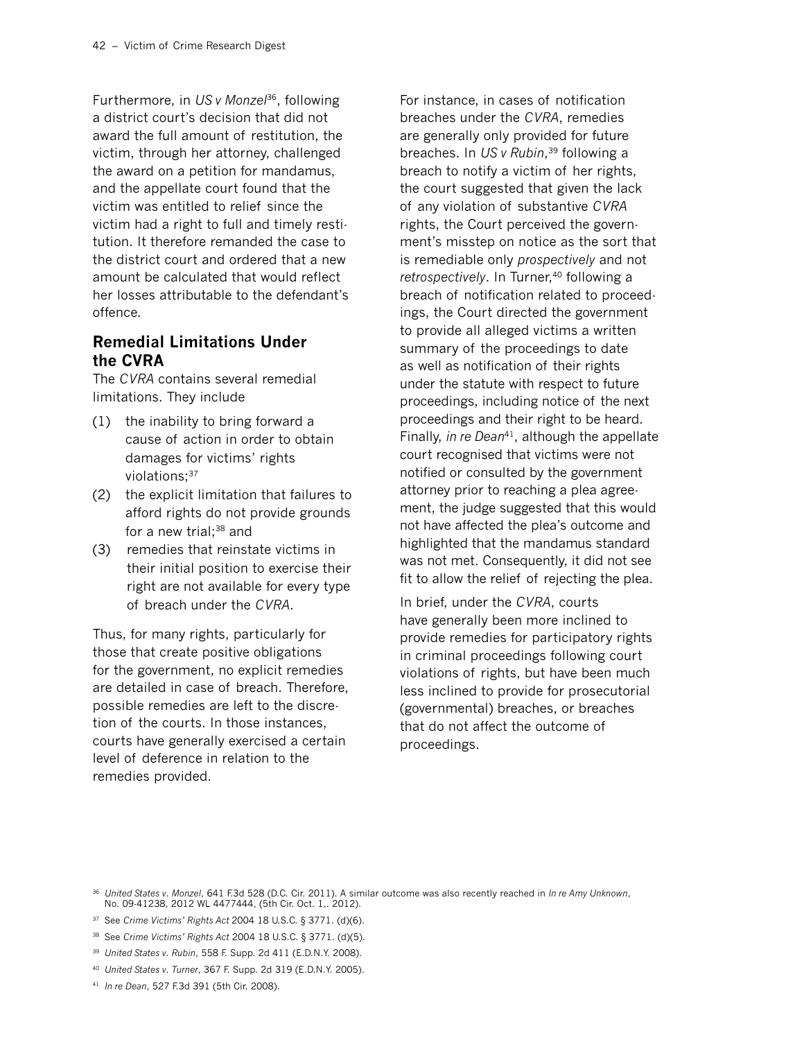Furthermore, in *US v Monzel*[36], following a district court's decision that did not award the full amount of restitution, the victim, through her attorney, challenged the award on a petition for mandamus, and the appellate court found that the victim was entitled to relief since the victim had a right to full and timely restitution. It therefore remanded the case to the district court and ordered that a new amount be calculated that would reflect her losses attributable to the defendant's offence.

## Remedial Limitations Under the CVRA

The *CVRA* contains several remedial limitations. They include

(1) the inability to bring forward a cause of action in order to obtain damages for victims' rights violations;[37]

(2) the explicit limitation that failures to afford rights do not provide grounds for a new trial;[38] and

(3) remedies that reinstate victims in their initial position to exercise their right are not available for every type of breach under the *CVRA*.

Thus, for many rights, particularly for those that create positive obligations for the government, no explicit remedies are detailed in case of breach. Therefore, possible remedies are left to the discretion of the courts. In those instances, courts have generally exercised a certain level of deference in relation to the remedies provided.

For instance, in cases of notification breaches under the *CVRA*, remedies are generally only provided for future breaches. In *US v Rubin*,[39] following a breach to notify a victim of her rights, the court suggested that given the lack of any violation of substantive *CVRA* rights, the Court perceived the government's misstep on notice as the sort that is remediable only *prospectively* and not *retrospectively*. In Turner,[40] following a breach of notification related to proceedings, the Court directed the government to provide all alleged victims a written summary of the proceedings to date as well as notification of their rights under the statute with respect to future proceedings, including notice of the next proceedings and their right to be heard. Finally, *in re Dean*[41], although the appellate court recognised that victims were not notified or consulted by the government attorney prior to reaching a plea agreement, the judge suggested that this would not have affected the plea's outcome and highlighted that the mandamus standard was not met. Consequently, it did not see fit to allow the relief of rejecting the plea.

In brief, under the *CVRA*, courts have generally been more inclined to provide remedies for participatory rights in criminal proceedings following court violations of rights, but have been much less inclined to provide for prosecutorial (governmental) breaches, or breaches that do not affect the outcome of proceedings.

---

[36] *United States v. Monzel*, 641 F.3d 528 (D.C. Cir. 2011). A similar outcome was also recently reached in *In re Amy Unknown*, No. 09-41238, 2012 WL 4477444, (5th Cir. Oct. 1,. 2012).

[37] See *Crime Victims' Rights Act* 2004 18 U.S.C. § 3771. (d)(6).

[38] See *Crime Victims' Rights Act* 2004 18 U.S.C. § 3771. (d)(5).

[39] *United States v. Rubin*, 558 F. Supp. 2d 411 (E.D.N.Y. 2008).

[40] *United States v. Turner*, 367 F. Supp. 2d 319 (E.D.N.Y. 2005).

[41] *In re Dean*, 527 F.3d 391 (5th Cir. 2008).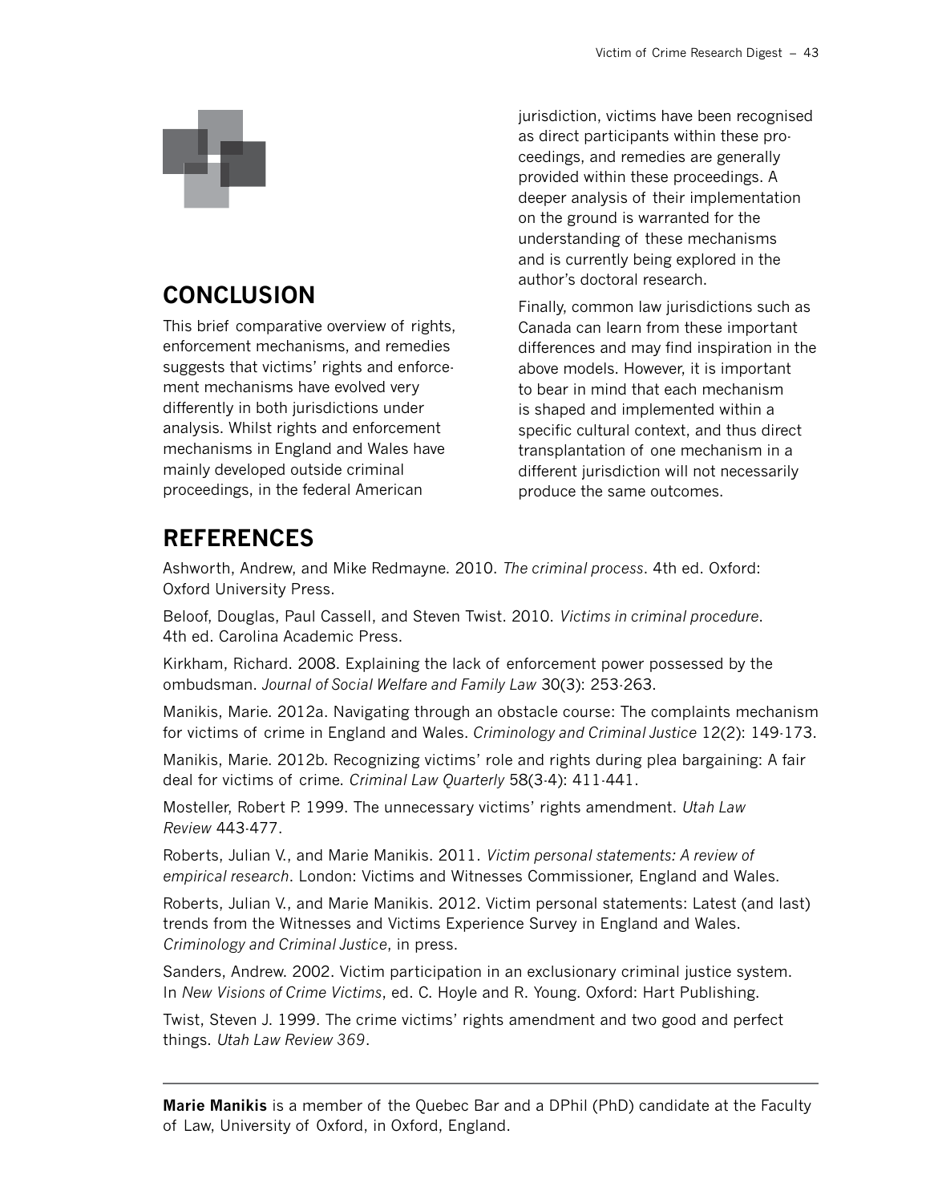## CONCLUSION

This brief comparative overview of rights, enforcement mechanisms, and remedies suggests that victims' rights and enforcement mechanisms have evolved very differently in both jurisdictions under analysis. Whilst rights and enforcement mechanisms in England and Wales have mainly developed outside criminal proceedings, in the federal American jurisdiction, victims have been recognised as direct participants within these proceedings, and remedies are generally provided within these proceedings. A deeper analysis of their implementation on the ground is warranted for the understanding of these mechanisms and is currently being explored in the author's doctoral research.

Finally, common law jurisdictions such as Canada can learn from these important differences and may find inspiration in the above models. However, it is important to bear in mind that each mechanism is shaped and implemented within a specific cultural context, and thus direct transplantation of one mechanism in a different jurisdiction will not necessarily produce the same outcomes.

## REFERENCES

Ashworth, Andrew, and Mike Redmayne. 2010. *The criminal process*. 4th ed. Oxford: Oxford University Press.

Beloof, Douglas, Paul Cassell, and Steven Twist. 2010. *Victims in criminal procedure*. 4th ed. Carolina Academic Press.

Kirkham, Richard. 2008. Explaining the lack of enforcement power possessed by the ombudsman. *Journal of Social Welfare and Family Law* 30(3): 253-263.

Manikis, Marie. 2012a. Navigating through an obstacle course: The complaints mechanism for victims of crime in England and Wales. *Criminology and Criminal Justice* 12(2): 149-173.

Manikis, Marie. 2012b. Recognizing victims' role and rights during plea bargaining: A fair deal for victims of crime. *Criminal Law Quarterly* 58(3-4): 411-441.

Mosteller, Robert P. 1999. The unnecessary victims' rights amendment. *Utah Law Review* 443-477.

Roberts, Julian V., and Marie Manikis. 2011. *Victim personal statements: A review of empirical research*. London: Victims and Witnesses Commissioner, England and Wales.

Roberts, Julian V., and Marie Manikis. 2012. Victim personal statements: Latest (and last) trends from the Witnesses and Victims Experience Survey in England and Wales. *Criminology and Criminal Justice*, in press.

Sanders, Andrew. 2002. Victim participation in an exclusionary criminal justice system. In *New Visions of Crime Victims*, ed. C. Hoyle and R. Young. Oxford: Hart Publishing.

Twist, Steven J. 1999. The crime victims' rights amendment and two good and perfect things. *Utah Law Review 369*.

---

**Marie Manikis** is a member of the Quebec Bar and a DPhil (PhD) candidate at the Faculty of Law, University of Oxford, in Oxford, England.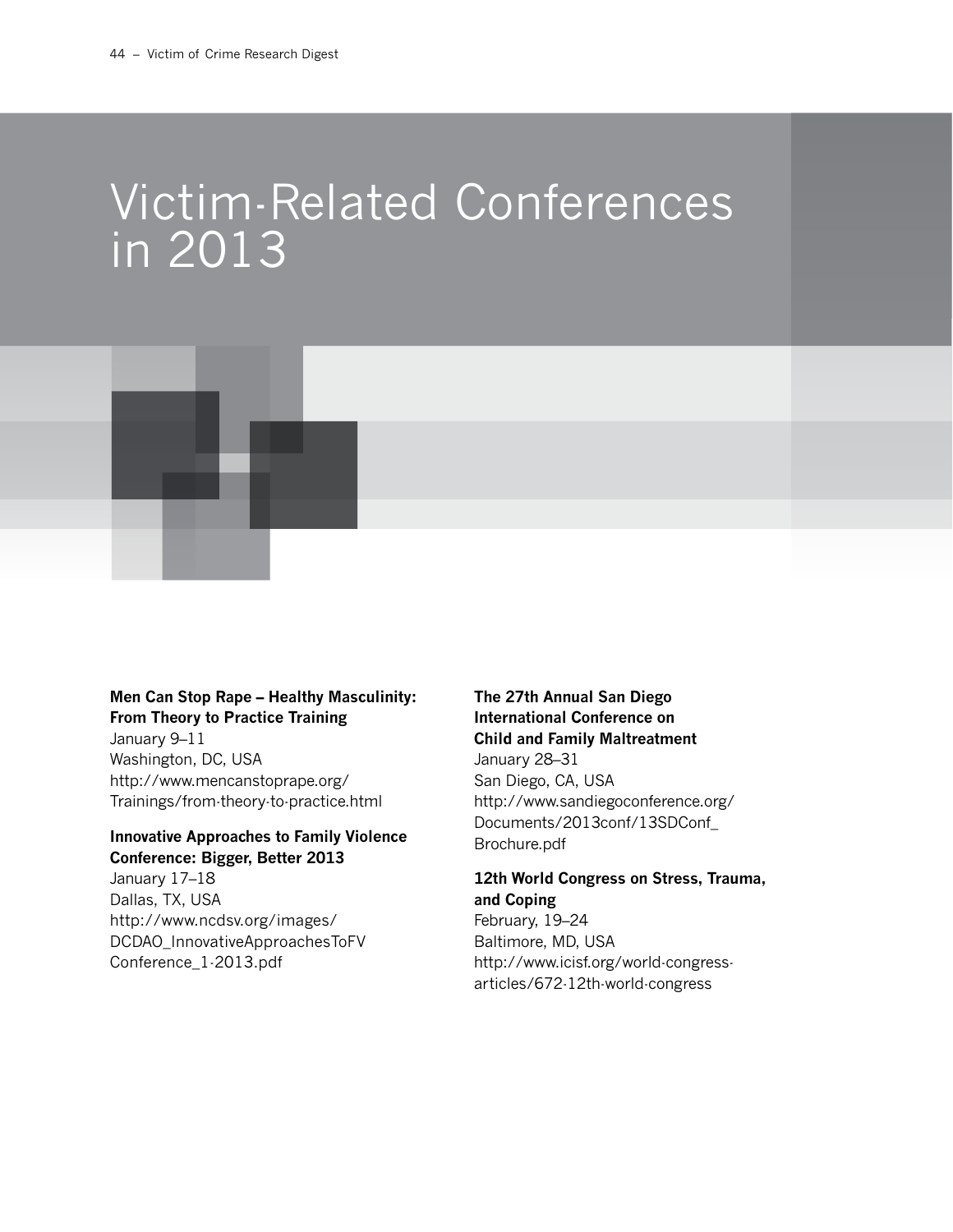# Victim-Related Conferences in 2013

**Men Can Stop Rape – Healthy Masculinity: From Theory to Practice Training**
January 9–11
Washington, DC, USA
http://www.mencanstoprape.org/Trainings/from-theory-to-practice.html

**Innovative Approaches to Family Violence Conference: Bigger, Better 2013**
January 17–18
Dallas, TX, USA
http://www.ncdsv.org/images/DCDAO_InnovativeApproachesToFVConference_1-2013.pdf

**The 27th Annual San Diego International Conference on Child and Family Maltreatment**
January 28–31
San Diego, CA, USA
http://www.sandiegoconference.org/Documents/2013conf/13SDConf_Brochure.pdf

**12th World Congress on Stress, Trauma, and Coping**
February, 19–24
Baltimore, MD, USA
http://www.icisf.org/world-congress-articles/672-12th-world-congress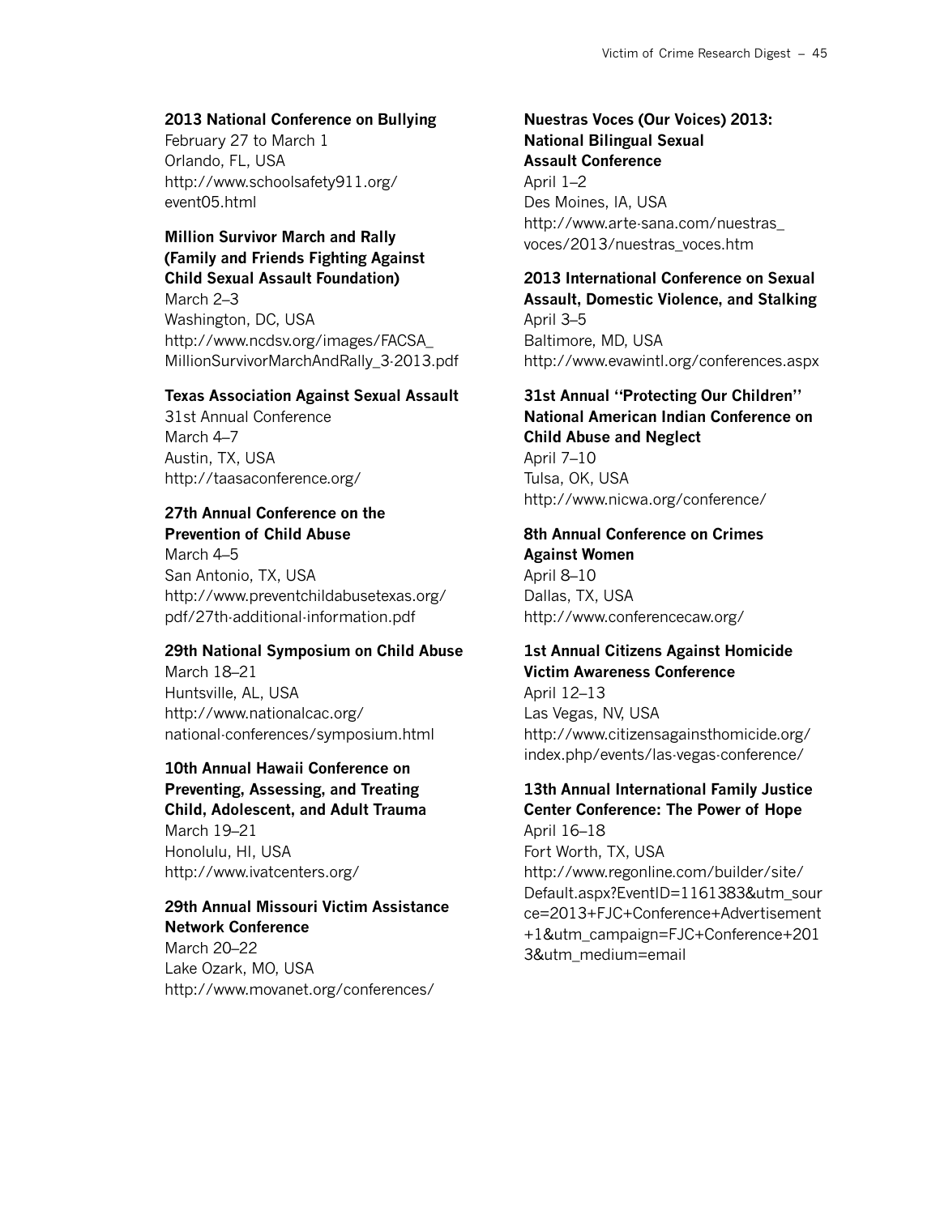**2013 National Conference on Bullying**
February 27 to March 1
Orlando, FL, USA
http://www.schoolsafety911.org/event05.html

**Million Survivor March and Rally (Family and Friends Fighting Against Child Sexual Assault Foundation)**
March 2–3
Washington, DC, USA
http://www.ncdsv.org/images/FACSA_MillionSurvivorMarchAndRally_3-2013.pdf

**Texas Association Against Sexual Assault**
31st Annual Conference
March 4–7
Austin, TX, USA
http://taasaconference.org/

**27th Annual Conference on the Prevention of Child Abuse**
March 4–5
San Antonio, TX, USA
http://www.preventchildabusetexas.org/pdf/27th-additional-information.pdf

**29th National Symposium on Child Abuse**
March 18–21
Huntsville, AL, USA
http://www.nationalcac.org/national-conferences/symposium.html

**10th Annual Hawaii Conference on Preventing, Assessing, and Treating Child, Adolescent, and Adult Trauma**
March 19–21
Honolulu, HI, USA
http://www.ivatcenters.org/

**29th Annual Missouri Victim Assistance Network Conference**
March 20–22
Lake Ozark, MO, USA
http://www.movanet.org/conferences/

**Nuestras Voces (Our Voices) 2013: National Bilingual Sexual Assault Conference**
April 1–2
Des Moines, IA, USA
http://www.arte-sana.com/nuestras_voces/2013/nuestras_voces.htm

**2013 International Conference on Sexual Assault, Domestic Violence, and Stalking**
April 3–5
Baltimore, MD, USA
http://www.evawintl.org/conferences.aspx

**31st Annual "Protecting Our Children" National American Indian Conference on Child Abuse and Neglect**
April 7–10
Tulsa, OK, USA
http://www.nicwa.org/conference/

**8th Annual Conference on Crimes Against Women**
April 8–10
Dallas, TX, USA
http://www.conferencecaw.org/

**1st Annual Citizens Against Homicide Victim Awareness Conference**
April 12–13
Las Vegas, NV, USA
http://www.citizensagainsthomicide.org/index.php/events/las-vegas-conference/

**13th Annual International Family Justice Center Conference: The Power of Hope**
April 16–18
Fort Worth, TX, USA
http://www.regonline.com/builder/site/Default.aspx?EventID=1161383&utm_source=2013+FJC+Conference+Advertisement+1&utm_campaign=FJC+Conference+2013&utm_medium=email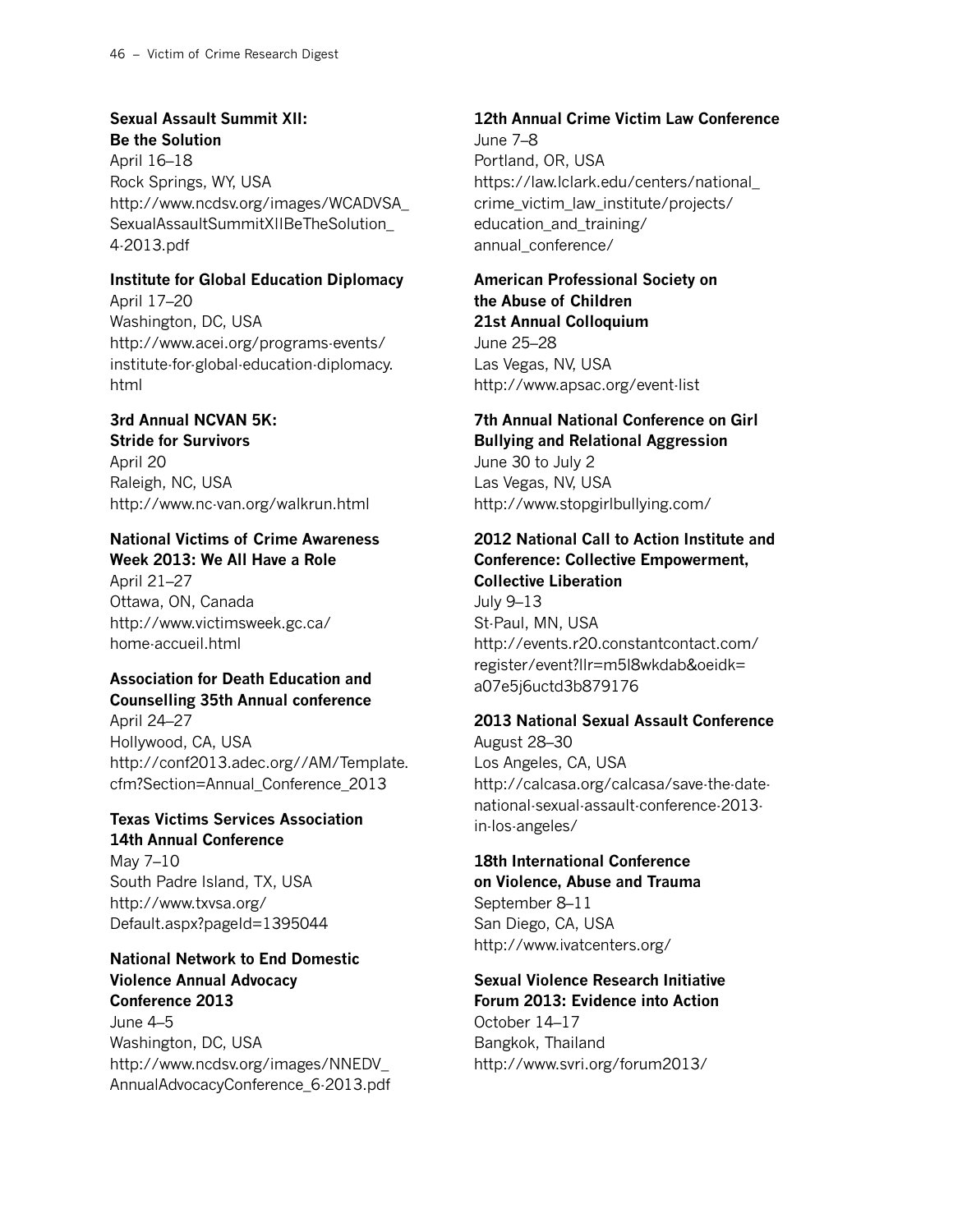**Sexual Assault Summit XII: Be the Solution**
April 16–18
Rock Springs, WY, USA
http://www.ncdsv.org/images/WCADVSA_SexualAssaultSummitXIIBeTheSolution_4-2013.pdf

**Institute for Global Education Diplomacy**
April 17–20
Washington, DC, USA
http://www.acei.org/programs-events/institute-for-global-education-diplomacy.html

**3rd Annual NCVAN 5K: Stride for Survivors**
April 20
Raleigh, NC, USA
http://www.nc-van.org/walkrun.html

**National Victims of Crime Awareness Week 2013: We All Have a Role**
April 21–27
Ottawa, ON, Canada
http://www.victimsweek.gc.ca/home-accueil.html

**Association for Death Education and Counselling 35th Annual conference**
April 24–27
Hollywood, CA, USA
http://conf2013.adec.org//AM/Template.cfm?Section=Annual_Conference_2013

**Texas Victims Services Association 14th Annual Conference**
May 7–10
South Padre Island, TX, USA
http://www.txvsa.org/Default.aspx?pageId=1395044

**National Network to End Domestic Violence Annual Advocacy Conference 2013**
June 4–5
Washington, DC, USA
http://www.ncdsv.org/images/NNEDV_AnnualAdvocacyConference_6-2013.pdf

**12th Annual Crime Victim Law Conference**
June 7–8
Portland, OR, USA
https://law.lclark.edu/centers/national_crime_victim_law_institute/projects/education_and_training/annual_conference/

**American Professional Society on the Abuse of Children 21st Annual Colloquium**
June 25–28
Las Vegas, NV, USA
http://www.apsac.org/event-list

**7th Annual National Conference on Girl Bullying and Relational Aggression**
June 30 to July 2
Las Vegas, NV, USA
http://www.stopgirlbullying.com/

**2012 National Call to Action Institute and Conference: Collective Empowerment, Collective Liberation**
July 9–13
St-Paul, MN, USA
http://events.r20.constantcontact.com/register/event?llr=m5l8wkdab&oeidk=a07e5j6uctd3b879176

**2013 National Sexual Assault Conference**
August 28–30
Los Angeles, CA, USA
http://calcasa.org/calcasa/save-the-date-national-sexual-assault-conference-2013-in-los-angeles/

**18th International Conference on Violence, Abuse and Trauma**
September 8–11
San Diego, CA, USA
http://www.ivatcenters.org/

**Sexual Violence Research Initiative Forum 2013: Evidence into Action**
October 14–17
Bangkok, Thailand
http://www.svri.org/forum2013/